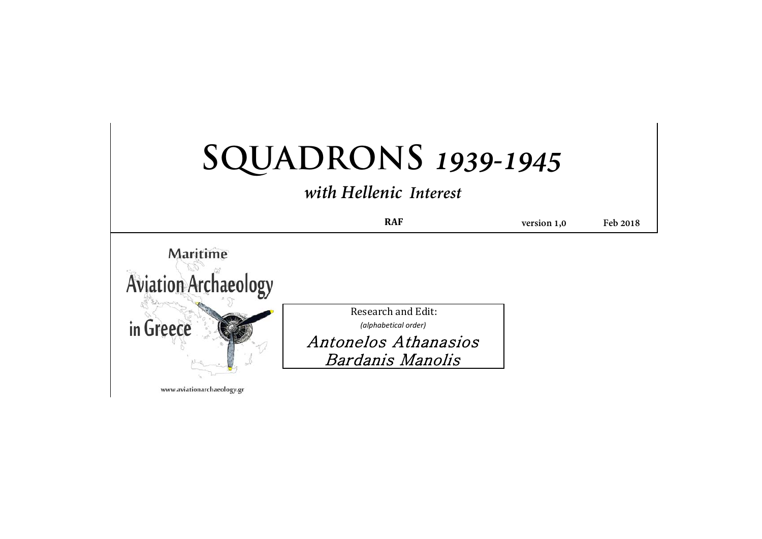# SQUADRONS *1939-1945*

## *with Hellenic Interest*

**RAF** **version 1,0** **Feb 2018**

Maritime
Aviation Archaeology
in Greece

www.aviationarchaeology.gr

Research and Edit:
*(alphabetical order)*

Antonelos Athanasios
Bardanis Manolis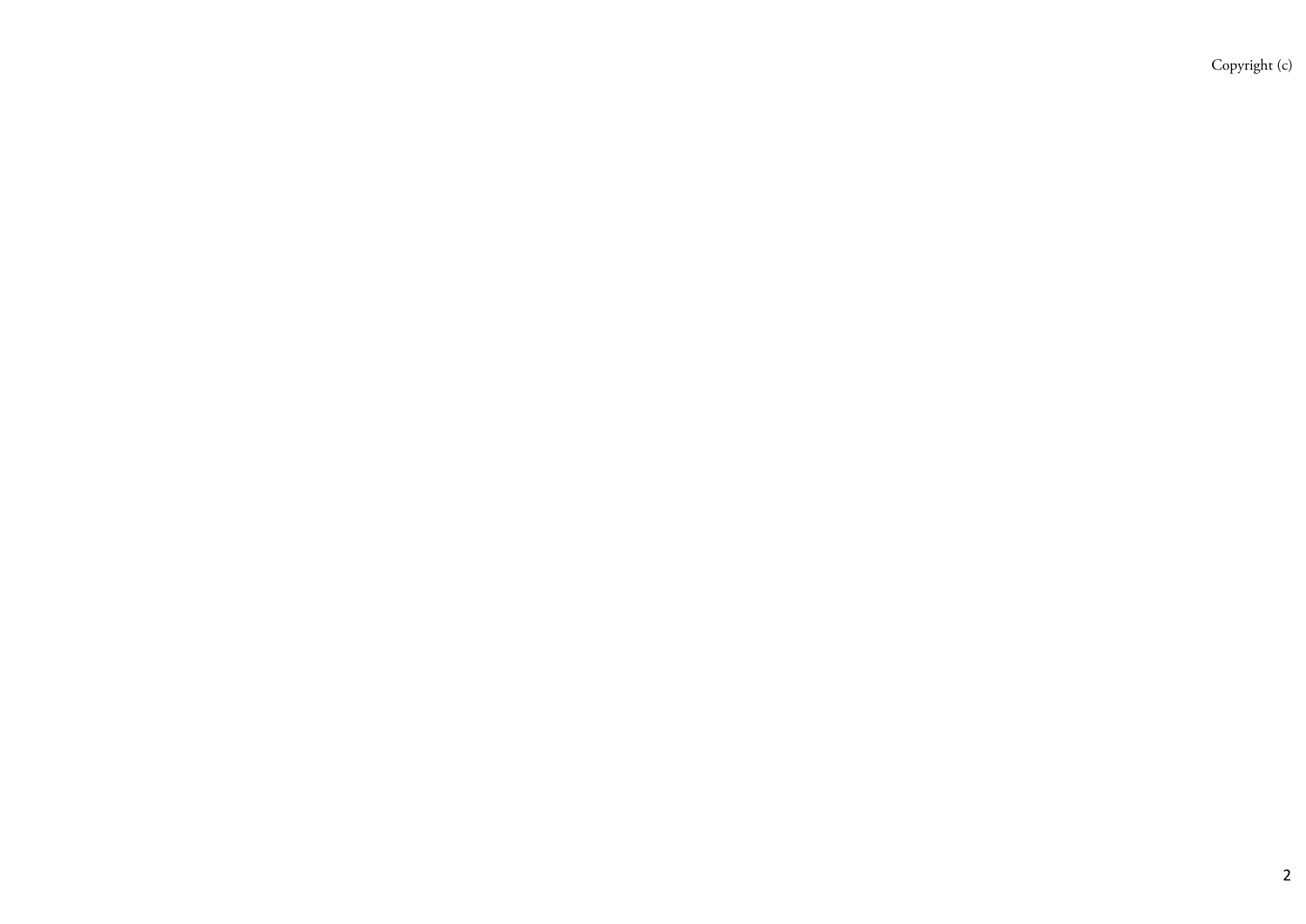Copyright (c)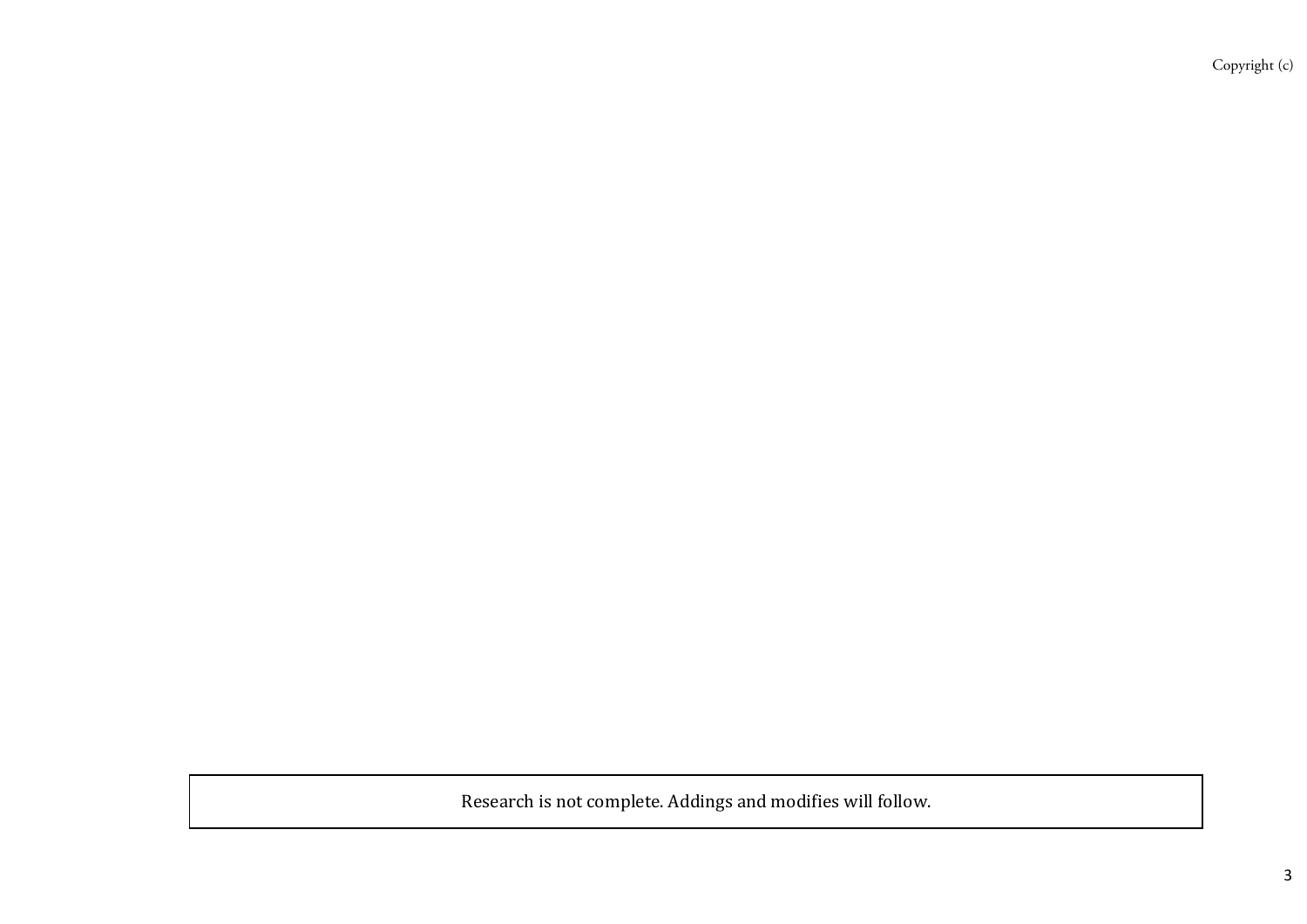Research is not complete. Addings and modifies will follow.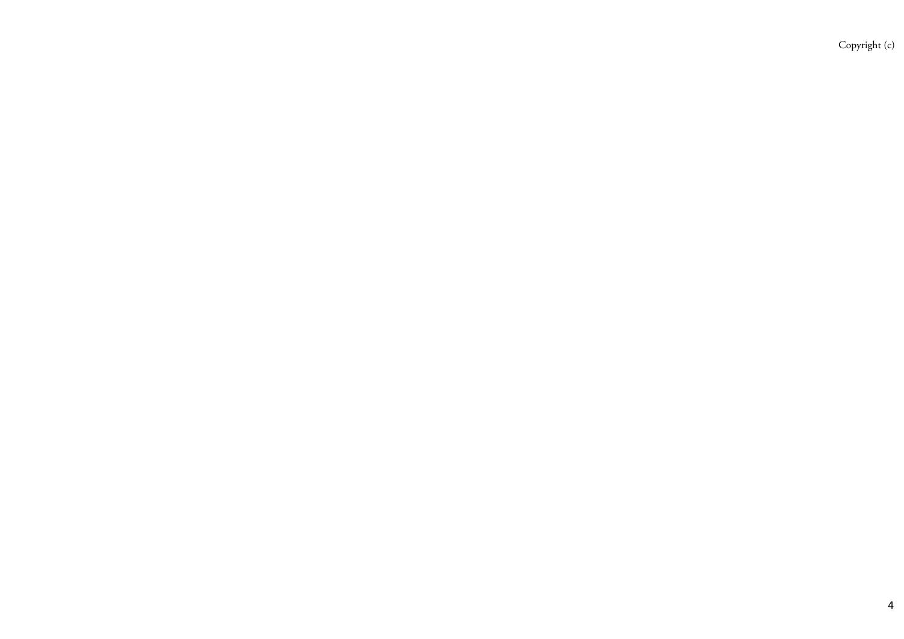Copyright (c)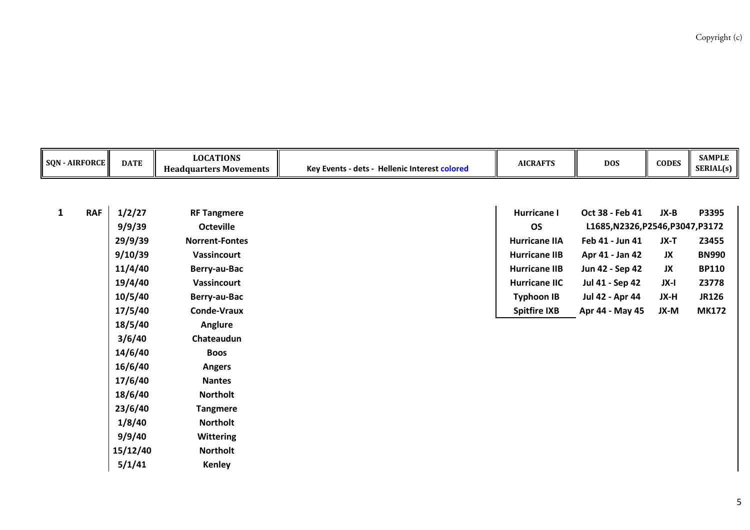| SQN - AIRFORCE | | DATE | LOCATIONS Headquarters Movements | Key Events - dets - Hellenic Interest colored | AICRAFTS | DOS | CODES | SAMPLE SERIAL(s) |
|---|---|---|---|---|---|---|---|---|
| **1** | **RAF** | **1/2/27** | **RF Tangmere** | | **Hurricane I** | **Oct 38 - Feb 41** | **JX-B** | **P3395** |
| | | **9/9/39** | **Octeville** | | **OS** | **L1685,N2326,P2546,P3047,P3172** | | |
| | | **29/9/39** | **Norrent-Fontes** | | **Hurricane IIA** | **Feb 41 - Jun 41** | **JX-T** | **Z3455** |
| | | **9/10/39** | **Vassincourt** | | **Hurricane IIB** | **Apr 41 - Jan 42** | **JX** | **BN990** |
| | | **11/4/40** | **Berry-au-Bac** | | **Hurricane IIB** | **Jun 42 - Sep 42** | **JX** | **BP110** |
| | | **19/4/40** | **Vassincourt** | | **Hurricane IIC** | **Jul 41 - Sep 42** | **JX-I** | **Z3778** |
| | | **10/5/40** | **Berry-au-Bac** | | **Typhoon IB** | **Jul 42 - Apr 44** | **JX-H** | **JR126** |
| | | **17/5/40** | **Conde-Vraux** | | **Spitfire IXB** | **Apr 44 - May 45** | **JX-M** | **MK172** |
| | | **18/5/40** | **Anglure** | | | | | |
| | | **3/6/40** | **Chateaudun** | | | | | |
| | | **14/6/40** | **Boos** | | | | | |
| | | **16/6/40** | **Angers** | | | | | |
| | | **17/6/40** | **Nantes** | | | | | |
| | | **18/6/40** | **Northolt** | | | | | |
| | | **23/6/40** | **Tangmere** | | | | | |
| | | **1/8/40** | **Northolt** | | | | | |
| | | **9/9/40** | **Wittering** | | | | | |
| | | **15/12/40** | **Northolt** | | | | | |
| | | **5/1/41** | **Kenley** | | | | | |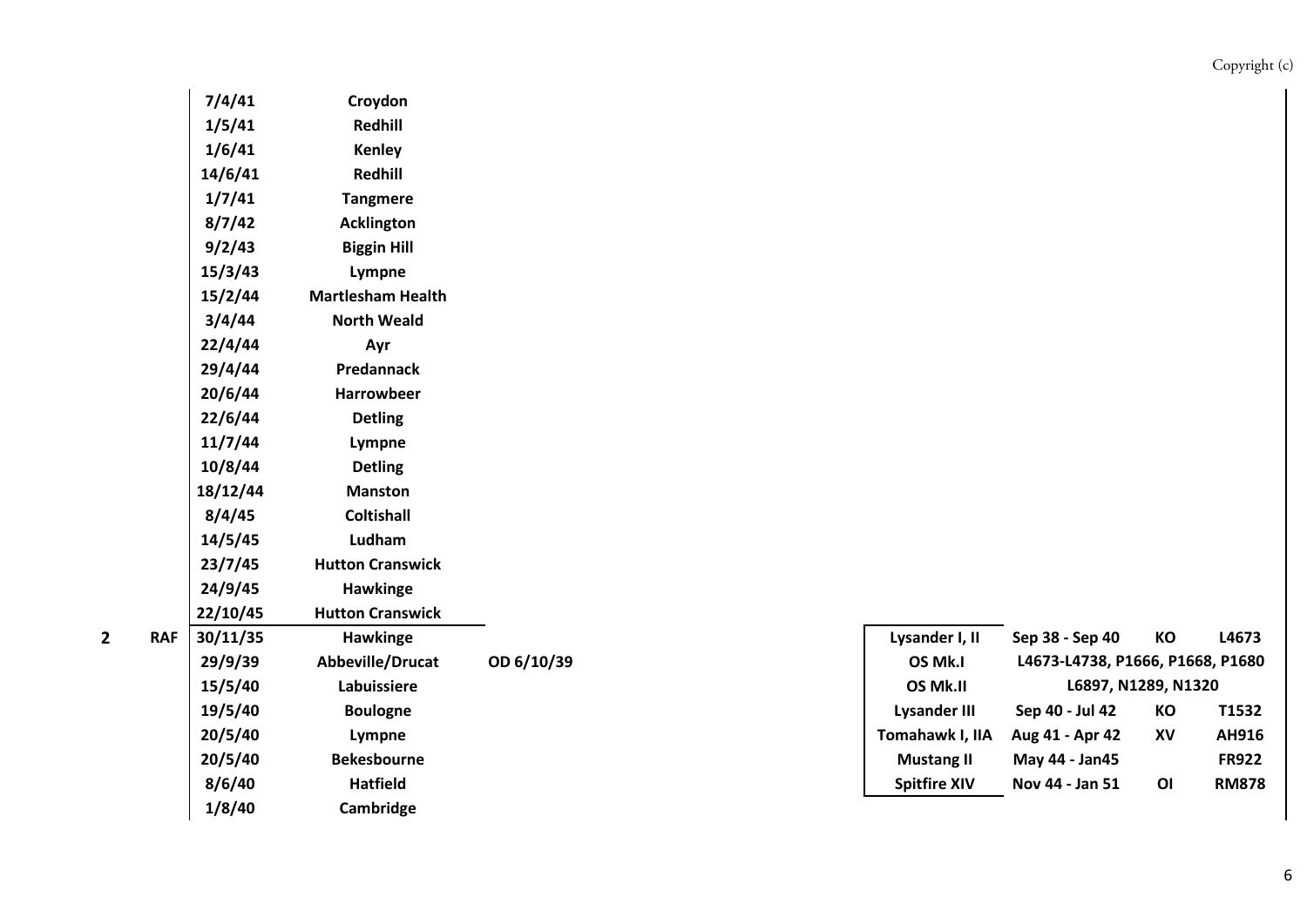| | | Date | Location | Notes | | Aircraft | Period | Code | Serial |
|---|---|---|---|---|---|---|---|---|---|
| | | 7/4/41 | Croydon | | | | | | |
| | | 1/5/41 | Redhill | | | | | | |
| | | 1/6/41 | Kenley | | | | | | |
| | | 14/6/41 | Redhill | | | | | | |
| | | 1/7/41 | Tangmere | | | | | | |
| | | 8/7/42 | Acklington | | | | | | |
| | | 9/2/43 | Biggin Hill | | | | | | |
| | | 15/3/43 | Lympne | | | | | | |
| | | 15/2/44 | Martlesham Health | | | | | | |
| | | 3/4/44 | North Weald | | | | | | |
| | | 22/4/44 | Ayr | | | | | | |
| | | 29/4/44 | Predannack | | | | | | |
| | | 20/6/44 | Harrowbeer | | | | | | |
| | | 22/6/44 | Detling | | | | | | |
| | | 11/7/44 | Lympne | | | | | | |
| | | 10/8/44 | Detling | | | | | | |
| | | 18/12/44 | Manston | | | | | | |
| | | 8/4/45 | Coltishall | | | | | | |
| | | 14/5/45 | Ludham | | | | | | |
| | | 23/7/45 | Hutton Cranswick | | | | | | |
| | | 24/9/45 | Hawkinge | | | | | | |
| | | 22/10/45 | Hutton Cranswick | | | | | | |
| **2** | **RAF** | 30/11/35 | Hawkinge | | | Lysander I, II | Sep 38 - Sep 40 | KO | L4673 |
| | | 29/9/39 | Abbeville/Drucat | OD 6/10/39 | | OS Mk.I | L4673-L4738, P1666, P1668, P1680 | | |
| | | 15/5/40 | Labuissiere | | | OS Mk.II | L6897, N1289, N1320 | | |
| | | 19/5/40 | Boulogne | | | Lysander III | Sep 40 - Jul 42 | KO | T1532 |
| | | 20/5/40 | Lympne | | | Tomahawk I, IIA | Aug 41 - Apr 42 | XV | AH916 |
| | | 20/5/40 | Bekesbourne | | | Mustang II | May 44 - Jan45 | | FR922 |
| | | 8/6/40 | Hatfield | | | Spitfire XIV | Nov 44 - Jan 51 | OI | RM878 |
| | | 1/8/40 | Cambridge | | | | | | |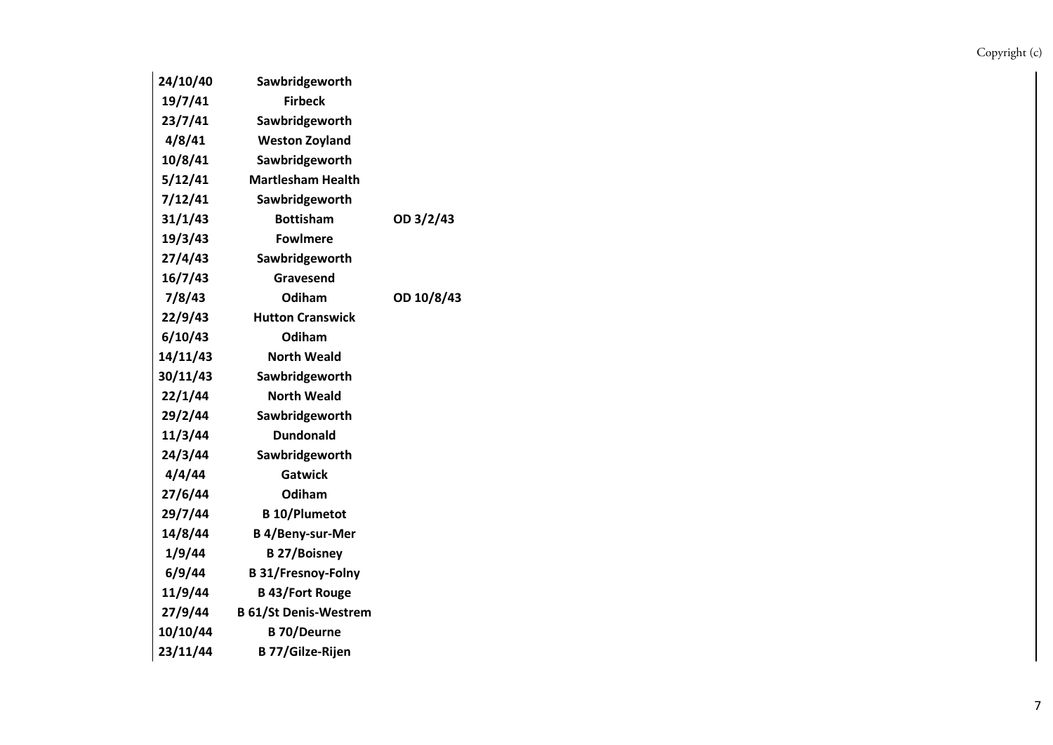| | | |
|---|---|---|
| **24/10/40** | **Sawbridgeworth** | |
| **19/7/41** | **Firbeck** | |
| **23/7/41** | **Sawbridgeworth** | |
| **4/8/41** | **Weston Zoyland** | |
| **10/8/41** | **Sawbridgeworth** | |
| **5/12/41** | **Martlesham Health** | |
| **7/12/41** | **Sawbridgeworth** | |
| **31/1/43** | **Bottisham** | **OD 3/2/43** |
| **19/3/43** | **Fowlmere** | |
| **27/4/43** | **Sawbridgeworth** | |
| **16/7/43** | **Gravesend** | |
| **7/8/43** | **Odiham** | **OD 10/8/43** |
| **22/9/43** | **Hutton Cranswick** | |
| **6/10/43** | **Odiham** | |
| **14/11/43** | **North Weald** | |
| **30/11/43** | **Sawbridgeworth** | |
| **22/1/44** | **North Weald** | |
| **29/2/44** | **Sawbridgeworth** | |
| **11/3/44** | **Dundonald** | |
| **24/3/44** | **Sawbridgeworth** | |
| **4/4/44** | **Gatwick** | |
| **27/6/44** | **Odiham** | |
| **29/7/44** | **B 10/Plumetot** | |
| **14/8/44** | **B 4/Beny-sur-Mer** | |
| **1/9/44** | **B 27/Boisney** | |
| **6/9/44** | **B 31/Fresnoy-Folny** | |
| **11/9/44** | **B 43/Fort Rouge** | |
| **27/9/44** | **B 61/St Denis-Westrem** | |
| **10/10/44** | **B 70/Deurne** | |
| **23/11/44** | **B 77/Gilze-Rijen** | |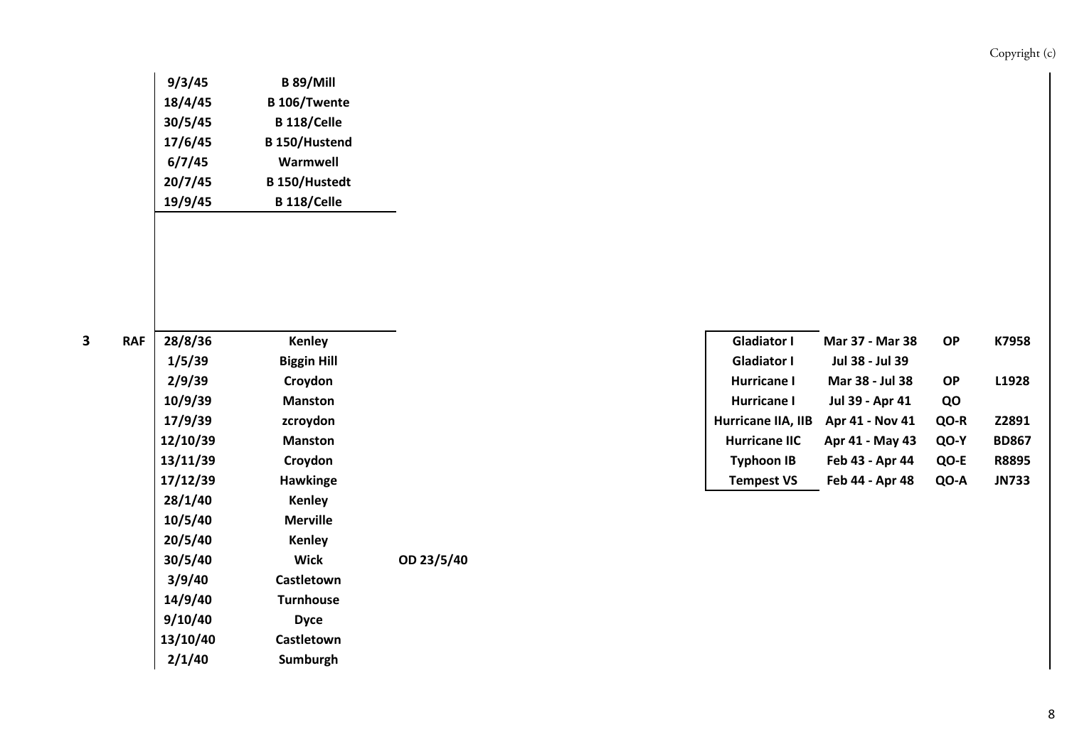| | | Date | Location | |
|---|---|---|---|---|
| | | 9/3/45 | B 89/Mill | |
| | | 18/4/45 | B 106/Twente | |
| | | 30/5/45 | B 118/Celle | |
| | | 17/6/45 | B 150/Hustend | |
| | | 6/7/45 | Warmwell | |
| | | 20/7/45 | B 150/Hustedt | |
| | | 19/9/45 | B 118/Celle | |

| | | Date | Location | |
|---|---|---|---|---|
| **3** | **RAF** | 28/8/36 | Kenley | |
| | | 1/5/39 | Biggin Hill | |
| | | 2/9/39 | Croydon | |
| | | 10/9/39 | Manston | |
| | | 17/9/39 | zcroydon | |
| | | 12/10/39 | Manston | |
| | | 13/11/39 | Croydon | |
| | | 17/12/39 | Hawkinge | |
| | | 28/1/40 | Kenley | |
| | | 10/5/40 | Merville | |
| | | 20/5/40 | Kenley | |
| | | 30/5/40 | Wick | OD 23/5/40 |
| | | 3/9/40 | Castletown | |
| | | 14/9/40 | Turnhouse | |
| | | 9/10/40 | Dyce | |
| | | 13/10/40 | Castletown | |
| | | 2/1/40 | Sumburgh | |

| Aircraft | Period | Code | Serial |
|---|---|---|---|
| Gladiator I | Mar 37 - Mar 38 | OP | K7958 |
| Gladiator I | Jul 38 - Jul 39 | | |
| Hurricane I | Mar 38 - Jul 38 | OP | L1928 |
| Hurricane I | Jul 39 - Apr 41 | QO | |
| Hurricane IIA, IIB | Apr 41 - Nov 41 | QO-R | Z2891 |
| Hurricane IIC | Apr 41 - May 43 | QO-Y | BD867 |
| Typhoon IB | Feb 43 - Apr 44 | QO-E | R8895 |
| Tempest VS | Feb 44 - Apr 48 | QO-A | JN733 |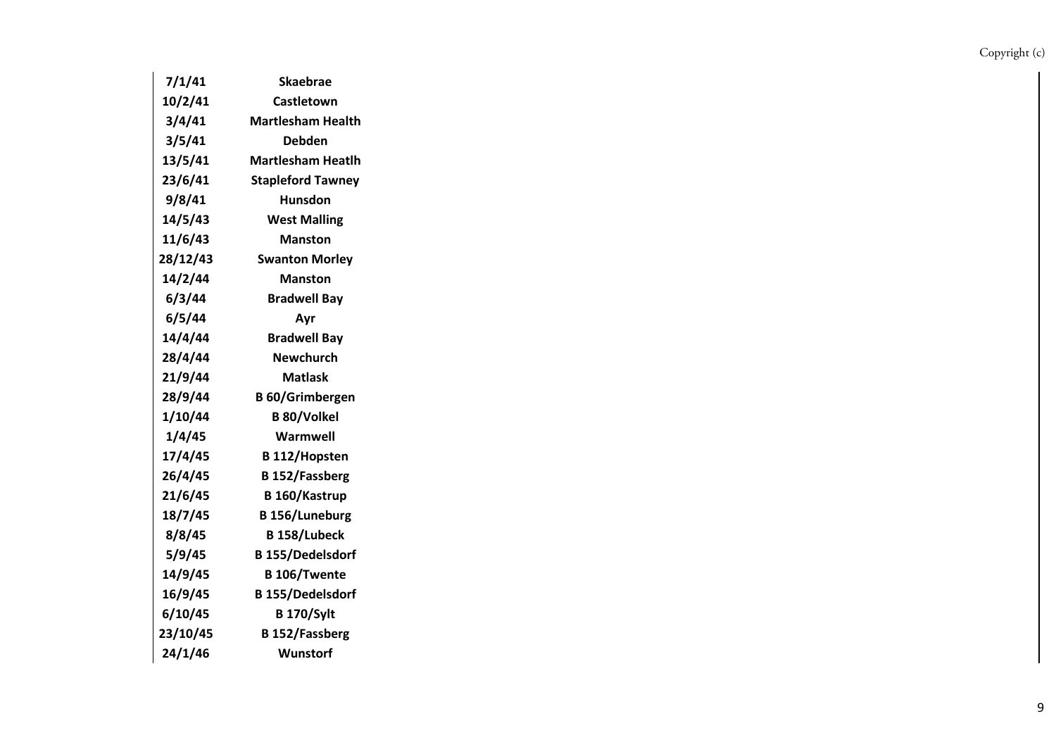| | |
|---|---|
| **7/1/41** | **Skaebrae** |
| **10/2/41** | **Castletown** |
| **3/4/41** | **Martlesham Health** |
| **3/5/41** | **Debden** |
| **13/5/41** | **Martlesham Heatlh** |
| **23/6/41** | **Stapleford Tawney** |
| **9/8/41** | **Hunsdon** |
| **14/5/43** | **West Malling** |
| **11/6/43** | **Manston** |
| **28/12/43** | **Swanton Morley** |
| **14/2/44** | **Manston** |
| **6/3/44** | **Bradwell Bay** |
| **6/5/44** | **Ayr** |
| **14/4/44** | **Bradwell Bay** |
| **28/4/44** | **Newchurch** |
| **21/9/44** | **Matlask** |
| **28/9/44** | **B 60/Grimbergen** |
| **1/10/44** | **B 80/Volkel** |
| **1/4/45** | **Warmwell** |
| **17/4/45** | **B 112/Hopsten** |
| **26/4/45** | **B 152/Fassberg** |
| **21/6/45** | **B 160/Kastrup** |
| **18/7/45** | **B 156/Luneburg** |
| **8/8/45** | **B 158/Lubeck** |
| **5/9/45** | **B 155/Dedelsdorf** |
| **14/9/45** | **B 106/Twente** |
| **16/9/45** | **B 155/Dedelsdorf** |
| **6/10/45** | **B 170/Sylt** |
| **23/10/45** | **B 152/Fassberg** |
| **24/1/46** | **Wunstorf** |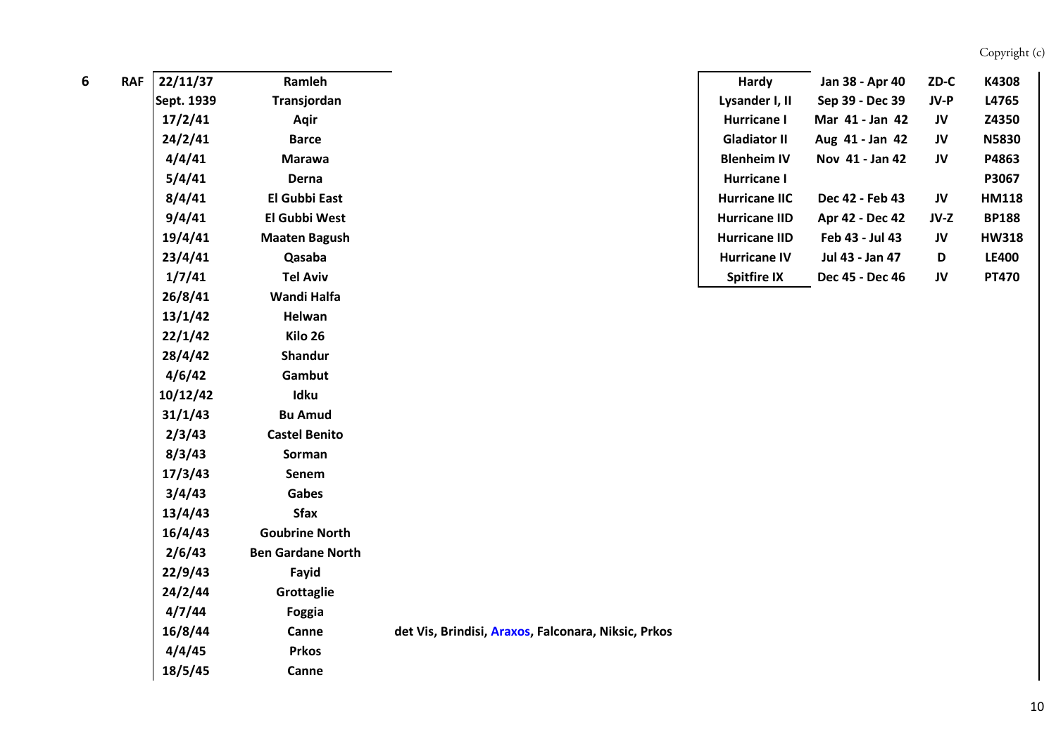**6** **RAF**

| Date | Location | Notes |
|---|---|---|
| 22/11/37 | Ramleh | |
| Sept. 1939 | Transjordan | |
| 17/2/41 | Aqir | |
| 24/2/41 | Barce | |
| 4/4/41 | Marawa | |
| 5/4/41 | Derna | |
| 8/4/41 | El Gubbi East | |
| 9/4/41 | El Gubbi West | |
| 19/4/41 | Maaten Bagush | |
| 23/4/41 | Qasaba | |
| 1/7/41 | Tel Aviv | |
| 26/8/41 | Wandi Halfa | |
| 13/1/42 | Helwan | |
| 22/1/42 | Kilo 26 | |
| 28/4/42 | Shandur | |
| 4/6/42 | Gambut | |
| 10/12/42 | Idku | |
| 31/1/43 | Bu Amud | |
| 2/3/43 | Castel Benito | |
| 8/3/43 | Sorman | |
| 17/3/43 | Senem | |
| 3/4/43 | Gabes | |
| 13/4/43 | Sfax | |
| 16/4/43 | Goubrine North | |
| 2/6/43 | Ben Gardane North | |
| 22/9/43 | Fayid | |
| 24/2/44 | Grottaglie | |
| 4/7/44 | Foggia | |
| 16/8/44 | Canne | det Vis, Brindisi, Araxos, Falconara, Niksic, Prkos |
| 4/4/45 | Prkos | |
| 18/5/45 | Canne | |

| Aircraft | Period | Code | Serial |
|---|---|---|---|
| Hardy | Jan 38 - Apr 40 | ZD-C | K4308 |
| Lysander I, II | Sep 39 - Dec 39 | JV-P | L4765 |
| Hurricane I | Mar 41 - Jan 42 | JV | Z4350 |
| Gladiator II | Aug 41 - Jan 42 | JV | N5830 |
| Blenheim IV | Nov 41 - Jan 42 | JV | P4863 |
| Hurricane I | | | P3067 |
| Hurricane IIC | Dec 42 - Feb 43 | JV | HM118 |
| Hurricane IID | Apr 42 - Dec 42 | JV-Z | BP188 |
| Hurricane IID | Feb 43 - Jul 43 | JV | HW318 |
| Hurricane IV | Jul 43 - Jan 47 | D | LE400 |
| Spitfire IX | Dec 45 - Dec 46 | JV | PT470 |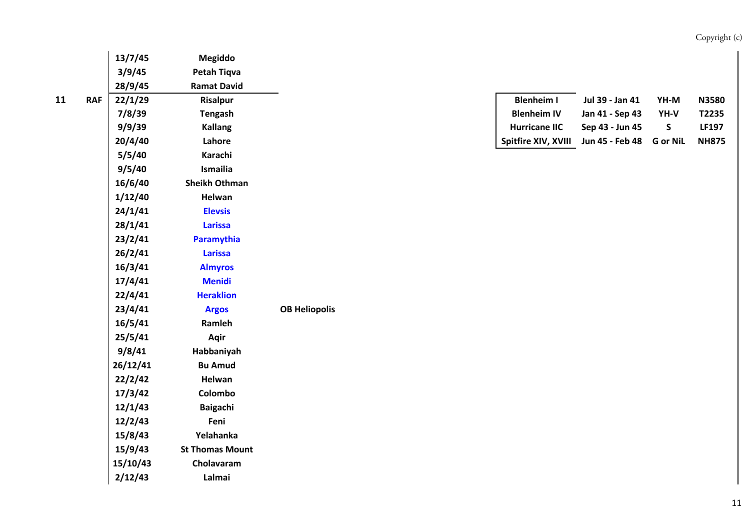| Sqn | Service | Date | Location | Notes | Aircraft | Period | Code | Serial |
|---|---|---|---|---|---|---|---|---|
| | | 13/7/45 | Megiddo | | | | | |
| | | 3/9/45 | Petah Tiqva | | | | | |
| | | 28/9/45 | Ramat David | | | | | |
| 11 | RAF | 22/1/29 | Risalpur | | Blenheim I | Jul 39 - Jan 41 | YH-M | N3580 |
| | | 7/8/39 | Tengash | | Blenheim IV | Jan 41 - Sep 43 | YH-V | T2235 |
| | | 9/9/39 | Kallang | | Hurricane IIC | Sep 43 - Jun 45 | S | LF197 |
| | | 20/4/40 | Lahore | | Spitfire XIV, XVIII | Jun 45 - Feb 48 | G or NiL | NH875 |
| | | 5/5/40 | Karachi | | | | | |
| | | 9/5/40 | Ismailia | | | | | |
| | | 16/6/40 | Sheikh Othman | | | | | |
| | | 1/12/40 | Helwan | | | | | |
| | | 24/1/41 | Elevsis | | | | | |
| | | 28/1/41 | Larissa | | | | | |
| | | 23/2/41 | Paramythia | | | | | |
| | | 26/2/41 | Larissa | | | | | |
| | | 16/3/41 | Almyros | | | | | |
| | | 17/4/41 | Menidi | | | | | |
| | | 22/4/41 | Heraklion | | | | | |
| | | 23/4/41 | Argos | OB Heliopolis | | | | |
| | | 16/5/41 | Ramleh | | | | | |
| | | 25/5/41 | Aqir | | | | | |
| | | 9/8/41 | Habbaniyah | | | | | |
| | | 26/12/41 | Bu Amud | | | | | |
| | | 22/2/42 | Helwan | | | | | |
| | | 17/3/42 | Colombo | | | | | |
| | | 12/1/43 | Baigachi | | | | | |
| | | 12/2/43 | Feni | | | | | |
| | | 15/8/43 | Yelahanka | | | | | |
| | | 15/9/43 | St Thomas Mount | | | | | |
| | | 15/10/43 | Cholavaram | | | | | |
| | | 2/12/43 | Lalmai | | | | | |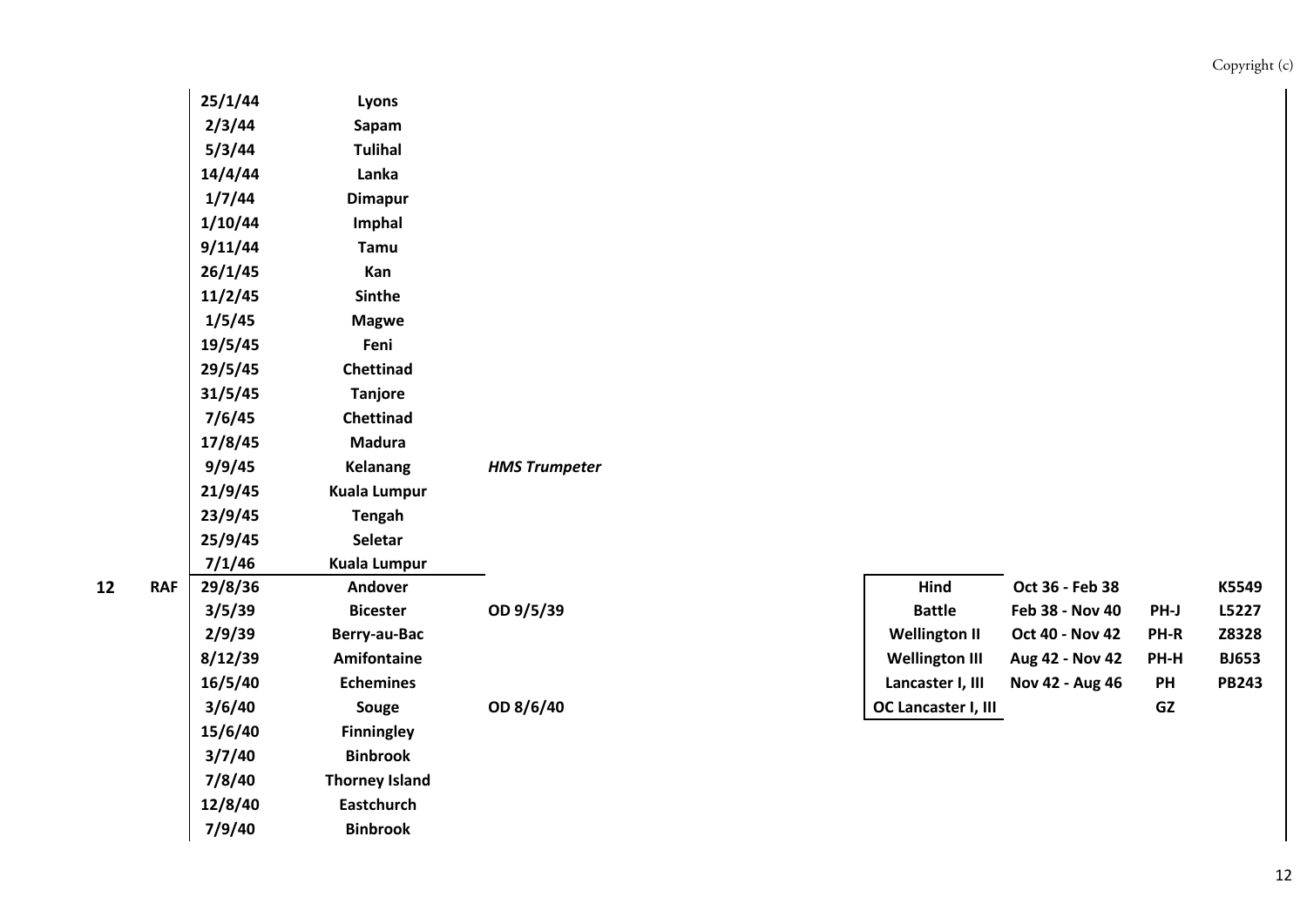| Sqn | Service | Date | Location | Notes | Aircraft | Period | Code | Serial |
|---|---|---|---|---|---|---|---|---|
| | | 25/1/44 | Lyons | | | | | |
| | | 2/3/44 | Sapam | | | | | |
| | | 5/3/44 | Tulihal | | | | | |
| | | 14/4/44 | Lanka | | | | | |
| | | 1/7/44 | Dimapur | | | | | |
| | | 1/10/44 | Imphal | | | | | |
| | | 9/11/44 | Tamu | | | | | |
| | | 26/1/45 | Kan | | | | | |
| | | 11/2/45 | Sinthe | | | | | |
| | | 1/5/45 | Magwe | | | | | |
| | | 19/5/45 | Feni | | | | | |
| | | 29/5/45 | Chettinad | | | | | |
| | | 31/5/45 | Tanjore | | | | | |
| | | 7/6/45 | Chettinad | | | | | |
| | | 17/8/45 | Madura | | | | | |
| | | 9/9/45 | Kelanang | *HMS Trumpeter* | | | | |
| | | 21/9/45 | Kuala Lumpur | | | | | |
| | | 23/9/45 | Tengah | | | | | |
| | | 25/9/45 | Seletar | | | | | |
| | | 7/1/46 | Kuala Lumpur | | | | | |
| **12** | **RAF** | 29/8/36 | Andover | | Hind | Oct 36 - Feb 38 | | K5549 |
| | | 3/5/39 | Bicester | OD 9/5/39 | Battle | Feb 38 - Nov 40 | PH-J | L5227 |
| | | 2/9/39 | Berry-au-Bac | | Wellington II | Oct 40 - Nov 42 | PH-R | Z8328 |
| | | 8/12/39 | Amifontaine | | Wellington III | Aug 42 - Nov 42 | PH-H | BJ653 |
| | | 16/5/40 | Echemines | | Lancaster I, III | Nov 42 - Aug 46 | PH | PB243 |
| | | 3/6/40 | Souge | OD 8/6/40 | OC Lancaster I, III | | GZ | |
| | | 15/6/40 | Finningley | | | | | |
| | | 3/7/40 | Binbrook | | | | | |
| | | 7/8/40 | Thorney Island | | | | | |
| | | 12/8/40 | Eastchurch | | | | | |
| | | 7/9/40 | Binbrook | | | | | |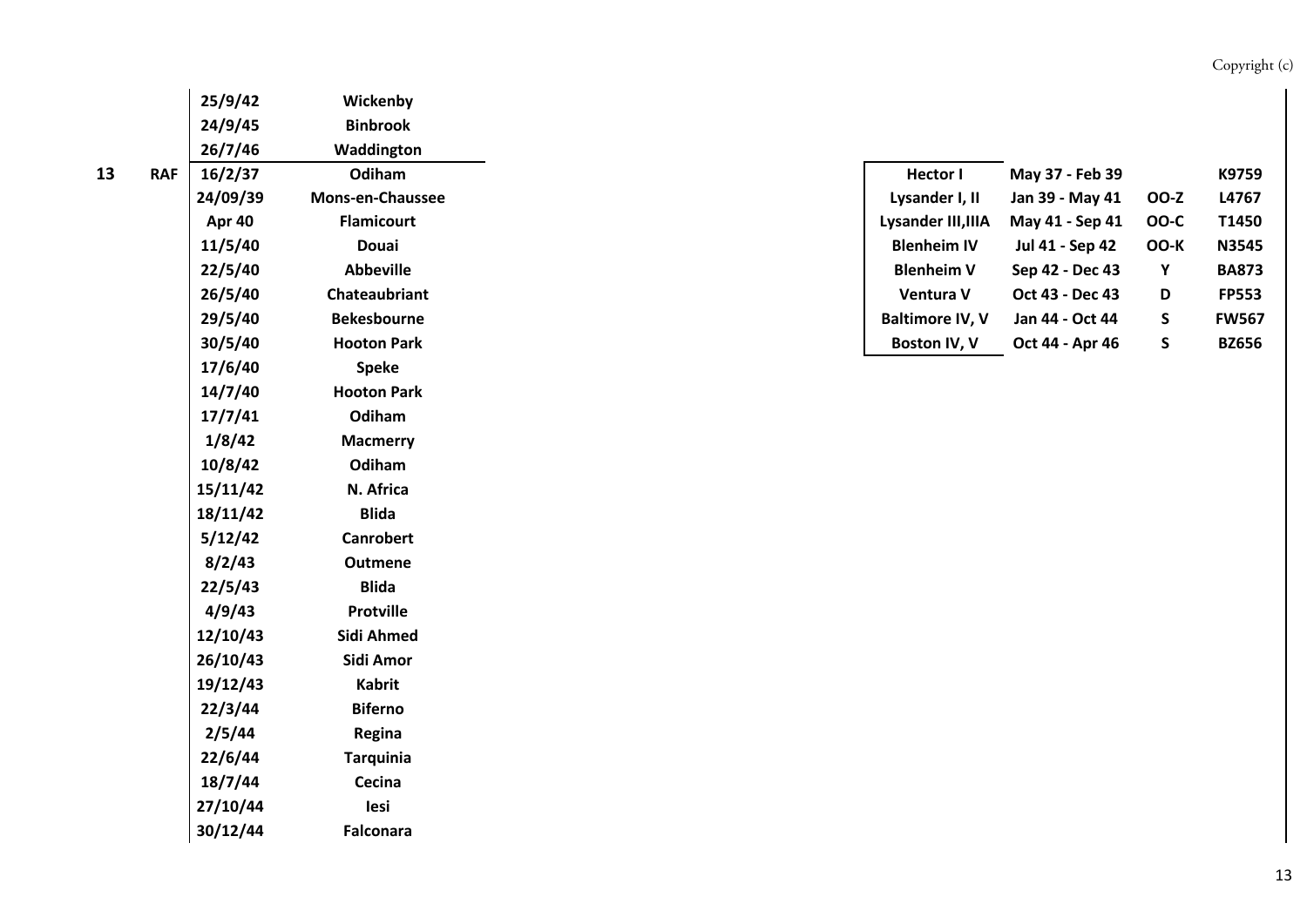| Sqn | | Date | Location |
|---|---|---|---|
| | | 25/9/42 | Wickenby |
| | | 24/9/45 | Binbrook |
| | | 26/7/46 | Waddington |
| 13 | RAF | 16/2/37 | Odiham |
| | | 24/09/39 | Mons-en-Chaussee |
| | | Apr 40 | Flamicourt |
| | | 11/5/40 | Douai |
| | | 22/5/40 | Abbeville |
| | | 26/5/40 | Chateaubriant |
| | | 29/5/40 | Bekesbourne |
| | | 30/5/40 | Hooton Park |
| | | 17/6/40 | Speke |
| | | 14/7/40 | Hooton Park |
| | | 17/7/41 | Odiham |
| | | 1/8/42 | Macmerry |
| | | 10/8/42 | Odiham |
| | | 15/11/42 | N. Africa |
| | | 18/11/42 | Blida |
| | | 5/12/42 | Canrobert |
| | | 8/2/43 | Outmene |
| | | 22/5/43 | Blida |
| | | 4/9/43 | Protville |
| | | 12/10/43 | Sidi Ahmed |
| | | 26/10/43 | Sidi Amor |
| | | 19/12/43 | Kabrit |
| | | 22/3/44 | Biferno |
| | | 2/5/44 | Regina |
| | | 22/6/44 | Tarquinia |
| | | 18/7/44 | Cecina |
| | | 27/10/44 | Iesi |
| | | 30/12/44 | Falconara |

| Aircraft | Period | Code | Serial |
|---|---|---|---|
| Hector I | May 37 - Feb 39 | | K9759 |
| Lysander I, II | Jan 39 - May 41 | OO-Z | L4767 |
| Lysander III,IIIA | May 41 - Sep 41 | OO-C | T1450 |
| Blenheim IV | Jul 41 - Sep 42 | OO-K | N3545 |
| Blenheim V | Sep 42 - Dec 43 | Y | BA873 |
| Ventura V | Oct 43 - Dec 43 | D | FP553 |
| Baltimore IV, V | Jan 44 - Oct 44 | S | FW567 |
| Boston IV, V | Oct 44 - Apr 46 | S | BZ656 |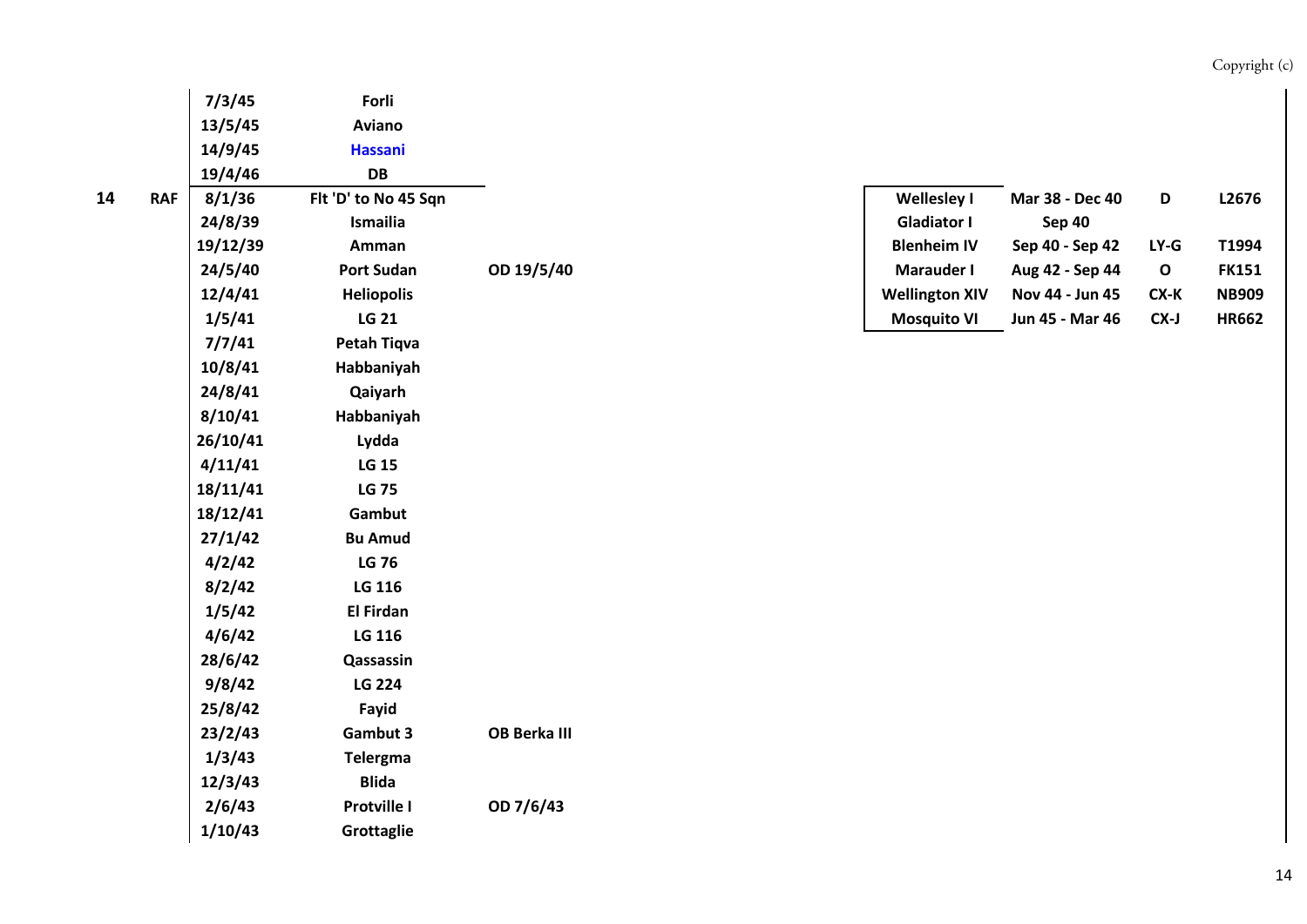| | | Date | Location | Notes | Aircraft | Period | Code | Serial |
|---|---|---|---|---|---|---|---|---|
| | | 7/3/45 | Forli | | | | | |
| | | 13/5/45 | Aviano | | | | | |
| | | 14/9/45 | Hassani | | | | | |
| | | 19/4/46 | DB | | | | | |
| 14 | RAF | 8/1/36 | Flt 'D' to No 45 Sqn | | Wellesley I | Mar 38 - Dec 40 | D | L2676 |
| | | 24/8/39 | Ismailia | | Gladiator I | Sep 40 | | |
| | | 19/12/39 | Amman | | Blenheim IV | Sep 40 - Sep 42 | LY-G | T1994 |
| | | 24/5/40 | Port Sudan | OD 19/5/40 | Marauder I | Aug 42 - Sep 44 | O | FK151 |
| | | 12/4/41 | Heliopolis | | Wellington XIV | Nov 44 - Jun 45 | CX-K | NB909 |
| | | 1/5/41 | LG 21 | | Mosquito VI | Jun 45 - Mar 46 | CX-J | HR662 |
| | | 7/7/41 | Petah Tiqva | | | | | |
| | | 10/8/41 | Habbaniyah | | | | | |
| | | 24/8/41 | Qaiyarh | | | | | |
| | | 8/10/41 | Habbaniyah | | | | | |
| | | 26/10/41 | Lydda | | | | | |
| | | 4/11/41 | LG 15 | | | | | |
| | | 18/11/41 | LG 75 | | | | | |
| | | 18/12/41 | Gambut | | | | | |
| | | 27/1/42 | Bu Amud | | | | | |
| | | 4/2/42 | LG 76 | | | | | |
| | | 8/2/42 | LG 116 | | | | | |
| | | 1/5/42 | El Firdan | | | | | |
| | | 4/6/42 | LG 116 | | | | | |
| | | 28/6/42 | Qassassin | | | | | |
| | | 9/8/42 | LG 224 | | | | | |
| | | 25/8/42 | Fayid | | | | | |
| | | 23/2/43 | Gambut 3 | OB Berka III | | | | |
| | | 1/3/43 | Telergma | | | | | |
| | | 12/3/43 | Blida | | | | | |
| | | 2/6/43 | Protville I | OD 7/6/43 | | | | |
| | | 1/10/43 | Grottaglie | | | | | |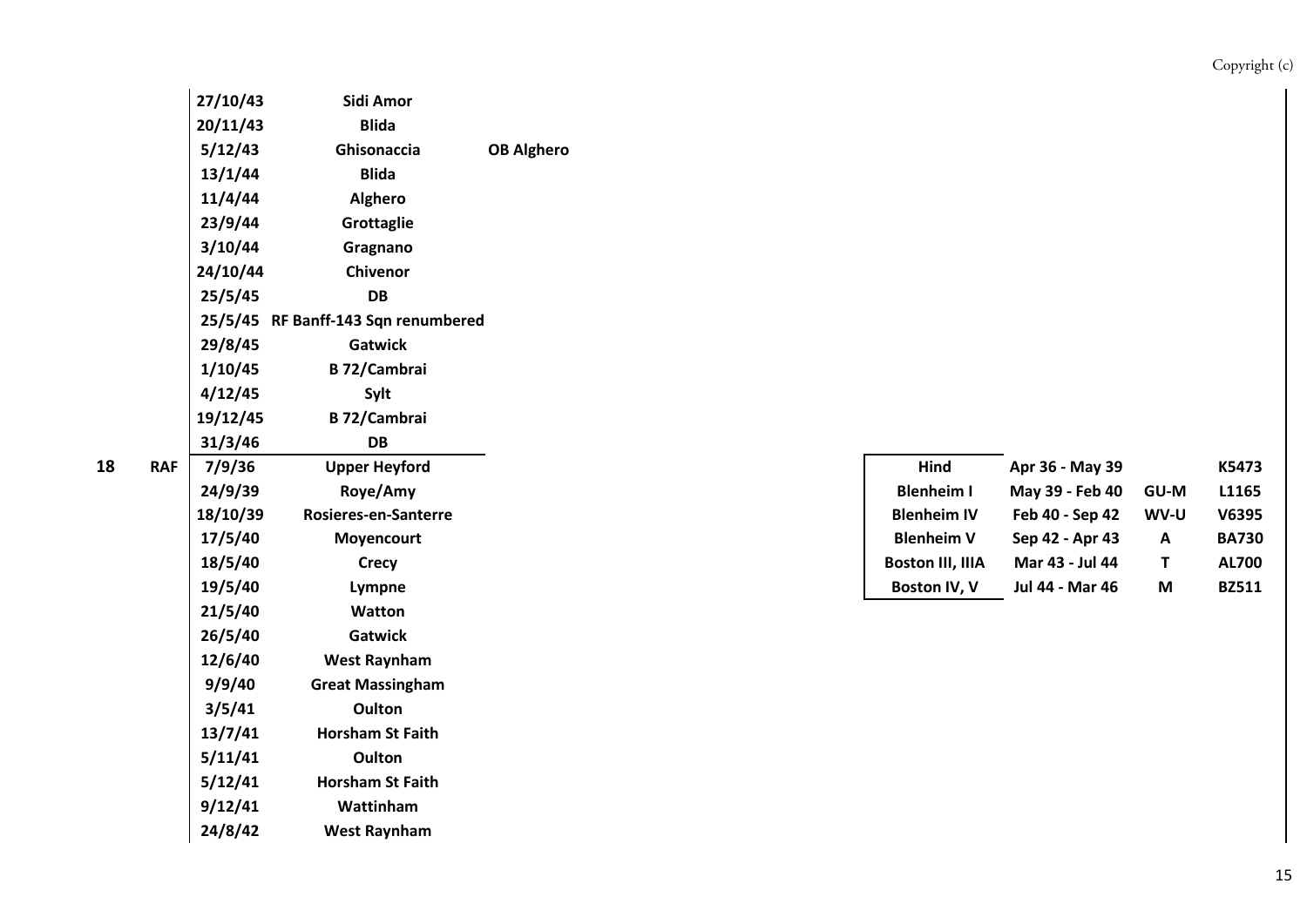| Sqn | Service | Date | Location | Notes |
|---|---|---|---|---|
| | | 27/10/43 | Sidi Amor | |
| | | 20/11/43 | Blida | |
| | | 5/12/43 | Ghisonaccia | OB Alghero |
| | | 13/1/44 | Blida | |
| | | 11/4/44 | Alghero | |
| | | 23/9/44 | Grottaglie | |
| | | 3/10/44 | Gragnano | |
| | | 24/10/44 | Chivenor | |
| | | 25/5/45 | DB | |
| | | 25/5/45 | RF Banff-143 Sqn renumbered | |
| | | 29/8/45 | Gatwick | |
| | | 1/10/45 | B 72/Cambrai | |
| | | 4/12/45 | Sylt | |
| | | 19/12/45 | B 72/Cambrai | |
| | | 31/3/46 | DB | |
| 18 | RAF | 7/9/36 | Upper Heyford | |
| | | 24/9/39 | Roye/Amy | |
| | | 18/10/39 | Rosieres-en-Santerre | |
| | | 17/5/40 | Moyencourt | |
| | | 18/5/40 | Crecy | |
| | | 19/5/40 | Lympne | |
| | | 21/5/40 | Watton | |
| | | 26/5/40 | Gatwick | |
| | | 12/6/40 | West Raynham | |
| | | 9/9/40 | Great Massingham | |
| | | 3/5/41 | Oulton | |
| | | 13/7/41 | Horsham St Faith | |
| | | 5/11/41 | Oulton | |
| | | 5/12/41 | Horsham St Faith | |
| | | 9/12/41 | Wattinham | |
| | | 24/8/42 | West Raynham | |

| Aircraft | Period | Code | Serial |
|---|---|---|---|
| Hind | Apr 36 - May 39 | | K5473 |
| Blenheim I | May 39 - Feb 40 | GU-M | L1165 |
| Blenheim IV | Feb 40 - Sep 42 | WV-U | V6395 |
| Blenheim V | Sep 42 - Apr 43 | A | BA730 |
| Boston III, IIIA | Mar 43 - Jul 44 | T | AL700 |
| Boston IV, V | Jul 44 - Mar 46 | M | BZ511 |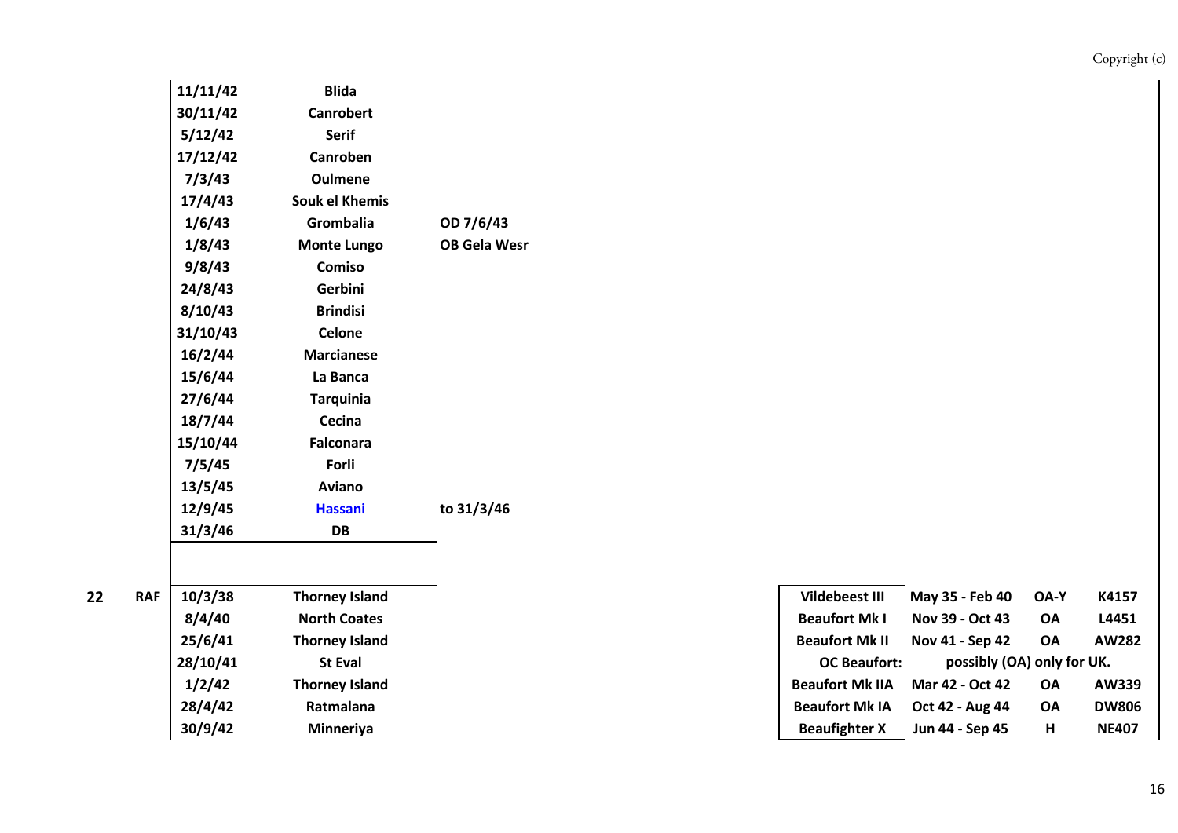| Squadron | Service | Date | Location | Notes | Aircraft | Period | Code | Serial |
|---|---|---|---|---|---|---|---|---|
| | | 11/11/42 | Blida | | | | | |
| | | 30/11/42 | Canrobert | | | | | |
| | | 5/12/42 | Serif | | | | | |
| | | 17/12/42 | Canroben | | | | | |
| | | 7/3/43 | Oulmene | | | | | |
| | | 17/4/43 | Souk el Khemis | | | | | |
| | | 1/6/43 | Grombalia | OD 7/6/43 | | | | |
| | | 1/8/43 | Monte Lungo | OB Gela Wesr | | | | |
| | | 9/8/43 | Comiso | | | | | |
| | | 24/8/43 | Gerbini | | | | | |
| | | 8/10/43 | Brindisi | | | | | |
| | | 31/10/43 | Celone | | | | | |
| | | 16/2/44 | Marcianese | | | | | |
| | | 15/6/44 | La Banca | | | | | |
| | | 27/6/44 | Tarquinia | | | | | |
| | | 18/7/44 | Cecina | | | | | |
| | | 15/10/44 | Falconara | | | | | |
| | | 7/5/45 | Forli | | | | | |
| | | 13/5/45 | Aviano | | | | | |
| | | 12/9/45 | Hassani | to 31/3/46 | | | | |
| | | 31/3/46 | DB | | | | | |
| 22 | RAF | 10/3/38 | Thorney Island | | Vildebeest III | May 35 - Feb 40 | OA-Y | K4157 |
| | | 8/4/40 | North Coates | | Beaufort Mk I | Nov 39 - Oct 43 | OA | L4451 |
| | | 25/6/41 | Thorney Island | | Beaufort Mk II | Nov 41 - Sep 42 | OA | AW282 |
| | | 28/10/41 | St Eval | | OC Beaufort: | possibly (OA) only for UK. | | |
| | | 1/2/42 | Thorney Island | | Beaufort Mk IIA | Mar 42 - Oct 42 | OA | AW339 |
| | | 28/4/42 | Ratmalana | | Beaufort Mk IA | Oct 42 - Aug 44 | OA | DW806 |
| | | 30/9/42 | Minneriya | | Beaufighter X | Jun 44 - Sep 45 | H | NE407 |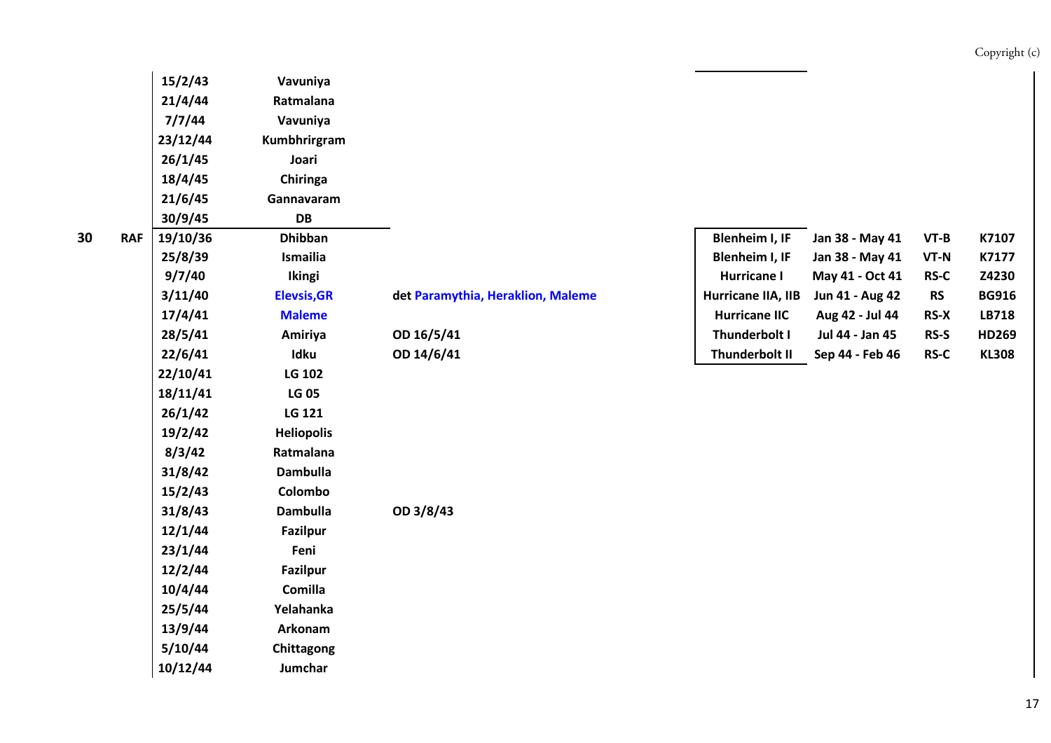| | | | | | | | | |
|---|---|---|---|---|---|---|---|---|
| | | 15/2/43 | Vavuniya | | | | | |
| | | 21/4/44 | Ratmalana | | | | | |
| | | 7/7/44 | Vavuniya | | | | | |
| | | 23/12/44 | Kumbhrirgram | | | | | |
| | | 26/1/45 | Joari | | | | | |
| | | 18/4/45 | Chiringa | | | | | |
| | | 21/6/45 | Gannavaram | | | | | |
| | | 30/9/45 | DB | | | | | |
| 30 | RAF | 19/10/36 | Dhibban | | Blenheim I, IF | Jan 38 - May 41 | VT-B | K7107 |
| | | 25/8/39 | Ismailia | | Blenheim I, IF | Jan 38 - May 41 | VT-N | K7177 |
| | | 9/7/40 | Ikingi | | Hurricane I | May 41 - Oct 41 | RS-C | Z4230 |
| | | 3/11/40 | Elevsis,GR | det Paramythia, Heraklion, Maleme | Hurricane IIA, IIB | Jun 41 - Aug 42 | RS | BG916 |
| | | 17/4/41 | Maleme | | Hurricane IIC | Aug 42 - Jul 44 | RS-X | LB718 |
| | | 28/5/41 | Amiriya | OD 16/5/41 | Thunderbolt I | Jul 44 - Jan 45 | RS-S | HD269 |
| | | 22/6/41 | Idku | OD 14/6/41 | Thunderbolt II | Sep 44 - Feb 46 | RS-C | KL308 |
| | | 22/10/41 | LG 102 | | | | | |
| | | 18/11/41 | LG 05 | | | | | |
| | | 26/1/42 | LG 121 | | | | | |
| | | 19/2/42 | Heliopolis | | | | | |
| | | 8/3/42 | Ratmalana | | | | | |
| | | 31/8/42 | Dambulla | | | | | |
| | | 15/2/43 | Colombo | | | | | |
| | | 31/8/43 | Dambulla | OD 3/8/43 | | | | |
| | | 12/1/44 | Fazilpur | | | | | |
| | | 23/1/44 | Feni | | | | | |
| | | 12/2/44 | Fazilpur | | | | | |
| | | 10/4/44 | Comilla | | | | | |
| | | 25/5/44 | Yelahanka | | | | | |
| | | 13/9/44 | Arkonam | | | | | |
| | | 5/10/44 | Chittagong | | | | | |
| | | 10/12/44 | Jumchar | | | | | |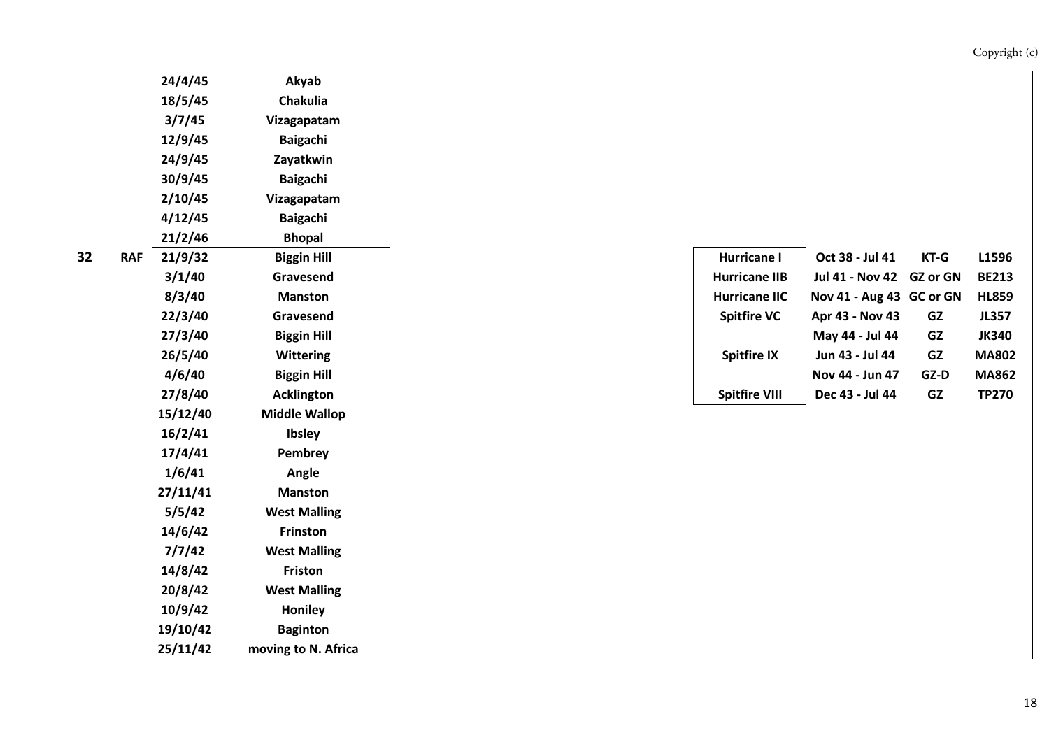| Squadron | Service | Date | Location |
|---|---|---|---|
| | | 24/4/45 | Akyab |
| | | 18/5/45 | Chakulia |
| | | 3/7/45 | Vizagapatam |
| | | 12/9/45 | Baigachi |
| | | 24/9/45 | Zayatkwin |
| | | 30/9/45 | Baigachi |
| | | 2/10/45 | Vizagapatam |
| | | 4/12/45 | Baigachi |
| | | 21/2/46 | Bhopal |
| **32** | **RAF** | 21/9/32 | Biggin Hill |
| | | 3/1/40 | Gravesend |
| | | 8/3/40 | Manston |
| | | 22/3/40 | Gravesend |
| | | 27/3/40 | Biggin Hill |
| | | 26/5/40 | Wittering |
| | | 4/6/40 | Biggin Hill |
| | | 27/8/40 | Acklington |
| | | 15/12/40 | Middle Wallop |
| | | 16/2/41 | Ibsley |
| | | 17/4/41 | Pembrey |
| | | 1/6/41 | Angle |
| | | 27/11/41 | Manston |
| | | 5/5/42 | West Malling |
| | | 14/6/42 | Frinston |
| | | 7/7/42 | West Malling |
| | | 14/8/42 | Friston |
| | | 20/8/42 | West Malling |
| | | 10/9/42 | Honiley |
| | | 19/10/42 | Baginton |
| | | 25/11/42 | moving to N. Africa |

| Aircraft | Period | Code | Serial |
|---|---|---|---|
| Hurricane I | Oct 38 - Jul 41 | KT-G | L1596 |
| Hurricane IIB | Jul 41 - Nov 42 | GZ or GN | BE213 |
| Hurricane IIC | Nov 41 - Aug 43 | GC or GN | HL859 |
| Spitfire VC | Apr 43 - Nov 43 | GZ | JL357 |
| | May 44 - Jul 44 | GZ | JK340 |
| Spitfire IX | Jun 43 - Jul 44 | GZ | MA802 |
| | Nov 44 - Jun 47 | GZ-D | MA862 |
| Spitfire VIII | Dec 43 - Jul 44 | GZ | TP270 |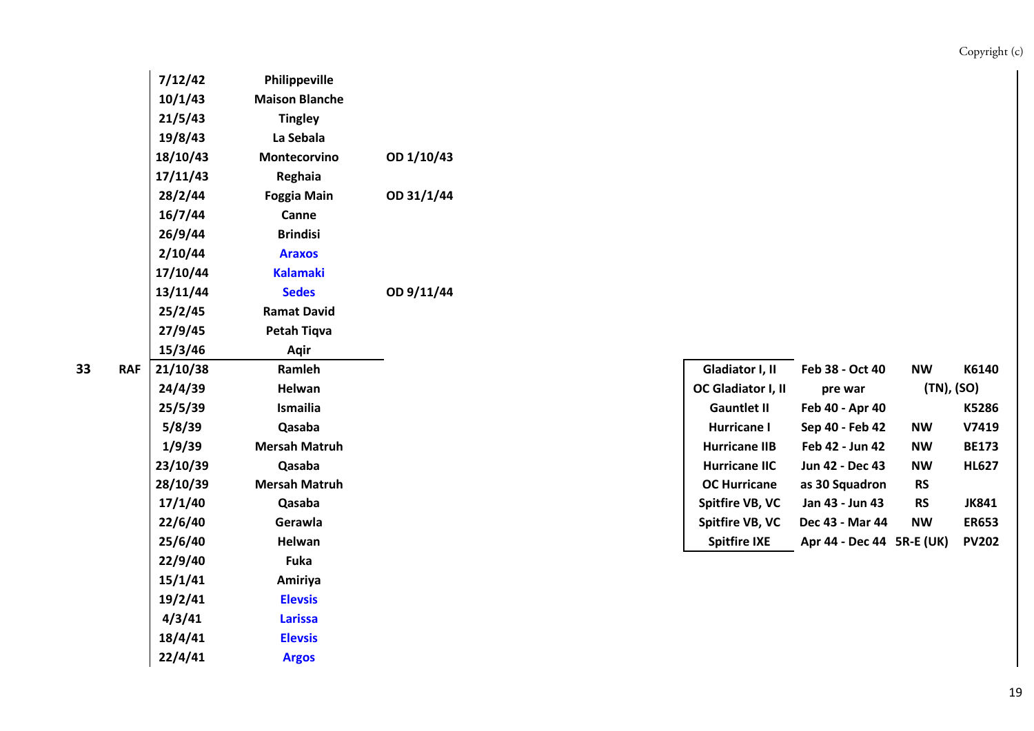| Sqn | Service | Date | Location | Notes | Aircraft | Period | Codes | Serial |
|---|---|---|---|---|---|---|---|---|
| | | 7/12/42 | Philippeville | | | | | |
| | | 10/1/43 | Maison Blanche | | | | | |
| | | 21/5/43 | Tingley | | | | | |
| | | 19/8/43 | La Sebala | | | | | |
| | | 18/10/43 | Montecorvino | OD 1/10/43 | | | | |
| | | 17/11/43 | Reghaia | | | | | |
| | | 28/2/44 | Foggia Main | OD 31/1/44 | | | | |
| | | 16/7/44 | Canne | | | | | |
| | | 26/9/44 | Brindisi | | | | | |
| | | 2/10/44 | Araxos | | | | | |
| | | 17/10/44 | Kalamaki | | | | | |
| | | 13/11/44 | Sedes | OD 9/11/44 | | | | |
| | | 25/2/45 | Ramat David | | | | | |
| | | 27/9/45 | Petah Tiqva | | | | | |
| | | 15/3/46 | Aqir | | | | | |
| 33 | RAF | 21/10/38 | Ramleh | | Gladiator I, II | Feb 38 - Oct 40 | NW | K6140 |
| | | 24/4/39 | Helwan | | OC Gladiator I, II | pre war | (TN), (SO) | |
| | | 25/5/39 | Ismailia | | Gauntlet II | Feb 40 - Apr 40 | | K5286 |
| | | 5/8/39 | Qasaba | | Hurricane I | Sep 40 - Feb 42 | NW | V7419 |
| | | 1/9/39 | Mersah Matruh | | Hurricane IIB | Feb 42 - Jun 42 | NW | BE173 |
| | | 23/10/39 | Qasaba | | Hurricane IIC | Jun 42 - Dec 43 | NW | HL627 |
| | | 28/10/39 | Mersah Matruh | | OC Hurricane | as 30 Squadron | RS | |
| | | 17/1/40 | Qasaba | | Spitfire VB, VC | Jan 43 - Jun 43 | RS | JK841 |
| | | 22/6/40 | Gerawla | | Spitfire VB, VC | Dec 43 - Mar 44 | NW | ER653 |
| | | 25/6/40 | Helwan | | Spitfire IXE | Apr 44 - Dec 44 | 5R-E (UK) | PV202 |
| | | 22/9/40 | Fuka | | | | | |
| | | 15/1/41 | Amiriya | | | | | |
| | | 19/2/41 | Elevsis | | | | | |
| | | 4/3/41 | Larissa | | | | | |
| | | 18/4/41 | Elevsis | | | | | |
| | | 22/4/41 | Argos | | | | | |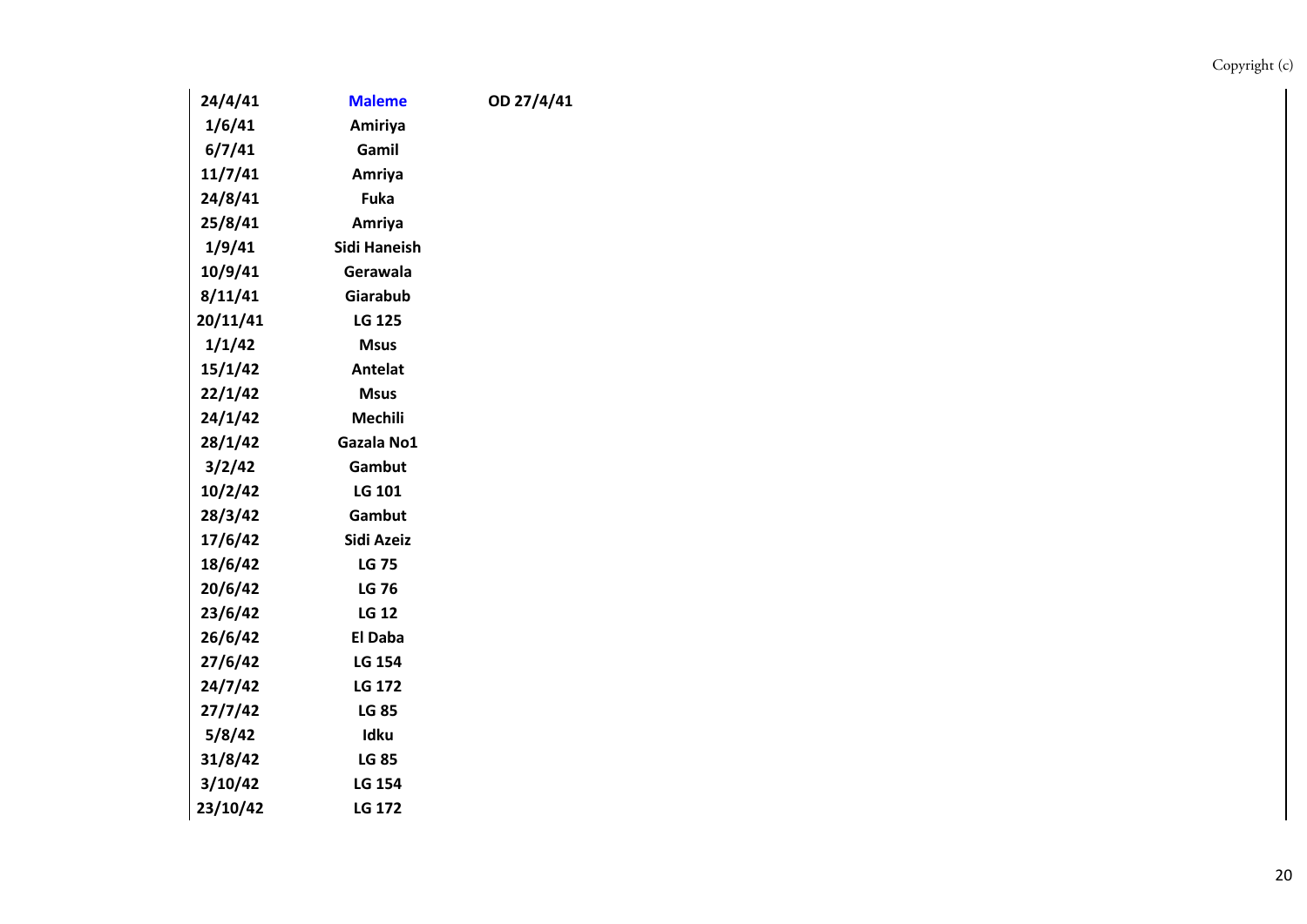| | | |
|---|---|---|
| **24/4/41** | **Maleme** | **OD 27/4/41** |
| **1/6/41** | **Amiriya** | |
| **6/7/41** | **Gamil** | |
| **11/7/41** | **Amriya** | |
| **24/8/41** | **Fuka** | |
| **25/8/41** | **Amriya** | |
| **1/9/41** | **Sidi Haneish** | |
| **10/9/41** | **Gerawala** | |
| **8/11/41** | **Giarabub** | |
| **20/11/41** | **LG 125** | |
| **1/1/42** | **Msus** | |
| **15/1/42** | **Antelat** | |
| **22/1/42** | **Msus** | |
| **24/1/42** | **Mechili** | |
| **28/1/42** | **Gazala No1** | |
| **3/2/42** | **Gambut** | |
| **10/2/42** | **LG 101** | |
| **28/3/42** | **Gambut** | |
| **17/6/42** | **Sidi Azeiz** | |
| **18/6/42** | **LG 75** | |
| **20/6/42** | **LG 76** | |
| **23/6/42** | **LG 12** | |
| **26/6/42** | **El Daba** | |
| **27/6/42** | **LG 154** | |
| **24/7/42** | **LG 172** | |
| **27/7/42** | **LG 85** | |
| **5/8/42** | **Idku** | |
| **31/8/42** | **LG 85** | |
| **3/10/42** | **LG 154** | |
| **23/10/42** | **LG 172** | |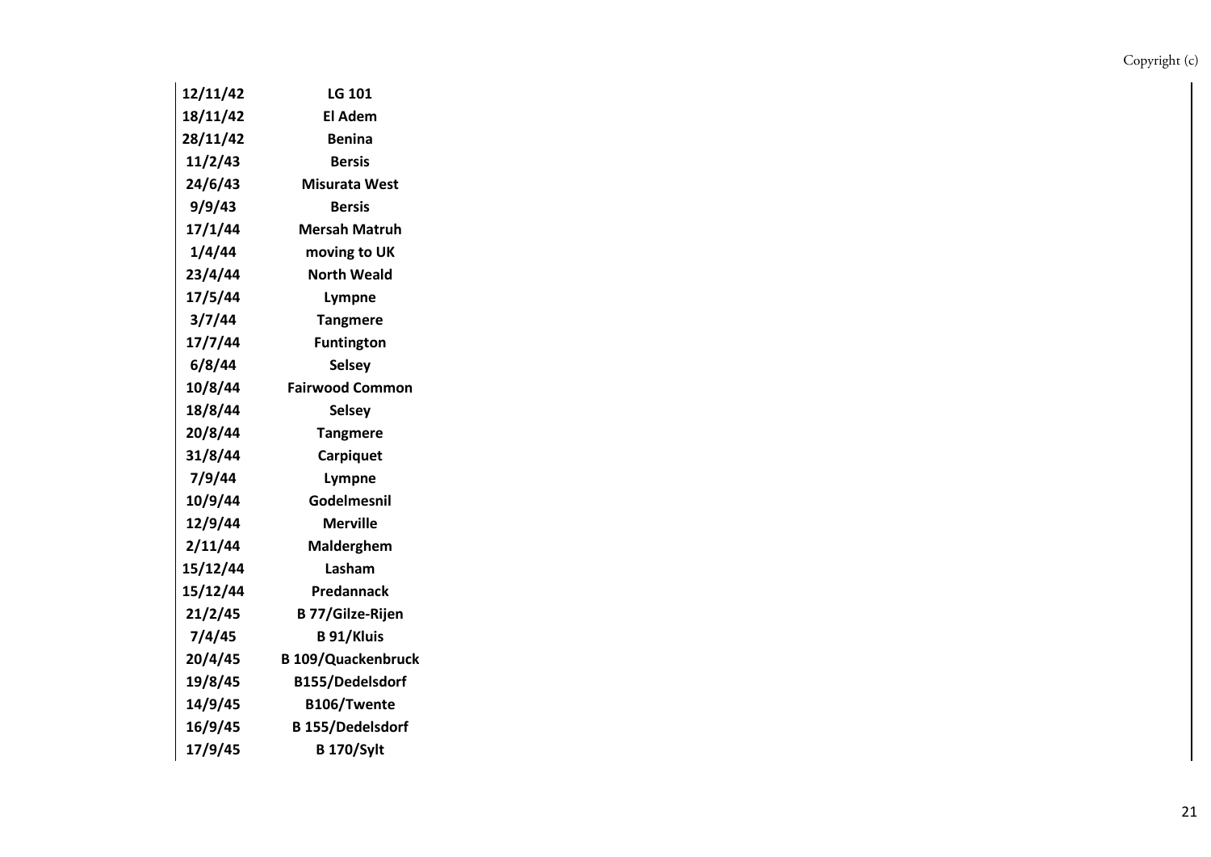| | |
|---|---|
| **12/11/42** | **LG 101** |
| **18/11/42** | **El Adem** |
| **28/11/42** | **Benina** |
| **11/2/43** | **Bersis** |
| **24/6/43** | **Misurata West** |
| **9/9/43** | **Bersis** |
| **17/1/44** | **Mersah Matruh** |
| **1/4/44** | **moving to UK** |
| **23/4/44** | **North Weald** |
| **17/5/44** | **Lympne** |
| **3/7/44** | **Tangmere** |
| **17/7/44** | **Funtington** |
| **6/8/44** | **Selsey** |
| **10/8/44** | **Fairwood Common** |
| **18/8/44** | **Selsey** |
| **20/8/44** | **Tangmere** |
| **31/8/44** | **Carpiquet** |
| **7/9/44** | **Lympne** |
| **10/9/44** | **Godelmesnil** |
| **12/9/44** | **Merville** |
| **2/11/44** | **Malderghem** |
| **15/12/44** | **Lasham** |
| **15/12/44** | **Predannack** |
| **21/2/45** | **B 77/Gilze-Rijen** |
| **7/4/45** | **B 91/Kluis** |
| **20/4/45** | **B 109/Quackenbruck** |
| **19/8/45** | **B155/Dedelsdorf** |
| **14/9/45** | **B106/Twente** |
| **16/9/45** | **B 155/Dedelsdorf** |
| **17/9/45** | **B 170/Sylt** |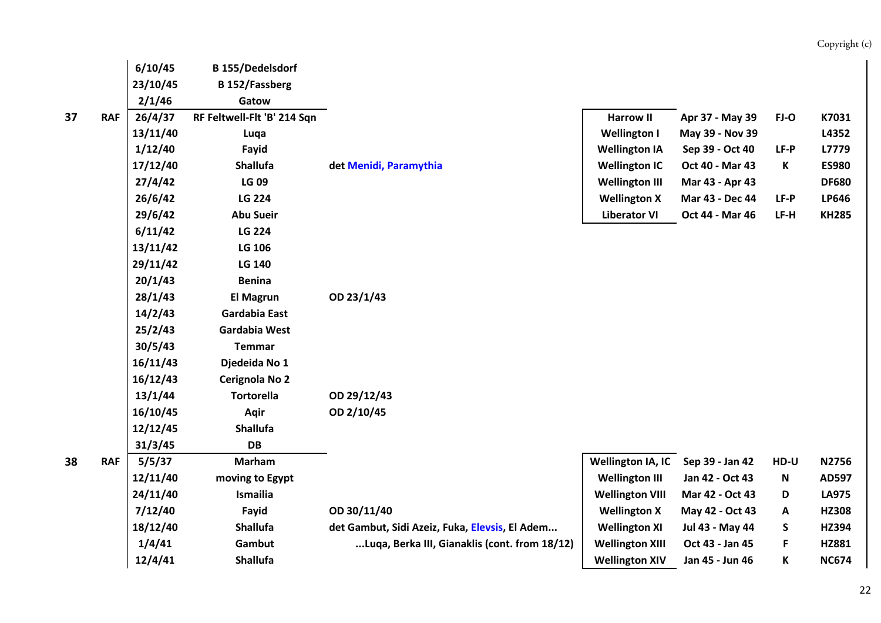| Sqn | Service | Date | Location | Notes | Aircraft | Period | Code | Serial |
|---|---|---|---|---|---|---|---|---|
| | | 6/10/45 | B 155/Dedelsdorf | | | | | |
| | | 23/10/45 | B 152/Fassberg | | | | | |
| | | 2/1/46 | Gatow | | | | | |
| 37 | RAF | 26/4/37 | RF Feltwell-Flt 'B' 214 Sqn | | Harrow II | Apr 37 - May 39 | FJ-O | K7031 |
| | | 13/11/40 | Luqa | | Wellington I | May 39 - Nov 39 | | L4352 |
| | | 1/12/40 | Fayid | | Wellington IA | Sep 39 - Oct 40 | LF-P | L7779 |
| | | 17/12/40 | Shallufa | det Menidi, Paramythia | Wellington IC | Oct 40 - Mar 43 | K | ES980 |
| | | 27/4/42 | LG 09 | | Wellington III | Mar 43 - Apr 43 | | DF680 |
| | | 26/6/42 | LG 224 | | Wellington X | Mar 43 - Dec 44 | LF-P | LP646 |
| | | 29/6/42 | Abu Sueir | | Liberator VI | Oct 44 - Mar 46 | LF-H | KH285 |
| | | 6/11/42 | LG 224 | | | | | |
| | | 13/11/42 | LG 106 | | | | | |
| | | 29/11/42 | LG 140 | | | | | |
| | | 20/1/43 | Benina | | | | | |
| | | 28/1/43 | El Magrun | OD 23/1/43 | | | | |
| | | 14/2/43 | Gardabia East | | | | | |
| | | 25/2/43 | Gardabia West | | | | | |
| | | 30/5/43 | Temmar | | | | | |
| | | 16/11/43 | Djedeida No 1 | | | | | |
| | | 16/12/43 | Cerignola No 2 | | | | | |
| | | 13/1/44 | Tortorella | OD 29/12/43 | | | | |
| | | 16/10/45 | Aqir | OD 2/10/45 | | | | |
| | | 12/12/45 | Shallufa | | | | | |
| | | 31/3/45 | DB | | | | | |
| 38 | RAF | 5/5/37 | Marham | | Wellington IA, IC | Sep 39 - Jan 42 | HD-U | N2756 |
| | | 12/11/40 | moving to Egypt | | Wellington III | Jan 42 - Oct 43 | N | AD597 |
| | | 24/11/40 | Ismailia | | Wellington VIII | Mar 42 - Oct 43 | D | LA975 |
| | | 7/12/40 | Fayid | OD 30/11/40 | Wellington X | May 42 - Oct 43 | A | HZ308 |
| | | 18/12/40 | Shallufa | det Gambut, Sidi Azeiz, Fuka, Elevsis, El Adem... | Wellington XI | Jul 43 - May 44 | S | HZ394 |
| | | 1/4/41 | Gambut | ...Luqa, Berka III, Gianaklis (cont. from 18/12) | Wellington XIII | Oct 43 - Jan 45 | F | HZ881 |
| | | 12/4/41 | Shallufa | | Wellington XIV | Jan 45 - Jun 46 | K | NC674 |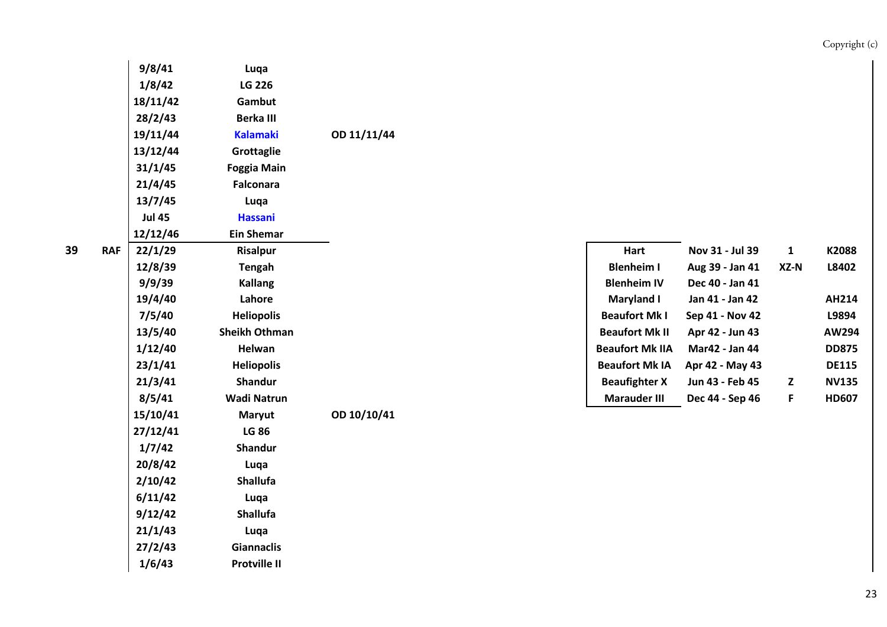| Sqn | Service | Date | Location | Notes |
|---|---|---|---|---|
| | | 9/8/41 | Luqa | |
| | | 1/8/42 | LG 226 | |
| | | 18/11/42 | Gambut | |
| | | 28/2/43 | Berka III | |
| | | 19/11/44 | Kalamaki | OD 11/11/44 |
| | | 13/12/44 | Grottaglie | |
| | | 31/1/45 | Foggia Main | |
| | | 21/4/45 | Falconara | |
| | | 13/7/45 | Luqa | |
| | | Jul 45 | Hassani | |
| | | 12/12/46 | Ein Shemar | |
| 39 | RAF | 22/1/29 | Risalpur | |
| | | 12/8/39 | Tengah | |
| | | 9/9/39 | Kallang | |
| | | 19/4/40 | Lahore | |
| | | 7/5/40 | Heliopolis | |
| | | 13/5/40 | Sheikh Othman | |
| | | 1/12/40 | Helwan | |
| | | 23/1/41 | Heliopolis | |
| | | 21/3/41 | Shandur | |
| | | 8/5/41 | Wadi Natrun | |
| | | 15/10/41 | Maryut | OD 10/10/41 |
| | | 27/12/41 | LG 86 | |
| | | 1/7/42 | Shandur | |
| | | 20/8/42 | Luqa | |
| | | 2/10/42 | Shallufa | |
| | | 6/11/42 | Luqa | |
| | | 9/12/42 | Shallufa | |
| | | 21/1/43 | Luqa | |
| | | 27/2/43 | Giannaclis | |
| | | 1/6/43 | Protville II | |

| Aircraft | Period | Code | Serial |
|---|---|---|---|
| Hart | Nov 31 - Jul 39 | 1 | K2088 |
| Blenheim I | Aug 39 - Jan 41 | XZ-N | L8402 |
| Blenheim IV | Dec 40 - Jan 41 | | |
| Maryland I | Jan 41 - Jan 42 | | AH214 |
| Beaufort Mk I | Sep 41 - Nov 42 | | L9894 |
| Beaufort Mk II | Apr 42 - Jun 43 | | AW294 |
| Beaufort Mk IIA | Mar42 - Jan 44 | | DD875 |
| Beaufort Mk IA | Apr 42 - May 43 | | DE115 |
| Beaufighter X | Jun 43 - Feb 45 | Z | NV135 |
| Marauder III | Dec 44 - Sep 46 | F | HD607 |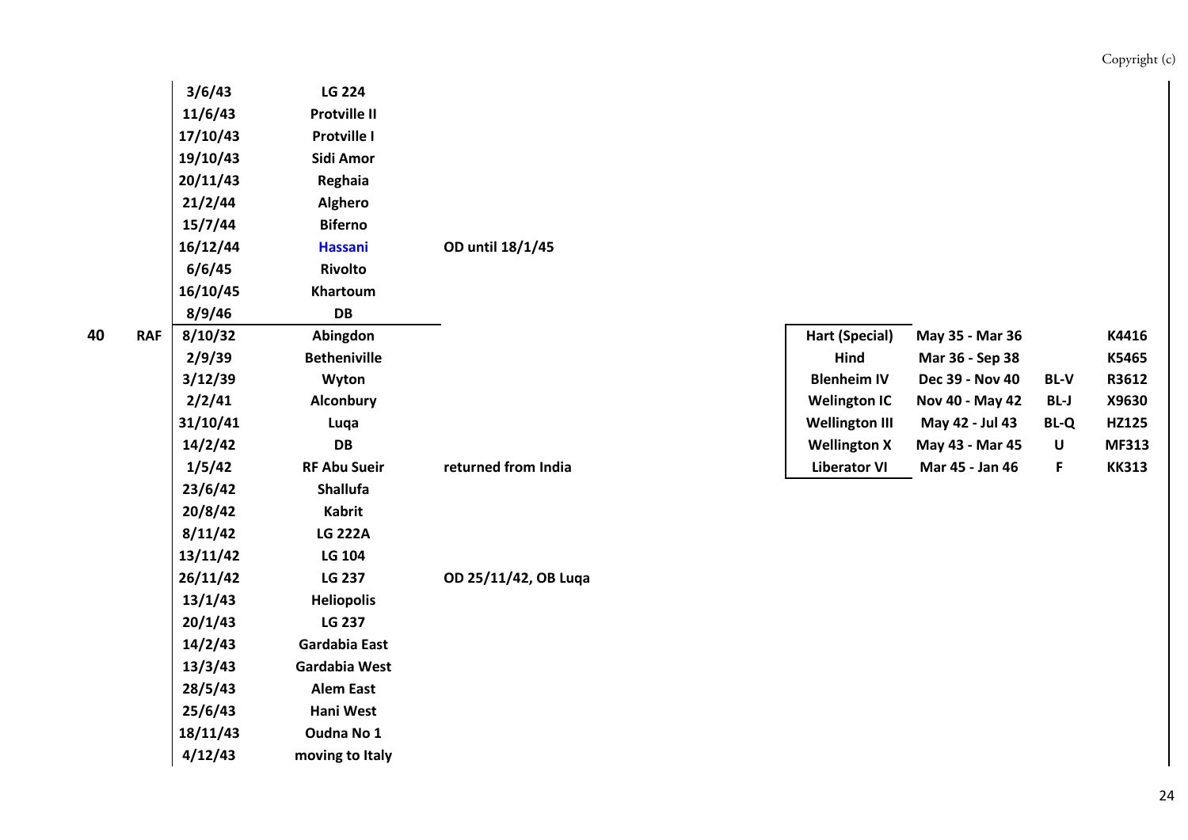| | | Date | Location | Notes |
|---|---|---|---|---|
| | | 3/6/43 | LG 224 | |
| | | 11/6/43 | Protville II | |
| | | 17/10/43 | Protville I | |
| | | 19/10/43 | Sidi Amor | |
| | | 20/11/43 | Reghaia | |
| | | 21/2/44 | Alghero | |
| | | 15/7/44 | Biferno | |
| | | 16/12/44 | Hassani | OD until 18/1/45 |
| | | 6/6/45 | Rivolto | |
| | | 16/10/45 | Khartoum | |
| | | 8/9/46 | DB | |
| 40 | RAF | 8/10/32 | Abingdon | |
| | | 2/9/39 | Betheniville | |
| | | 3/12/39 | Wyton | |
| | | 2/2/41 | Alconbury | |
| | | 31/10/41 | Luqa | |
| | | 14/2/42 | DB | |
| | | 1/5/42 | RF Abu Sueir | returned from India |
| | | 23/6/42 | Shallufa | |
| | | 20/8/42 | Kabrit | |
| | | 8/11/42 | LG 222A | |
| | | 13/11/42 | LG 104 | |
| | | 26/11/42 | LG 237 | OD 25/11/42, OB Luqa |
| | | 13/1/43 | Heliopolis | |
| | | 20/1/43 | LG 237 | |
| | | 14/2/43 | Gardabia East | |
| | | 13/3/43 | Gardabia West | |
| | | 28/5/43 | Alem East | |
| | | 25/6/43 | Hani West | |
| | | 18/11/43 | Oudna No 1 | |
| | | 4/12/43 | moving to Italy | |

| Aircraft | Period | Code | Serial |
|---|---|---|---|
| Hart (Special) | May 35 - Mar 36 | | K4416 |
| Hind | Mar 36 - Sep 38 | | K5465 |
| Blenheim IV | Dec 39 - Nov 40 | BL-V | R3612 |
| Welington IC | Nov 40 - May 42 | BL-J | X9630 |
| Wellington III | May 42 - Jul 43 | BL-Q | HZ125 |
| Wellington X | May 43 - Mar 45 | U | MF313 |
| Liberator VI | Mar 45 - Jan 46 | F | KK313 |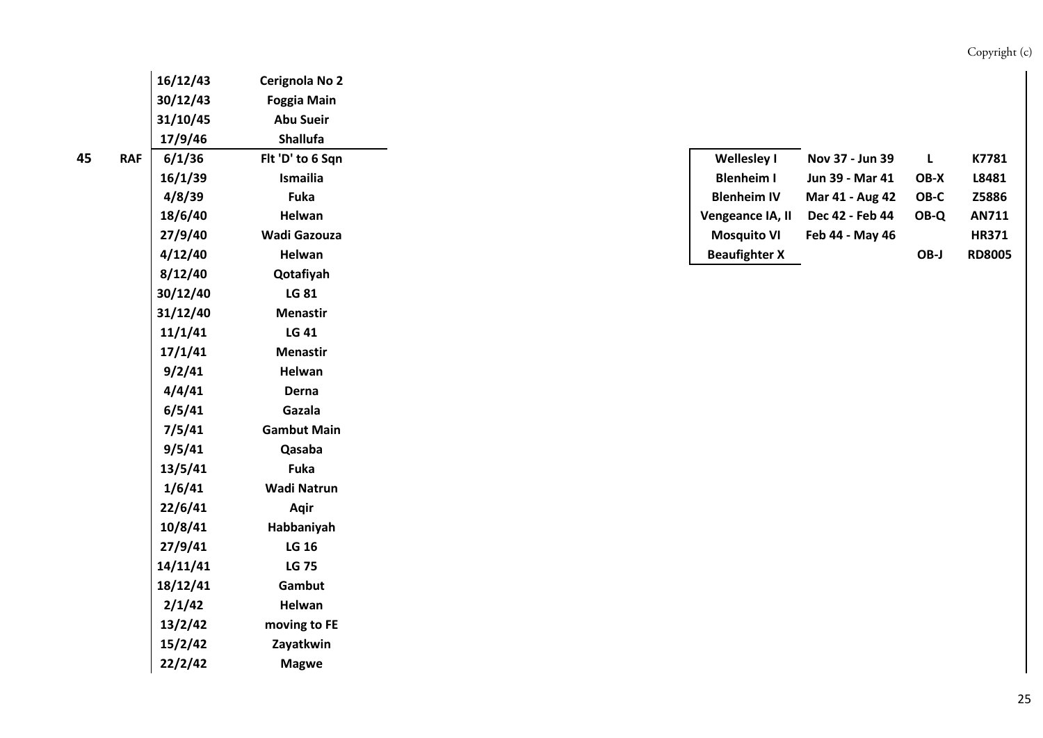| | | Date | Location |
|---|---|---|---|
| | | 16/12/43 | Cerignola No 2 |
| | | 30/12/43 | Foggia Main |
| | | 31/10/45 | Abu Sueir |
| | | 17/9/46 | Shallufa |
| **45** | **RAF** | 6/1/36 | Flt 'D' to 6 Sqn |
| | | 16/1/39 | Ismailia |
| | | 4/8/39 | Fuka |
| | | 18/6/40 | Helwan |
| | | 27/9/40 | Wadi Gazouza |
| | | 4/12/40 | Helwan |
| | | 8/12/40 | Qotafiyah |
| | | 30/12/40 | LG 81 |
| | | 31/12/40 | Menastir |
| | | 11/1/41 | LG 41 |
| | | 17/1/41 | Menastir |
| | | 9/2/41 | Helwan |
| | | 4/4/41 | Derna |
| | | 6/5/41 | Gazala |
| | | 7/5/41 | Gambut Main |
| | | 9/5/41 | Qasaba |
| | | 13/5/41 | Fuka |
| | | 1/6/41 | Wadi Natrun |
| | | 22/6/41 | Aqir |
| | | 10/8/41 | Habbaniyah |
| | | 27/9/41 | LG 16 |
| | | 14/11/41 | LG 75 |
| | | 18/12/41 | Gambut |
| | | 2/1/42 | Helwan |
| | | 13/2/42 | moving to FE |
| | | 15/2/42 | Zayatkwin |
| | | 22/2/42 | Magwe |

| Aircraft | Period | Code | Serial |
|---|---|---|---|
| Wellesley I | Nov 37 - Jun 39 | L | K7781 |
| Blenheim I | Jun 39 - Mar 41 | OB-X | L8481 |
| Blenheim IV | Mar 41 - Aug 42 | OB-C | Z5886 |
| Vengeance IA, II | Dec 42 - Feb 44 | OB-Q | AN711 |
| Mosquito VI | Feb 44 - May 46 | | HR371 |
| Beaufighter X | | OB-J | RD8005 |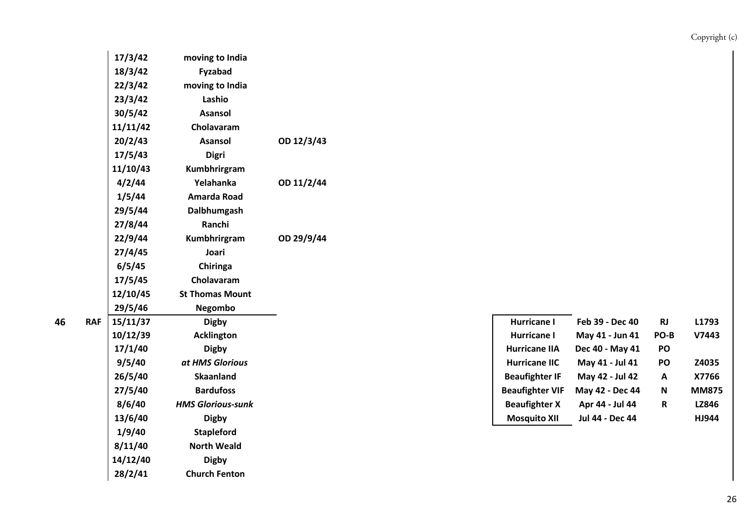| Squadron | Service | Date | Location | Notes |
|---|---|---|---|---|
| | | 17/3/42 | moving to India | |
| | | 18/3/42 | Fyzabad | |
| | | 22/3/42 | moving to India | |
| | | 23/3/42 | Lashio | |
| | | 30/5/42 | Asansol | |
| | | 11/11/42 | Cholavaram | |
| | | 20/2/43 | Asansol | OD 12/3/43 |
| | | 17/5/43 | Digri | |
| | | 11/10/43 | Kumbhrirgram | |
| | | 4/2/44 | Yelahanka | OD 11/2/44 |
| | | 1/5/44 | Amarda Road | |
| | | 29/5/44 | Dalbhumgash | |
| | | 27/8/44 | Ranchi | |
| | | 22/9/44 | Kumbhrirgram | OD 29/9/44 |
| | | 27/4/45 | Joari | |
| | | 6/5/45 | Chiringa | |
| | | 17/5/45 | Cholavaram | |
| | | 12/10/45 | St Thomas Mount | |
| | | 29/5/46 | Negombo | |
| **46** | **RAF** | 15/11/37 | Digby | |
| | | 10/12/39 | Acklington | |
| | | 17/1/40 | Digby | |
| | | 9/5/40 | *at HMS Glorious* | |
| | | 26/5/40 | Skaanland | |
| | | 27/5/40 | Bardufoss | |
| | | 8/6/40 | *HMS Glorious-sunk* | |
| | | 13/6/40 | Digby | |
| | | 1/9/40 | Stapleford | |
| | | 8/11/40 | North Weald | |
| | | 14/12/40 | Digby | |
| | | 28/2/41 | Church Fenton | |

| Aircraft | Period | Code | Serial |
|---|---|---|---|
| Hurricane I | Feb 39 - Dec 40 | RJ | L1793 |
| Hurricane I | May 41 - Jun 41 | PO-B | V7443 |
| Hurricane IIA | Dec 40 - May 41 | PO | |
| Hurricane IIC | May 41 - Jul 41 | PO | Z4035 |
| Beaufighter IF | May 42 - Jul 42 | A | X7766 |
| Beaufighter VIF | May 42 - Dec 44 | N | MM875 |
| Beaufighter X | Apr 44 - Jul 44 | R | LZ846 |
| Mosquito XII | Jul 44 - Dec 44 | | HJ944 |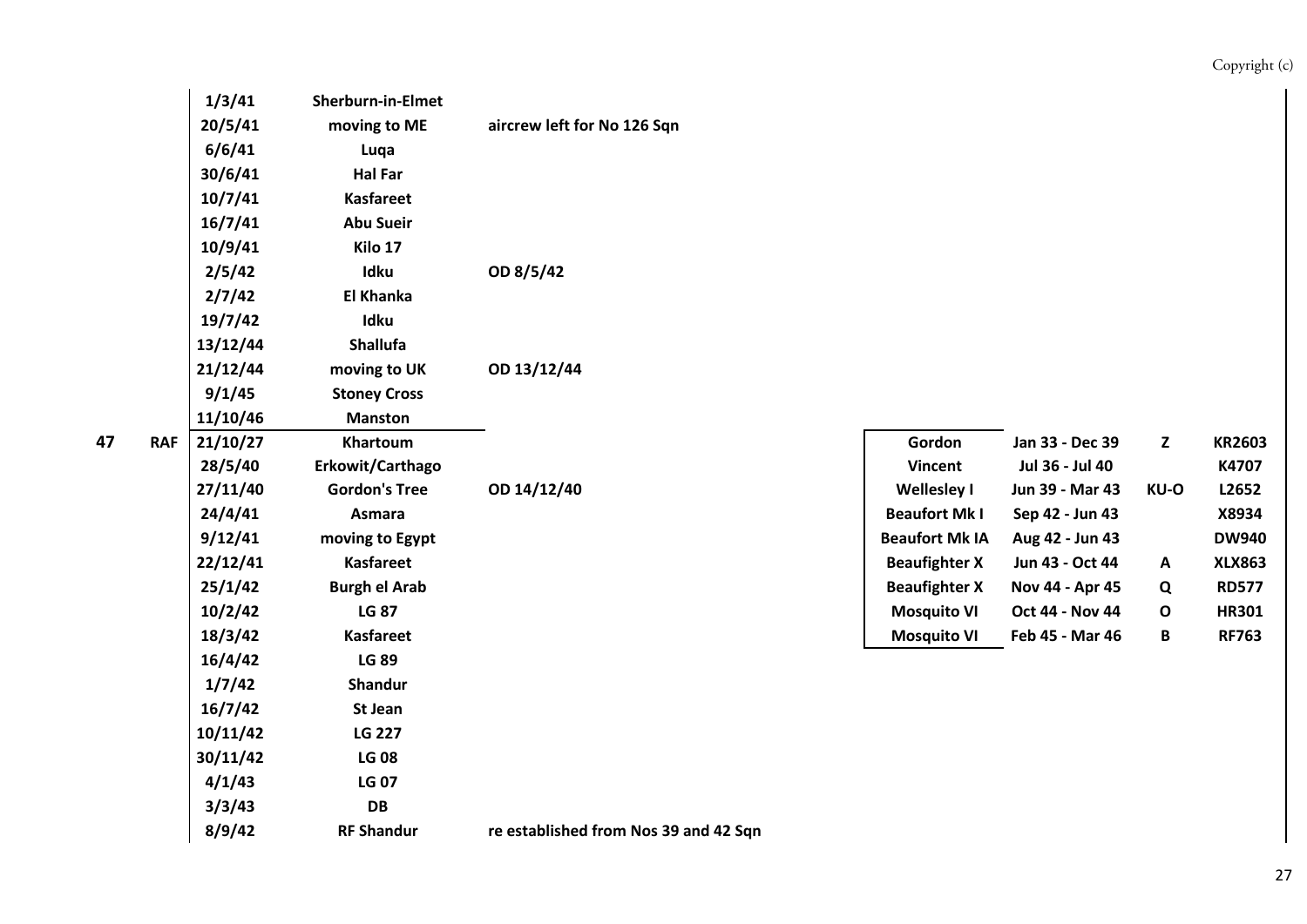| | | Date | Location | Notes | Aircraft | Period | Code | Serial |
|---|---|---|---|---|---|---|---|---|
| | | 1/3/41 | Sherburn-in-Elmet | | | | | |
| | | 20/5/41 | moving to ME | aircrew left for No 126 Sqn | | | | |
| | | 6/6/41 | Luqa | | | | | |
| | | 30/6/41 | Hal Far | | | | | |
| | | 10/7/41 | Kasfareet | | | | | |
| | | 16/7/41 | Abu Sueir | | | | | |
| | | 10/9/41 | Kilo 17 | | | | | |
| | | 2/5/42 | Idku | OD 8/5/42 | | | | |
| | | 2/7/42 | El Khanka | | | | | |
| | | 19/7/42 | Idku | | | | | |
| | | 13/12/44 | Shallufa | | | | | |
| | | 21/12/44 | moving to UK | OD 13/12/44 | | | | |
| | | 9/1/45 | Stoney Cross | | | | | |
| | | 11/10/46 | Manston | | | | | |
| 47 | RAF | 21/10/27 | Khartoum | | Gordon | Jan 33 - Dec 39 | Z | KR2603 |
| | | 28/5/40 | Erkowit/Carthago | | Vincent | Jul 36 - Jul 40 | | K4707 |
| | | 27/11/40 | Gordon's Tree | OD 14/12/40 | Wellesley I | Jun 39 - Mar 43 | KU-O | L2652 |
| | | 24/4/41 | Asmara | | Beaufort Mk I | Sep 42 - Jun 43 | | X8934 |
| | | 9/12/41 | moving to Egypt | | Beaufort Mk IA | Aug 42 - Jun 43 | | DW940 |
| | | 22/12/41 | Kasfareet | | Beaufighter X | Jun 43 - Oct 44 | A | XLX863 |
| | | 25/1/42 | Burgh el Arab | | Beaufighter X | Nov 44 - Apr 45 | Q | RD577 |
| | | 10/2/42 | LG 87 | | Mosquito VI | Oct 44 - Nov 44 | O | HR301 |
| | | 18/3/42 | Kasfareet | | Mosquito VI | Feb 45 - Mar 46 | B | RF763 |
| | | 16/4/42 | LG 89 | | | | | |
| | | 1/7/42 | Shandur | | | | | |
| | | 16/7/42 | St Jean | | | | | |
| | | 10/11/42 | LG 227 | | | | | |
| | | 30/11/42 | LG 08 | | | | | |
| | | 4/1/43 | LG 07 | | | | | |
| | | 3/3/43 | DB | | | | | |
| | | 8/9/42 | RF Shandur | re established from Nos 39 and 42 Sqn | | | | |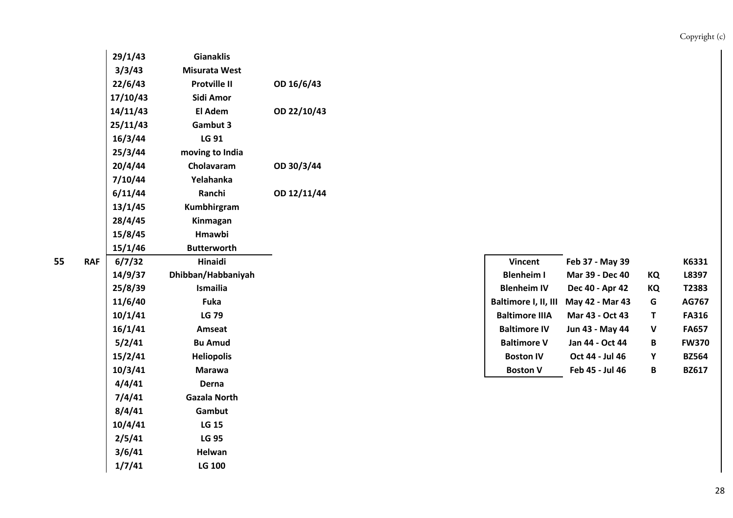| Squadron | Service | Date | Location | OD | Aircraft | Period | Code | Serial |
|---|---|---|---|---|---|---|---|---|
| | | 29/1/43 | Gianaklis | | | | | |
| | | 3/3/43 | Misurata West | | | | | |
| | | 22/6/43 | Protville II | OD 16/6/43 | | | | |
| | | 17/10/43 | Sidi Amor | | | | | |
| | | 14/11/43 | El Adem | OD 22/10/43 | | | | |
| | | 25/11/43 | Gambut 3 | | | | | |
| | | 16/3/44 | LG 91 | | | | | |
| | | 25/3/44 | moving to India | | | | | |
| | | 20/4/44 | Cholavaram | OD 30/3/44 | | | | |
| | | 7/10/44 | Yelahanka | | | | | |
| | | 6/11/44 | Ranchi | OD 12/11/44 | | | | |
| | | 13/1/45 | Kumbhirgram | | | | | |
| | | 28/4/45 | Kinmagan | | | | | |
| | | 15/8/45 | Hmawbi | | | | | |
| | | 15/1/46 | Butterworth | | | | | |
| 55 | RAF | 6/7/32 | Hinaidi | | Vincent | Feb 37 - May 39 | | K6331 |
| | | 14/9/37 | Dhibban/Habbaniyah | | Blenheim I | Mar 39 - Dec 40 | KQ | L8397 |
| | | 25/8/39 | Ismailia | | Blenheim IV | Dec 40 - Apr 42 | KQ | T2383 |
| | | 11/6/40 | Fuka | | Baltimore I, II, III | May 42 - Mar 43 | G | AG767 |
| | | 10/1/41 | LG 79 | | Baltimore IIIA | Mar 43 - Oct 43 | T | FA316 |
| | | 16/1/41 | Amseat | | Baltimore IV | Jun 43 - May 44 | V | FA657 |
| | | 5/2/41 | Bu Amud | | Baltimore V | Jan 44 - Oct 44 | B | FW370 |
| | | 15/2/41 | Heliopolis | | Boston IV | Oct 44 - Jul 46 | Y | BZ564 |
| | | 10/3/41 | Marawa | | Boston V | Feb 45 - Jul 46 | B | BZ617 |
| | | 4/4/41 | Derna | | | | | |
| | | 7/4/41 | Gazala North | | | | | |
| | | 8/4/41 | Gambut | | | | | |
| | | 10/4/41 | LG 15 | | | | | |
| | | 2/5/41 | LG 95 | | | | | |
| | | 3/6/41 | Helwan | | | | | |
| | | 1/7/41 | LG 100 | | | | | |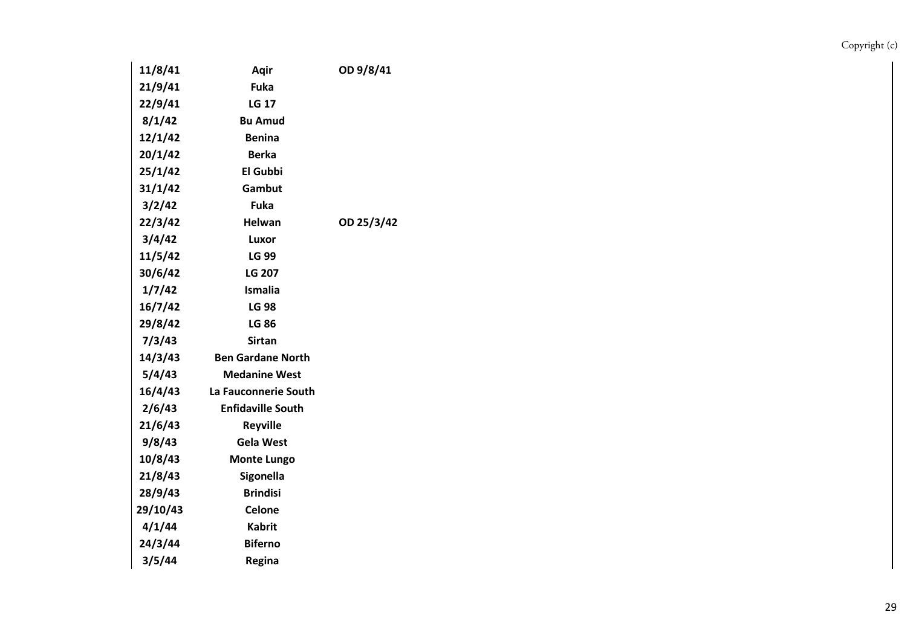| | | |
|---|---|---|
| **11/8/41** | **Aqir** | **OD 9/8/41** |
| **21/9/41** | **Fuka** | |
| **22/9/41** | **LG 17** | |
| **8/1/42** | **Bu Amud** | |
| **12/1/42** | **Benina** | |
| **20/1/42** | **Berka** | |
| **25/1/42** | **El Gubbi** | |
| **31/1/42** | **Gambut** | |
| **3/2/42** | **Fuka** | |
| **22/3/42** | **Helwan** | **OD 25/3/42** |
| **3/4/42** | **Luxor** | |
| **11/5/42** | **LG 99** | |
| **30/6/42** | **LG 207** | |
| **1/7/42** | **Ismalia** | |
| **16/7/42** | **LG 98** | |
| **29/8/42** | **LG 86** | |
| **7/3/43** | **Sirtan** | |
| **14/3/43** | **Ben Gardane North** | |
| **5/4/43** | **Medanine West** | |
| **16/4/43** | **La Fauconnerie South** | |
| **2/6/43** | **Enfidaville South** | |
| **21/6/43** | **Reyville** | |
| **9/8/43** | **Gela West** | |
| **10/8/43** | **Monte Lungo** | |
| **21/8/43** | **Sigonella** | |
| **28/9/43** | **Brindisi** | |
| **29/10/43** | **Celone** | |
| **4/1/44** | **Kabrit** | |
| **24/3/44** | **Biferno** | |
| **3/5/44** | **Regina** | |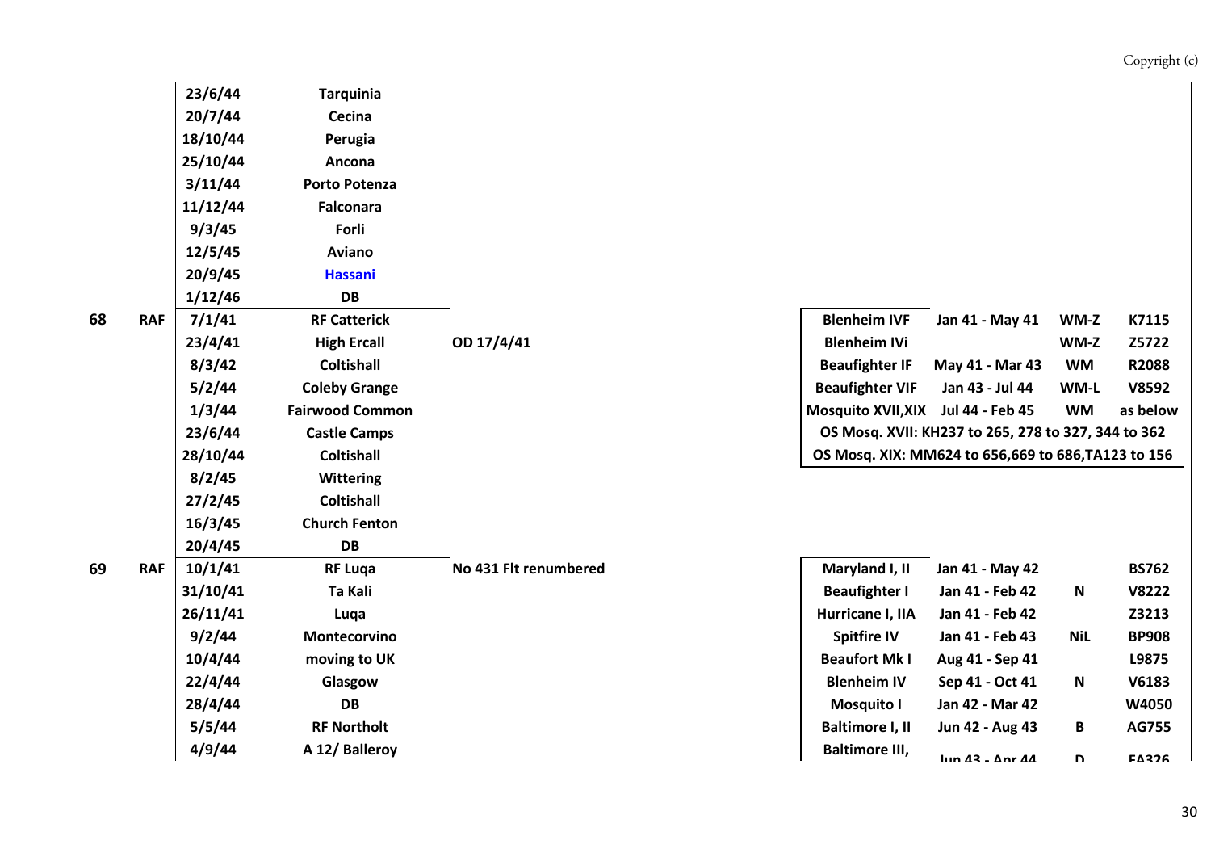| Sqn | Service | Date | Location | Notes | Aircraft | Period | Code | Serial |
|---|---|---|---|---|---|---|---|---|
| | | 23/6/44 | Tarquinia | | | | | |
| | | 20/7/44 | Cecina | | | | | |
| | | 18/10/44 | Perugia | | | | | |
| | | 25/10/44 | Ancona | | | | | |
| | | 3/11/44 | Porto Potenza | | | | | |
| | | 11/12/44 | Falconara | | | | | |
| | | 9/3/45 | Forli | | | | | |
| | | 12/5/45 | Aviano | | | | | |
| | | 20/9/45 | Hassani | | | | | |
| | | 1/12/46 | DB | | | | | |
| 68 | RAF | 7/1/41 | RF Catterick | | Blenheim IVF | Jan 41 - May 41 | WM-Z | K7115 |
| | | 23/4/41 | High Ercall | OD 17/4/41 | Blenheim IVi | | WM-Z | Z5722 |
| | | 8/3/42 | Coltishall | | Beaufighter IF | May 41 - Mar 43 | WM | R2088 |
| | | 5/2/44 | Coleby Grange | | Beaufighter VIF | Jan 43 - Jul 44 | WM-L | V8592 |
| | | 1/3/44 | Fairwood Common | | Mosquito XVII,XIX | Jul 44 - Feb 45 | WM | as below |
| | | 23/6/44 | Castle Camps | | OS Mosq. XVII: KH237 to 265, 278 to 327, 344 to 362 | | | |
| | | 28/10/44 | Coltishall | | OS Mosq. XIX: MM624 to 656,669 to 686,TA123 to 156 | | | |
| | | 8/2/45 | Wittering | | | | | |
| | | 27/2/45 | Coltishall | | | | | |
| | | 16/3/45 | Church Fenton | | | | | |
| | | 20/4/45 | DB | | | | | |
| 69 | RAF | 10/1/41 | RF Luqa | No 431 Flt renumbered | Maryland I, II | Jan 41 - May 42 | | BS762 |
| | | 31/10/41 | Ta Kali | | Beaufighter I | Jan 41 - Feb 42 | N | V8222 |
| | | 26/11/41 | Luqa | | Hurricane I, IIA | Jan 41 - Feb 42 | | Z3213 |
| | | 9/2/44 | Montecorvino | | Spitfire IV | Jan 41 - Feb 43 | NiL | BP908 |
| | | 10/4/44 | moving to UK | | Beaufort Mk I | Aug 41 - Sep 41 | | L9875 |
| | | 22/4/44 | Glasgow | | Blenheim IV | Sep 41 - Oct 41 | N | V6183 |
| | | 28/4/44 | DB | | Mosquito I | Jan 42 - Mar 42 | | W4050 |
| | | 5/5/44 | RF Northolt | | Baltimore I, II | Jun 42 - Aug 43 | B | AG755 |
| | | 4/9/44 | A 12/ Balleroy | | Baltimore III, | Jun 43 - Apr 44 | D | FA326 |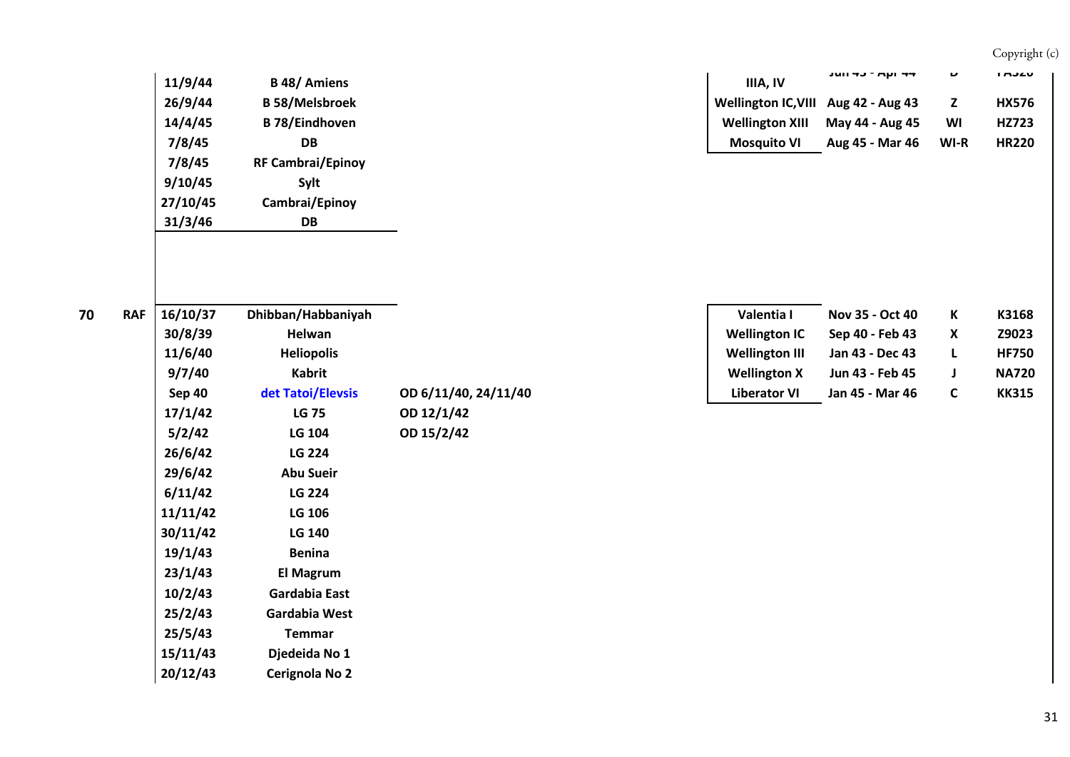| | | Date | Location | Notes | | Aircraft | Period | Code | Serial |
|---|---|---|---|---|---|---|---|---|---|
| | | 11/9/44 | B 48/ Amiens | | | IIIA, IV | Jun 43 - Apr 44 | D | FA520 |
| | | 26/9/44 | B 58/Melsbroek | | | Wellington IC,VIII | Aug 42 - Aug 43 | Z | HX576 |
| | | 14/4/45 | B 78/Eindhoven | | | Wellington XIII | May 44 - Aug 45 | WI | HZ723 |
| | | 7/8/45 | DB | | | Mosquito VI | Aug 45 - Mar 46 | WI-R | HR220 |
| | | 7/8/45 | RF Cambrai/Epinoy | | | | | | |
| | | 9/10/45 | Sylt | | | | | | |
| | | 27/10/45 | Cambrai/Epinoy | | | | | | |
| | | 31/3/46 | DB | | | | | | |

| Sqn | Service | Date | Location | Notes | | Aircraft | Period | Code | Serial |
|---|---|---|---|---|---|---|---|---|---|
| 70 | RAF | 16/10/37 | Dhibban/Habbaniyah | | | Valentia I | Nov 35 - Oct 40 | K | K3168 |
| | | 30/8/39 | Helwan | | | Wellington IC | Sep 40 - Feb 43 | X | Z9023 |
| | | 11/6/40 | Heliopolis | | | Wellington III | Jan 43 - Dec 43 | L | HF750 |
| | | 9/7/40 | Kabrit | | | Wellington X | Jun 43 - Feb 45 | J | NA720 |
| | | Sep 40 | det Tatoi/Elevsis | OD 6/11/40, 24/11/40 | | Liberator VI | Jan 45 - Mar 46 | C | KK315 |
| | | 17/1/42 | LG 75 | OD 12/1/42 | | | | | |
| | | 5/2/42 | LG 104 | OD 15/2/42 | | | | | |
| | | 26/6/42 | LG 224 | | | | | | |
| | | 29/6/42 | Abu Sueir | | | | | | |
| | | 6/11/42 | LG 224 | | | | | | |
| | | 11/11/42 | LG 106 | | | | | | |
| | | 30/11/42 | LG 140 | | | | | | |
| | | 19/1/43 | Benina | | | | | | |
| | | 23/1/43 | El Magrum | | | | | | |
| | | 10/2/43 | Gardabia East | | | | | | |
| | | 25/2/43 | Gardabia West | | | | | | |
| | | 25/5/43 | Temmar | | | | | | |
| | | 15/11/43 | Djedeida No 1 | | | | | | |
| | | 20/12/43 | Cerignola No 2 | | | | | | |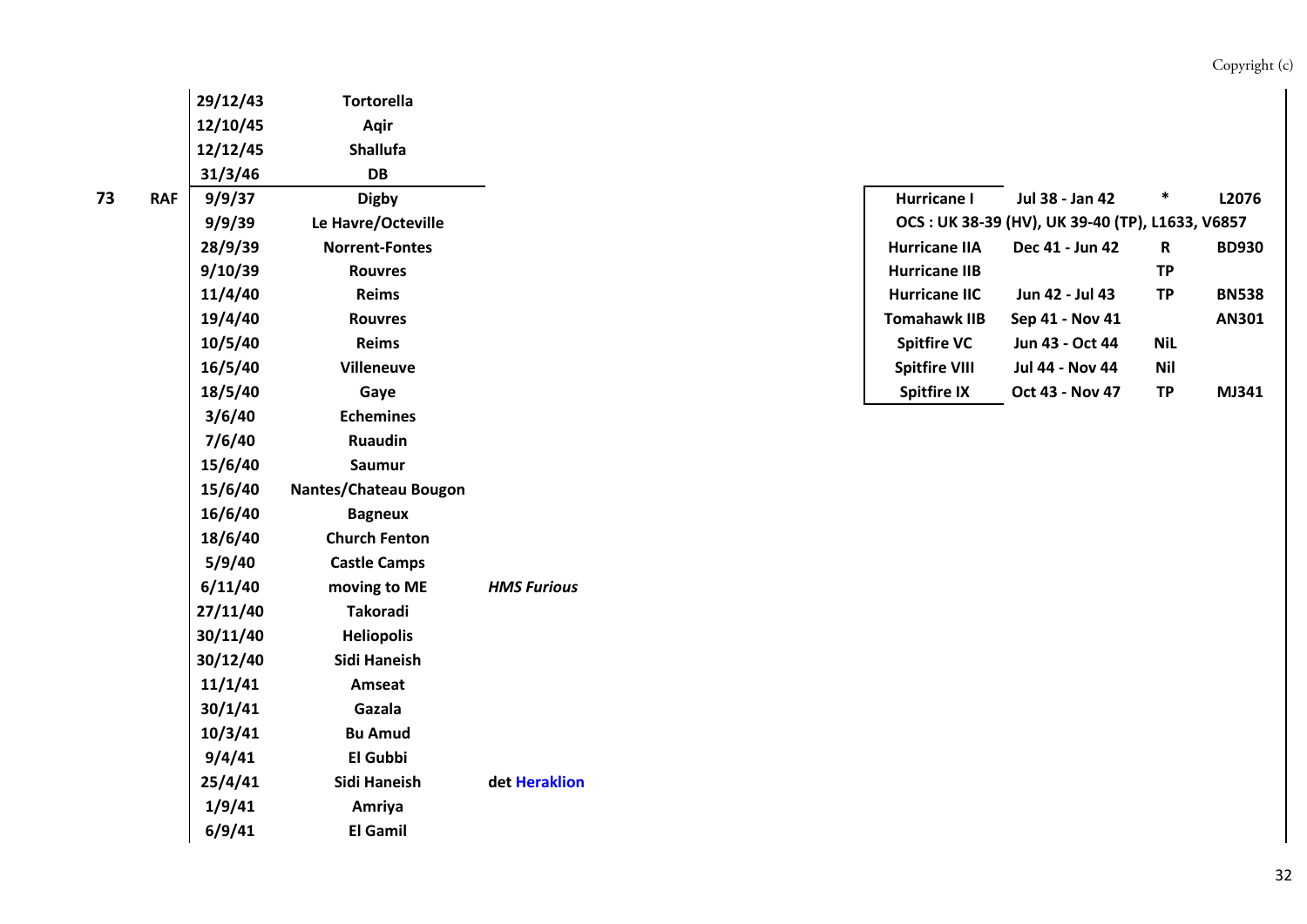| | | Date | Location | Notes |
|---|---|---|---|---|
| | | **29/12/43** | **Tortorella** | |
| | | **12/10/45** | **Aqir** | |
| | | **12/12/45** | **Shallufa** | |
| | | **31/3/46** | **DB** | |
| **73** | **RAF** | **9/9/37** | **Digby** | |
| | | **9/9/39** | **Le Havre/Octeville** | |
| | | **28/9/39** | **Norrent-Fontes** | |
| | | **9/10/39** | **Rouvres** | |
| | | **11/4/40** | **Reims** | |
| | | **19/4/40** | **Rouvres** | |
| | | **10/5/40** | **Reims** | |
| | | **16/5/40** | **Villeneuve** | |
| | | **18/5/40** | **Gaye** | |
| | | **3/6/40** | **Echemines** | |
| | | **7/6/40** | **Ruaudin** | |
| | | **15/6/40** | **Saumur** | |
| | | **15/6/40** | **Nantes/Chateau Bougon** | |
| | | **16/6/40** | **Bagneux** | |
| | | **18/6/40** | **Church Fenton** | |
| | | **5/9/40** | **Castle Camps** | |
| | | **6/11/40** | **moving to ME** | ***HMS Furious*** |
| | | **27/11/40** | **Takoradi** | |
| | | **30/11/40** | **Heliopolis** | |
| | | **30/12/40** | **Sidi Haneish** | |
| | | **11/1/41** | **Amseat** | |
| | | **30/1/41** | **Gazala** | |
| | | **10/3/41** | **Bu Amud** | |
| | | **9/4/41** | **El Gubbi** | |
| | | **25/4/41** | **Sidi Haneish** | **det Heraklion** |
| | | **1/9/41** | **Amriya** | |
| | | **6/9/41** | **El Gamil** | |

| Aircraft | Period | Code | Serial |
|---|---|---|---|
| **Hurricane I** | **Jul 38 - Jan 42** | **\*** | **L2076** |
| **OCS : UK 38-39 (HV), UK 39-40 (TP), L1633, V6857** | | | |
| **Hurricane IIA** | **Dec 41 - Jun 42** | **R** | **BD930** |
| **Hurricane IIB** | | **TP** | |
| **Hurricane IIC** | **Jun 42 - Jul 43** | **TP** | **BN538** |
| **Tomahawk IIB** | **Sep 41 - Nov 41** | | **AN301** |
| **Spitfire VC** | **Jun 43 - Oct 44** | **NiL** | |
| **Spitfire VIII** | **Jul 44 - Nov 44** | **Nil** | |
| **Spitfire IX** | **Oct 43 - Nov 47** | **TP** | **MJ341** |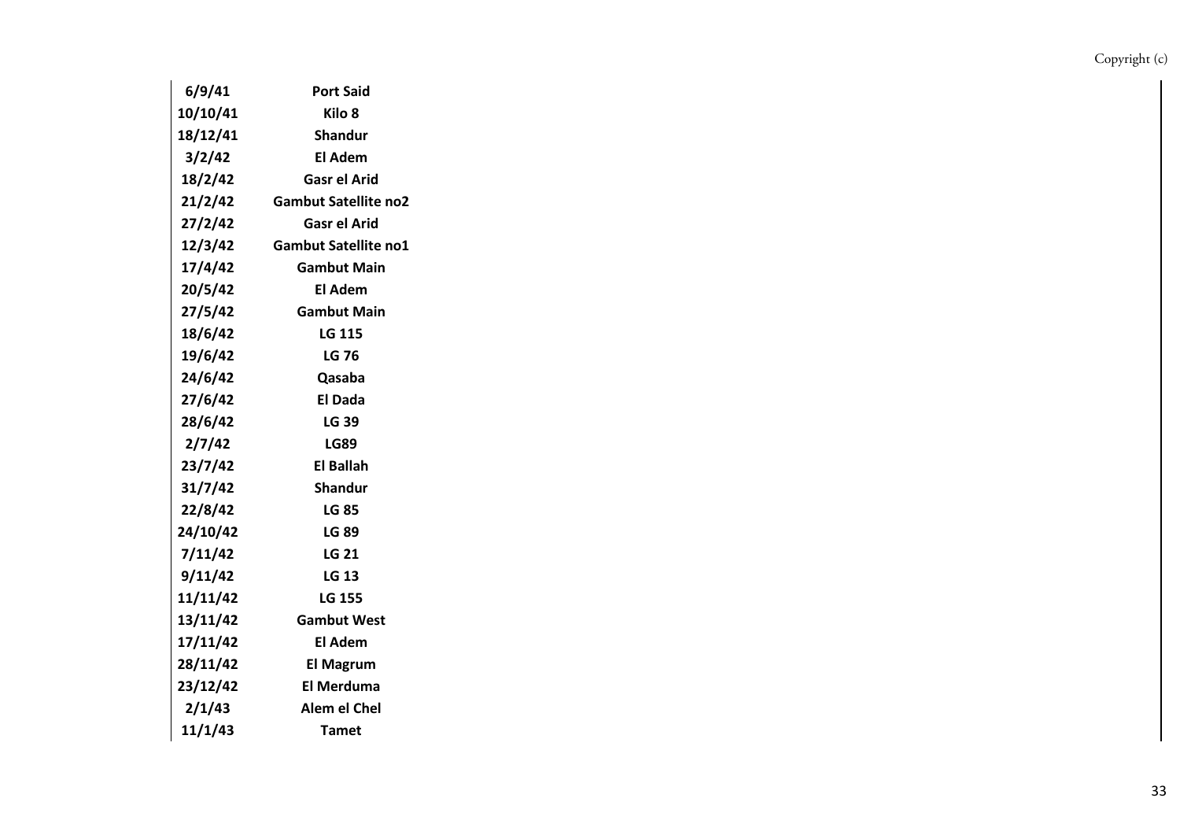| | |
|---|---|
| **6/9/41** | **Port Said** |
| **10/10/41** | **Kilo 8** |
| **18/12/41** | **Shandur** |
| **3/2/42** | **El Adem** |
| **18/2/42** | **Gasr el Arid** |
| **21/2/42** | **Gambut Satellite no2** |
| **27/2/42** | **Gasr el Arid** |
| **12/3/42** | **Gambut Satellite no1** |
| **17/4/42** | **Gambut Main** |
| **20/5/42** | **El Adem** |
| **27/5/42** | **Gambut Main** |
| **18/6/42** | **LG 115** |
| **19/6/42** | **LG 76** |
| **24/6/42** | **Qasaba** |
| **27/6/42** | **El Dada** |
| **28/6/42** | **LG 39** |
| **2/7/42** | **LG89** |
| **23/7/42** | **El Ballah** |
| **31/7/42** | **Shandur** |
| **22/8/42** | **LG 85** |
| **24/10/42** | **LG 89** |
| **7/11/42** | **LG 21** |
| **9/11/42** | **LG 13** |
| **11/11/42** | **LG 155** |
| **13/11/42** | **Gambut West** |
| **17/11/42** | **El Adem** |
| **28/11/42** | **El Magrum** |
| **23/12/42** | **El Merduma** |
| **2/1/43** | **Alem el Chel** |
| **11/1/43** | **Tamet** |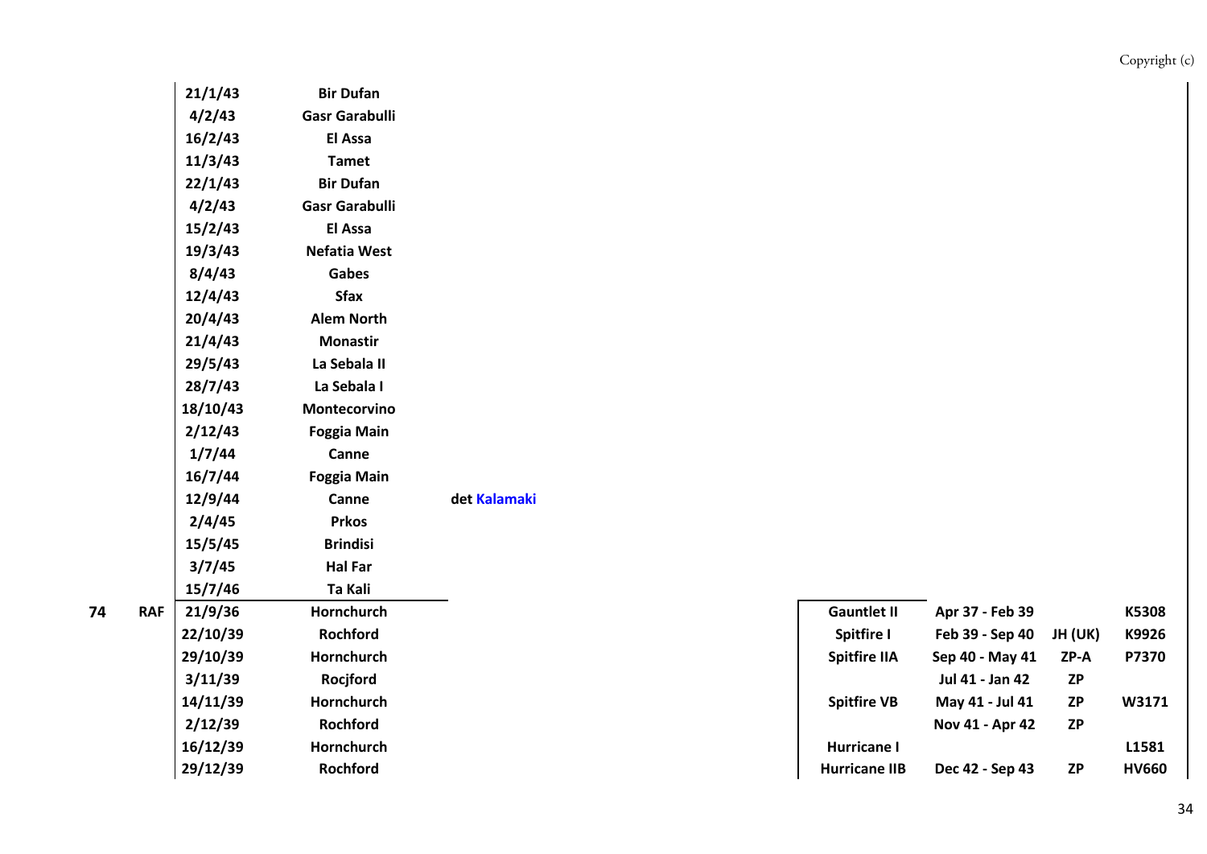| Sqn | Service | Date | Location | Notes | Aircraft | Period | Code | Serial |
|---|---|---|---|---|---|---|---|---|
| | | 21/1/43 | Bir Dufan | | | | | |
| | | 4/2/43 | Gasr Garabulli | | | | | |
| | | 16/2/43 | El Assa | | | | | |
| | | 11/3/43 | Tamet | | | | | |
| | | 22/1/43 | Bir Dufan | | | | | |
| | | 4/2/43 | Gasr Garabulli | | | | | |
| | | 15/2/43 | El Assa | | | | | |
| | | 19/3/43 | Nefatia West | | | | | |
| | | 8/4/43 | Gabes | | | | | |
| | | 12/4/43 | Sfax | | | | | |
| | | 20/4/43 | Alem North | | | | | |
| | | 21/4/43 | Monastir | | | | | |
| | | 29/5/43 | La Sebala II | | | | | |
| | | 28/7/43 | La Sebala I | | | | | |
| | | 18/10/43 | Montecorvino | | | | | |
| | | 2/12/43 | Foggia Main | | | | | |
| | | 1/7/44 | Canne | | | | | |
| | | 16/7/44 | Foggia Main | | | | | |
| | | 12/9/44 | Canne | det Kalamaki | | | | |
| | | 2/4/45 | Prkos | | | | | |
| | | 15/5/45 | Brindisi | | | | | |
| | | 3/7/45 | Hal Far | | | | | |
| | | 15/7/46 | Ta Kali | | | | | |
| 74 | RAF | 21/9/36 | Hornchurch | | Gauntlet II | Apr 37 - Feb 39 | | K5308 |
| | | 22/10/39 | Rochford | | Spitfire I | Feb 39 - Sep 40 | JH (UK) | K9926 |
| | | 29/10/39 | Hornchurch | | Spitfire IIA | Sep 40 - May 41 | ZP-A | P7370 |
| | | 3/11/39 | Rocjford | | | Jul 41 - Jan 42 | ZP | |
| | | 14/11/39 | Hornchurch | | Spitfire VB | May 41 - Jul 41 | ZP | W3171 |
| | | 2/12/39 | Rochford | | | Nov 41 - Apr 42 | ZP | |
| | | 16/12/39 | Hornchurch | | Hurricane I | | | L1581 |
| | | 29/12/39 | Rochford | | Hurricane IIB | Dec 42 - Sep 43 | ZP | HV660 |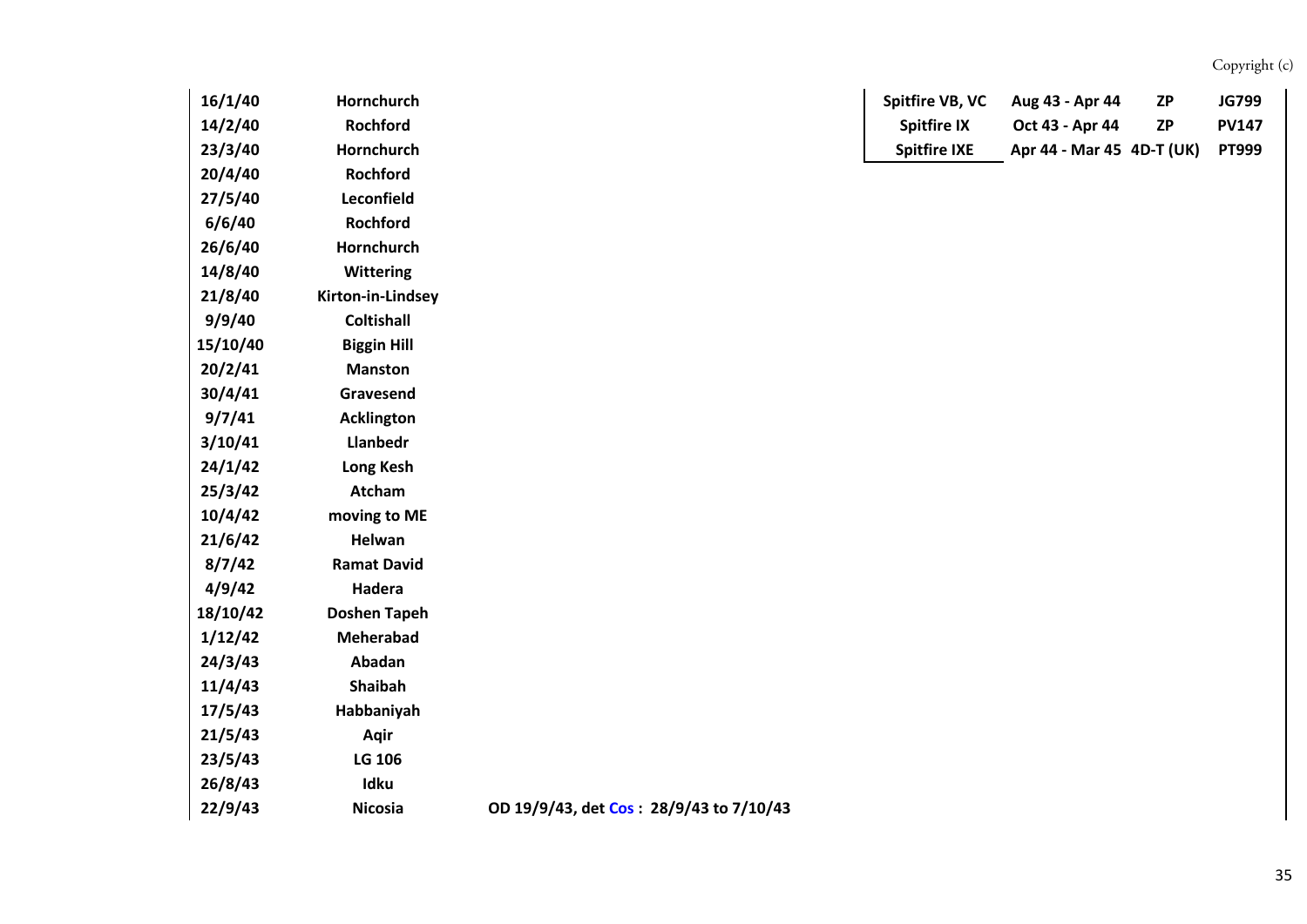| Date | Location | Notes |
|---|---|---|
| 16/1/40 | Hornchurch | |
| 14/2/40 | Rochford | |
| 23/3/40 | Hornchurch | |
| 20/4/40 | Rochford | |
| 27/5/40 | Leconfield | |
| 6/6/40 | Rochford | |
| 26/6/40 | Hornchurch | |
| 14/8/40 | Wittering | |
| 21/8/40 | Kirton-in-Lindsey | |
| 9/9/40 | Coltishall | |
| 15/10/40 | Biggin Hill | |
| 20/2/41 | Manston | |
| 30/4/41 | Gravesend | |
| 9/7/41 | Acklington | |
| 3/10/41 | Llanbedr | |
| 24/1/42 | Long Kesh | |
| 25/3/42 | Atcham | |
| 10/4/42 | moving to ME | |
| 21/6/42 | Helwan | |
| 8/7/42 | Ramat David | |
| 4/9/42 | Hadera | |
| 18/10/42 | Doshen Tapeh | |
| 1/12/42 | Meherabad | |
| 24/3/43 | Abadan | |
| 11/4/43 | Shaibah | |
| 17/5/43 | Habbaniyah | |
| 21/5/43 | Aqir | |
| 23/5/43 | LG 106 | |
| 26/8/43 | Idku | |
| 22/9/43 | Nicosia | OD 19/9/43, det Cos : 28/9/43 to 7/10/43 |

| Aircraft | Period | Code | Serial |
|---|---|---|---|
| Spitfire VB, VC | Aug 43 - Apr 44 | ZP | JG799 |
| Spitfire IX | Oct 43 - Apr 44 | ZP | PV147 |
| Spitfire IXE | Apr 44 - Mar 45 | 4D-T (UK) | PT999 |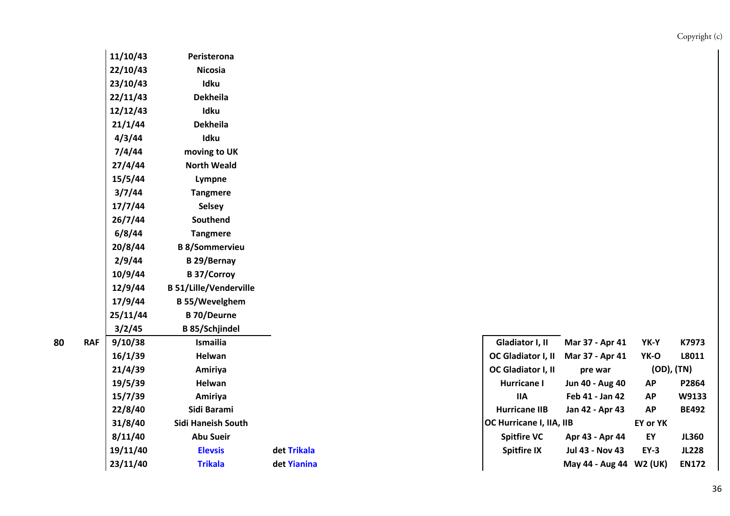| Sqn | Service | Date | Location | Detachment | Aircraft | Period | Code | Serial |
|---|---|---|---|---|---|---|---|---|
| | | 11/10/43 | Peristerona | | | | | |
| | | 22/10/43 | Nicosia | | | | | |
| | | 23/10/43 | Idku | | | | | |
| | | 22/11/43 | Dekheila | | | | | |
| | | 12/12/43 | Idku | | | | | |
| | | 21/1/44 | Dekheila | | | | | |
| | | 4/3/44 | Idku | | | | | |
| | | 7/4/44 | moving to UK | | | | | |
| | | 27/4/44 | North Weald | | | | | |
| | | 15/5/44 | Lympne | | | | | |
| | | 3/7/44 | Tangmere | | | | | |
| | | 17/7/44 | Selsey | | | | | |
| | | 26/7/44 | Southend | | | | | |
| | | 6/8/44 | Tangmere | | | | | |
| | | 20/8/44 | B 8/Sommervieu | | | | | |
| | | 2/9/44 | B 29/Bernay | | | | | |
| | | 10/9/44 | B 37/Corroy | | | | | |
| | | 12/9/44 | B 51/Lille/Venderville | | | | | |
| | | 17/9/44 | B 55/Wevelghem | | | | | |
| | | 25/11/44 | B 70/Deurne | | | | | |
| | | 3/2/45 | B 85/Schjindel | | | | | |
| 80 | RAF | 9/10/38 | Ismailia | | Gladiator I, II | Mar 37 - Apr 41 | YK-Y | K7973 |
| | | 16/1/39 | Helwan | | OC Gladiator I, II | Mar 37 - Apr 41 | YK-O | L8011 |
| | | 21/4/39 | Amiriya | | OC Gladiator I, II | pre war | (OD), (TN) | |
| | | 19/5/39 | Helwan | | Hurricane I | Jun 40 - Aug 40 | AP | P2864 |
| | | 15/7/39 | Amiriya | | IIA | Feb 41 - Jan 42 | AP | W9133 |
| | | 22/8/40 | Sidi Barami | | Hurricane IIB | Jan 42 - Apr 43 | AP | BE492 |
| | | 31/8/40 | Sidi Haneish South | | OC Hurricane I, IIA, IIB | | EY or YK | |
| | | 8/11/40 | Abu Sueir | | Spitfire VC | Apr 43 - Apr 44 | EY | JL360 |
| | | 19/11/40 | Elevsis | det Trikala | Spitfire IX | Jul 43 - Nov 43 | EY-3 | JL228 |
| | | 23/11/40 | Trikala | det Yianina | | May 44 - Aug 44 | W2 (UK) | EN172 |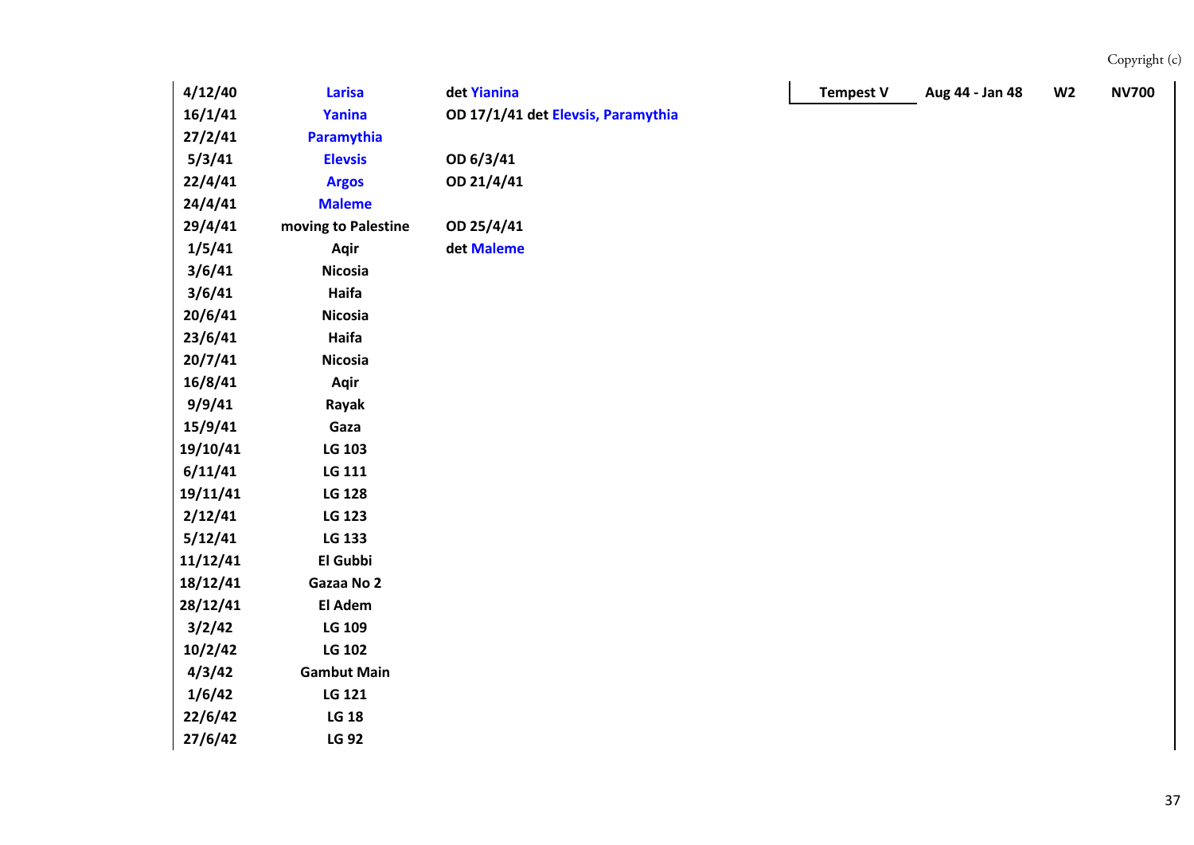| | | | | | | |
|---|---|---|---|---|---|---|
| **4/12/40** | **Larisa** | **det Yianina** | **Tempest V** | **Aug 44 - Jan 48** | **W2** | **NV700** |
| **16/1/41** | **Yanina** | **OD 17/1/41 det Elevsis, Paramythia** | | | | |
| **27/2/41** | **Paramythia** | | | | | |
| **5/3/41** | **Elevsis** | **OD 6/3/41** | | | | |
| **22/4/41** | **Argos** | **OD 21/4/41** | | | | |
| **24/4/41** | **Maleme** | | | | | |
| **29/4/41** | **moving to Palestine** | **OD 25/4/41** | | | | |
| **1/5/41** | **Aqir** | **det Maleme** | | | | |
| **3/6/41** | **Nicosia** | | | | | |
| **3/6/41** | **Haifa** | | | | | |
| **20/6/41** | **Nicosia** | | | | | |
| **23/6/41** | **Haifa** | | | | | |
| **20/7/41** | **Nicosia** | | | | | |
| **16/8/41** | **Aqir** | | | | | |
| **9/9/41** | **Rayak** | | | | | |
| **15/9/41** | **Gaza** | | | | | |
| **19/10/41** | **LG 103** | | | | | |
| **6/11/41** | **LG 111** | | | | | |
| **19/11/41** | **LG 128** | | | | | |
| **2/12/41** | **LG 123** | | | | | |
| **5/12/41** | **LG 133** | | | | | |
| **11/12/41** | **El Gubbi** | | | | | |
| **18/12/41** | **Gazaa No 2** | | | | | |
| **28/12/41** | **El Adem** | | | | | |
| **3/2/42** | **LG 109** | | | | | |
| **10/2/42** | **LG 102** | | | | | |
| **4/3/42** | **Gambut Main** | | | | | |
| **1/6/42** | **LG 121** | | | | | |
| **22/6/42** | **LG 18** | | | | | |
| **27/6/42** | **LG 92** | | | | | |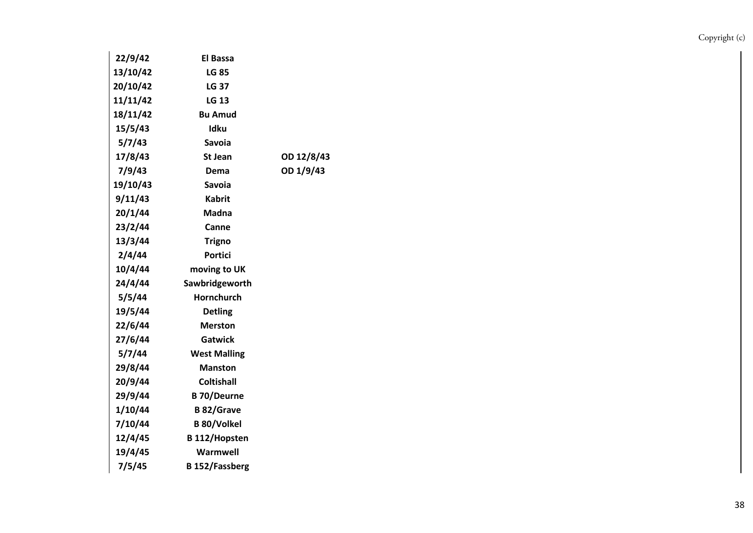| | | |
|---|---|---|
| **22/9/42** | **El Bassa** | |
| **13/10/42** | **LG 85** | |
| **20/10/42** | **LG 37** | |
| **11/11/42** | **LG 13** | |
| **18/11/42** | **Bu Amud** | |
| **15/5/43** | **Idku** | |
| **5/7/43** | **Savoia** | |
| **17/8/43** | **St Jean** | **OD 12/8/43** |
| **7/9/43** | **Dema** | **OD 1/9/43** |
| **19/10/43** | **Savoia** | |
| **9/11/43** | **Kabrit** | |
| **20/1/44** | **Madna** | |
| **23/2/44** | **Canne** | |
| **13/3/44** | **Trigno** | |
| **2/4/44** | **Portici** | |
| **10/4/44** | **moving to UK** | |
| **24/4/44** | **Sawbridgeworth** | |
| **5/5/44** | **Hornchurch** | |
| **19/5/44** | **Detling** | |
| **22/6/44** | **Merston** | |
| **27/6/44** | **Gatwick** | |
| **5/7/44** | **West Malling** | |
| **29/8/44** | **Manston** | |
| **20/9/44** | **Coltishall** | |
| **29/9/44** | **B 70/Deurne** | |
| **1/10/44** | **B 82/Grave** | |
| **7/10/44** | **B 80/Volkel** | |
| **12/4/45** | **B 112/Hopsten** | |
| **19/4/45** | **Warmwell** | |
| **7/5/45** | **B 152/Fassberg** | |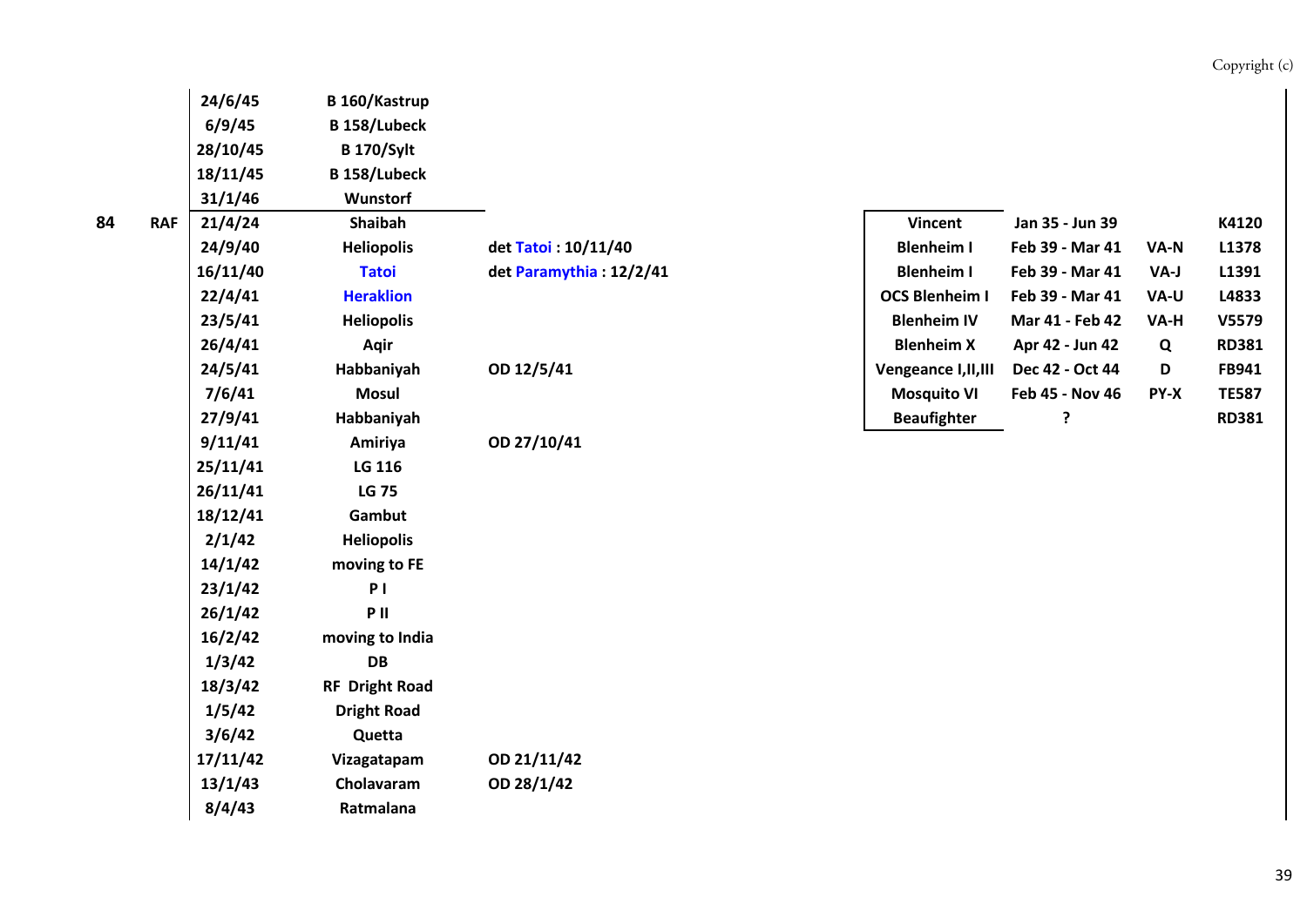| | | | | | | | | |
|---|---|---|---|---|---|---|---|---|
| | | 24/6/45 | B 160/Kastrup | | | | | |
| | | 6/9/45 | B 158/Lubeck | | | | | |
| | | 28/10/45 | B 170/Sylt | | | | | |
| | | 18/11/45 | B 158/Lubeck | | | | | |
| | | 31/1/46 | Wunstorf | | | | | |
| 84 | RAF | 21/4/24 | Shaibah | | Vincent | Jan 35 - Jun 39 | | K4120 |
| | | 24/9/40 | Heliopolis | det Tatoi : 10/11/40 | Blenheim I | Feb 39 - Mar 41 | VA-N | L1378 |
| | | 16/11/40 | Tatoi | det Paramythia : 12/2/41 | Blenheim I | Feb 39 - Mar 41 | VA-J | L1391 |
| | | 22/4/41 | Heraklion | | OCS Blenheim I | Feb 39 - Mar 41 | VA-U | L4833 |
| | | 23/5/41 | Heliopolis | | Blenheim IV | Mar 41 - Feb 42 | VA-H | V5579 |
| | | 26/4/41 | Aqir | | Blenheim X | Apr 42 - Jun 42 | Q | RD381 |
| | | 24/5/41 | Habbaniyah | OD 12/5/41 | Vengeance I,II,III | Dec 42 - Oct 44 | D | FB941 |
| | | 7/6/41 | Mosul | | Mosquito VI | Feb 45 - Nov 46 | PY-X | TE587 |
| | | 27/9/41 | Habbaniyah | | Beaufighter | ? | | RD381 |
| | | 9/11/41 | Amiriya | OD 27/10/41 | | | | |
| | | 25/11/41 | LG 116 | | | | | |
| | | 26/11/41 | LG 75 | | | | | |
| | | 18/12/41 | Gambut | | | | | |
| | | 2/1/42 | Heliopolis | | | | | |
| | | 14/1/42 | moving to FE | | | | | |
| | | 23/1/42 | P I | | | | | |
| | | 26/1/42 | P II | | | | | |
| | | 16/2/42 | moving to India | | | | | |
| | | 1/3/42 | DB | | | | | |
| | | 18/3/42 | RF Dright Road | | | | | |
| | | 1/5/42 | Dright Road | | | | | |
| | | 3/6/42 | Quetta | | | | | |
| | | 17/11/42 | Vizagatapam | OD 21/11/42 | | | | |
| | | 13/1/43 | Cholavaram | OD 28/1/42 | | | | |
| | | 8/4/43 | Ratmalana | | | | | |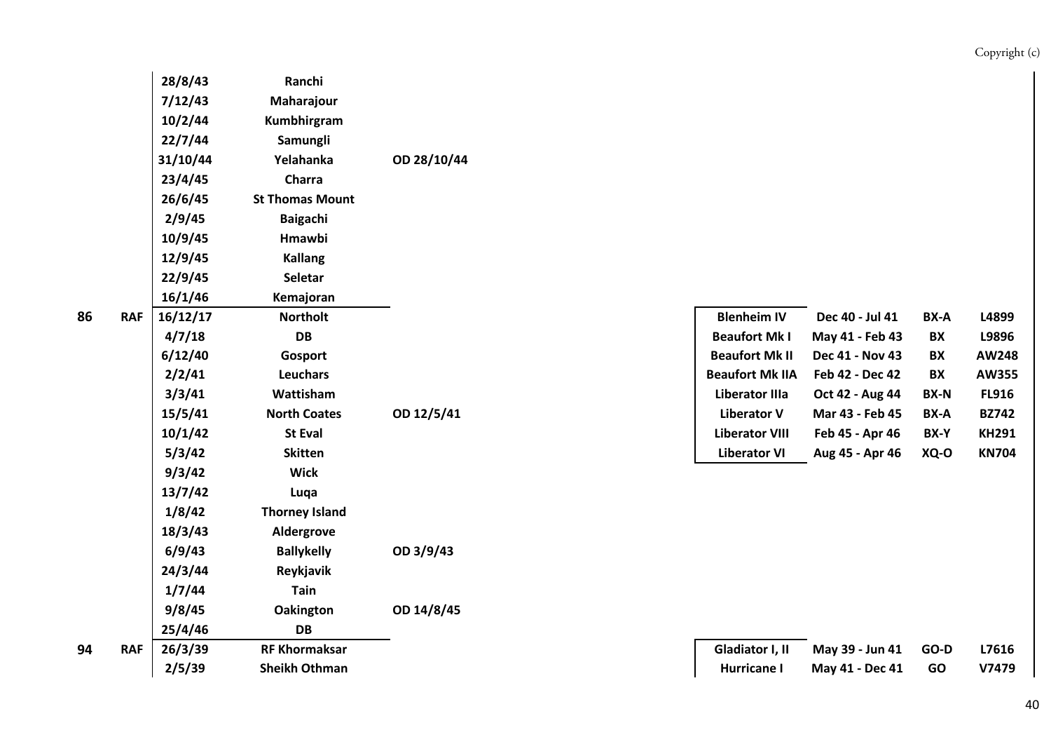| Sqn | Service | Date | Location | OD | Aircraft | Period | Code | Serial |
|---|---|---|---|---|---|---|---|---|
| | | 28/8/43 | Ranchi | | | | | |
| | | 7/12/43 | Maharajour | | | | | |
| | | 10/2/44 | Kumbhirgram | | | | | |
| | | 22/7/44 | Samungli | | | | | |
| | | 31/10/44 | Yelahanka | OD 28/10/44 | | | | |
| | | 23/4/45 | Charra | | | | | |
| | | 26/6/45 | St Thomas Mount | | | | | |
| | | 2/9/45 | Baigachi | | | | | |
| | | 10/9/45 | Hmawbi | | | | | |
| | | 12/9/45 | Kallang | | | | | |
| | | 22/9/45 | Seletar | | | | | |
| | | 16/1/46 | Kemajoran | | | | | |
| 86 | RAF | 16/12/17 | Northolt | | Blenheim IV | Dec 40 - Jul 41 | BX-A | L4899 |
| | | 4/7/18 | DB | | Beaufort Mk I | May 41 - Feb 43 | BX | L9896 |
| | | 6/12/40 | Gosport | | Beaufort Mk II | Dec 41 - Nov 43 | BX | AW248 |
| | | 2/2/41 | Leuchars | | Beaufort Mk IIA | Feb 42 - Dec 42 | BX | AW355 |
| | | 3/3/41 | Wattisham | | Liberator IIIa | Oct 42 - Aug 44 | BX-N | FL916 |
| | | 15/5/41 | North Coates | OD 12/5/41 | Liberator V | Mar 43 - Feb 45 | BX-A | BZ742 |
| | | 10/1/42 | St Eval | | Liberator VIII | Feb 45 - Apr 46 | BX-Y | KH291 |
| | | 5/3/42 | Skitten | | Liberator VI | Aug 45 - Apr 46 | XQ-O | KN704 |
| | | 9/3/42 | Wick | | | | | |
| | | 13/7/42 | Luqa | | | | | |
| | | 1/8/42 | Thorney Island | | | | | |
| | | 18/3/43 | Aldergrove | | | | | |
| | | 6/9/43 | Ballykelly | OD 3/9/43 | | | | |
| | | 24/3/44 | Reykjavik | | | | | |
| | | 1/7/44 | Tain | | | | | |
| | | 9/8/45 | Oakington | OD 14/8/45 | | | | |
| | | 25/4/46 | DB | | | | | |
| 94 | RAF | 26/3/39 | RF Khormaksar | | Gladiator I, II | May 39 - Jun 41 | GO-D | L7616 |
| | | 2/5/39 | Sheikh Othman | | Hurricane I | May 41 - Dec 41 | GO | V7479 |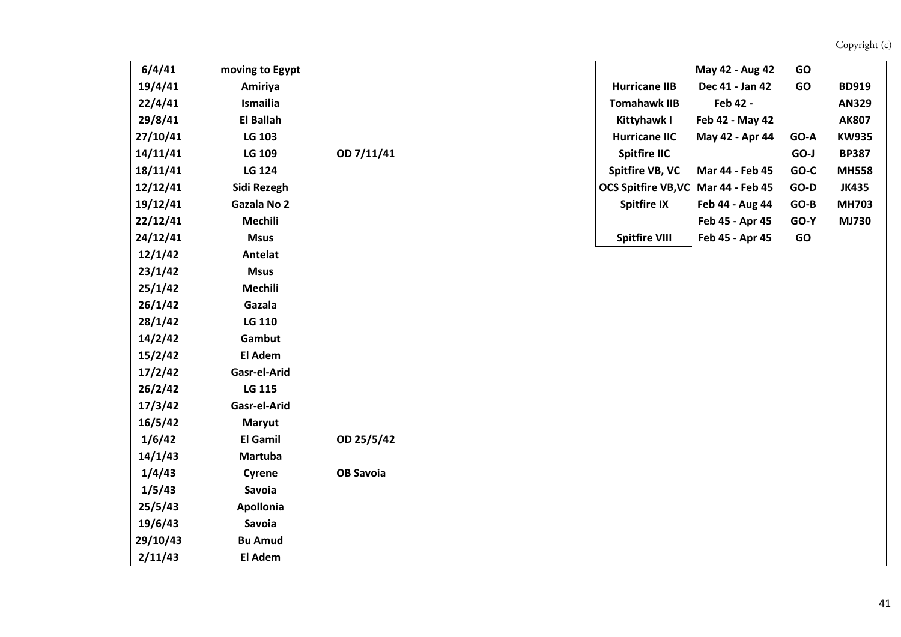| | | |
|---|---|---|
| 6/4/41 | moving to Egypt | |
| 19/4/41 | Amiriya | |
| 22/4/41 | Ismailia | |
| 29/8/41 | El Ballah | |
| 27/10/41 | LG 103 | |
| 14/11/41 | LG 109 | OD 7/11/41 |
| 18/11/41 | LG 124 | |
| 12/12/41 | Sidi Rezegh | |
| 19/12/41 | Gazala No 2 | |
| 22/12/41 | Mechili | |
| 24/12/41 | Msus | |
| 12/1/42 | Antelat | |
| 23/1/42 | Msus | |
| 25/1/42 | Mechili | |
| 26/1/42 | Gazala | |
| 28/1/42 | LG 110 | |
| 14/2/42 | Gambut | |
| 15/2/42 | El Adem | |
| 17/2/42 | Gasr-el-Arid | |
| 26/2/42 | LG 115 | |
| 17/3/42 | Gasr-el-Arid | |
| 16/5/42 | Maryut | |
| 1/6/42 | El Gamil | OD 25/5/42 |
| 14/1/43 | Martuba | |
| 1/4/43 | Cyrene | OB Savoia |
| 1/5/43 | Savoia | |
| 25/5/43 | Apollonia | |
| 19/6/43 | Savoia | |
| 29/10/43 | Bu Amud | |
| 2/11/43 | El Adem | |

| | | | |
|---|---|---|---|
| | May 42 - Aug 42 | GO | |
| Hurricane IIB | Dec 41 - Jan 42 | GO | BD919 |
| Tomahawk IIB | Feb 42 - | | AN329 |
| Kittyhawk I | Feb 42 - May 42 | | AK807 |
| Hurricane IIC | May 42 - Apr 44 | GO-A | KW935 |
| Spitfire IIC | | GO-J | BP387 |
| Spitfire VB, VC | Mar 44 - Feb 45 | GO-C | MH558 |
| OCS Spitfire VB,VC | Mar 44 - Feb 45 | GO-D | JK435 |
| Spitfire IX | Feb 44 - Aug 44 | GO-B | MH703 |
| | Feb 45 - Apr 45 | GO-Y | MJ730 |
| Spitfire VIII | Feb 45 - Apr 45 | GO | |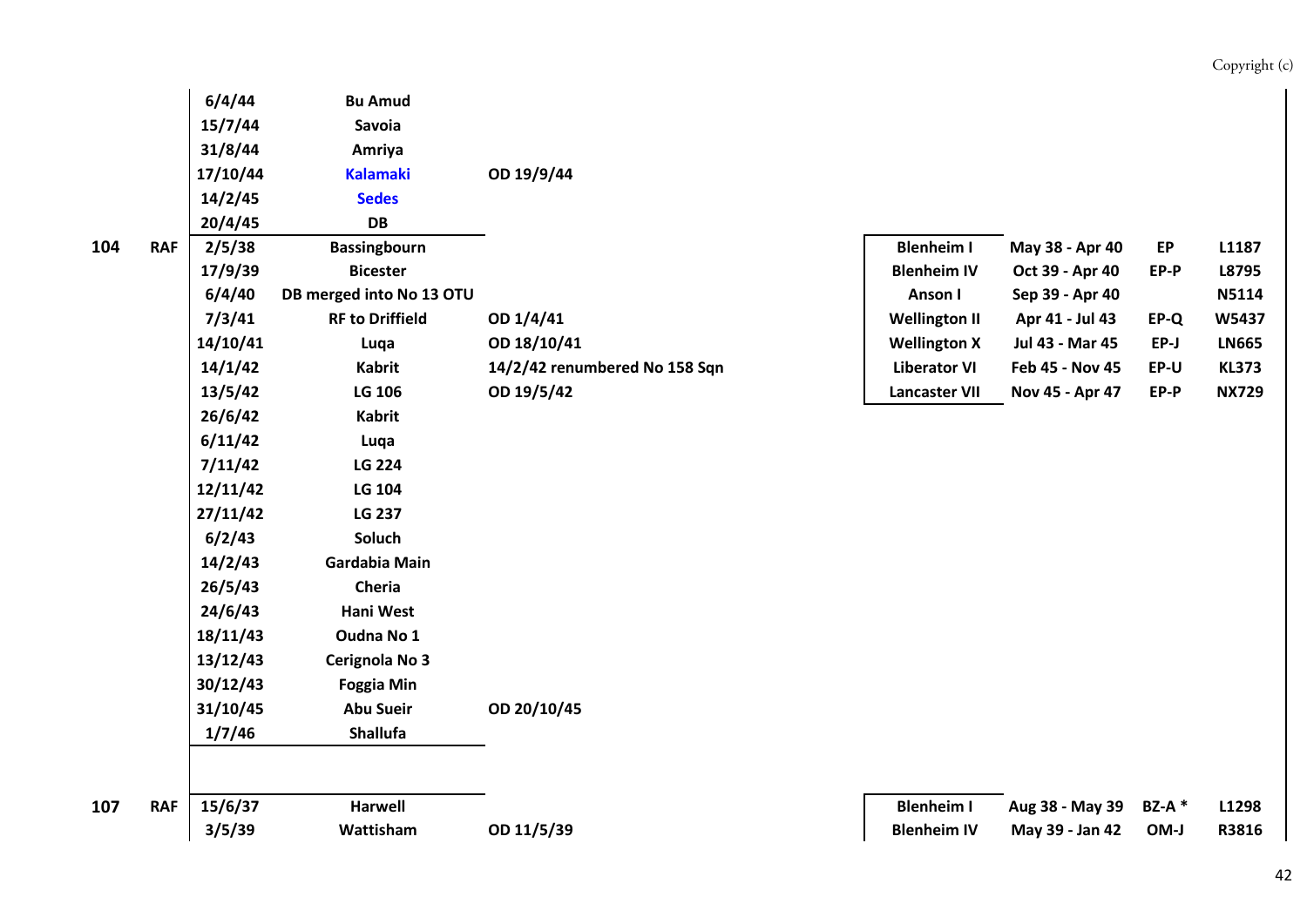| Sqn | Service | Date | Location | Notes | Aircraft | Period | Code | Serial |
|---|---|---|---|---|---|---|---|---|
| | | 6/4/44 | Bu Amud | | | | | |
| | | 15/7/44 | Savoia | | | | | |
| | | 31/8/44 | Amriya | | | | | |
| | | 17/10/44 | Kalamaki | OD 19/9/44 | | | | |
| | | 14/2/45 | Sedes | | | | | |
| | | 20/4/45 | DB | | | | | |
| 104 | RAF | 2/5/38 | Bassingbourn | | Blenheim I | May 38 - Apr 40 | EP | L1187 |
| | | 17/9/39 | Bicester | | Blenheim IV | Oct 39 - Apr 40 | EP-P | L8795 |
| | | 6/4/40 | DB merged into No 13 OTU | | Anson I | Sep 39 - Apr 40 | | N5114 |
| | | 7/3/41 | RF to Driffield | OD 1/4/41 | Wellington II | Apr 41 - Jul 43 | EP-Q | W5437 |
| | | 14/10/41 | Luqa | OD 18/10/41 | Wellington X | Jul 43 - Mar 45 | EP-J | LN665 |
| | | 14/1/42 | Kabrit | 14/2/42 renumbered No 158 Sqn | Liberator VI | Feb 45 - Nov 45 | EP-U | KL373 |
| | | 13/5/42 | LG 106 | OD 19/5/42 | Lancaster VII | Nov 45 - Apr 47 | EP-P | NX729 |
| | | 26/6/42 | Kabrit | | | | | |
| | | 6/11/42 | Luqa | | | | | |
| | | 7/11/42 | LG 224 | | | | | |
| | | 12/11/42 | LG 104 | | | | | |
| | | 27/11/42 | LG 237 | | | | | |
| | | 6/2/43 | Soluch | | | | | |
| | | 14/2/43 | Gardabia Main | | | | | |
| | | 26/5/43 | Cheria | | | | | |
| | | 24/6/43 | Hani West | | | | | |
| | | 18/11/43 | Oudna No 1 | | | | | |
| | | 13/12/43 | Cerignola No 3 | | | | | |
| | | 30/12/43 | Foggia Min | | | | | |
| | | 31/10/45 | Abu Sueir | OD 20/10/45 | | | | |
| | | 1/7/46 | Shallufa | | | | | |
| 107 | RAF | 15/6/37 | Harwell | | Blenheim I | Aug 38 - May 39 | BZ-A * | L1298 |
| | | 3/5/39 | Wattisham | OD 11/5/39 | Blenheim IV | May 39 - Jan 42 | OM-J | R3816 |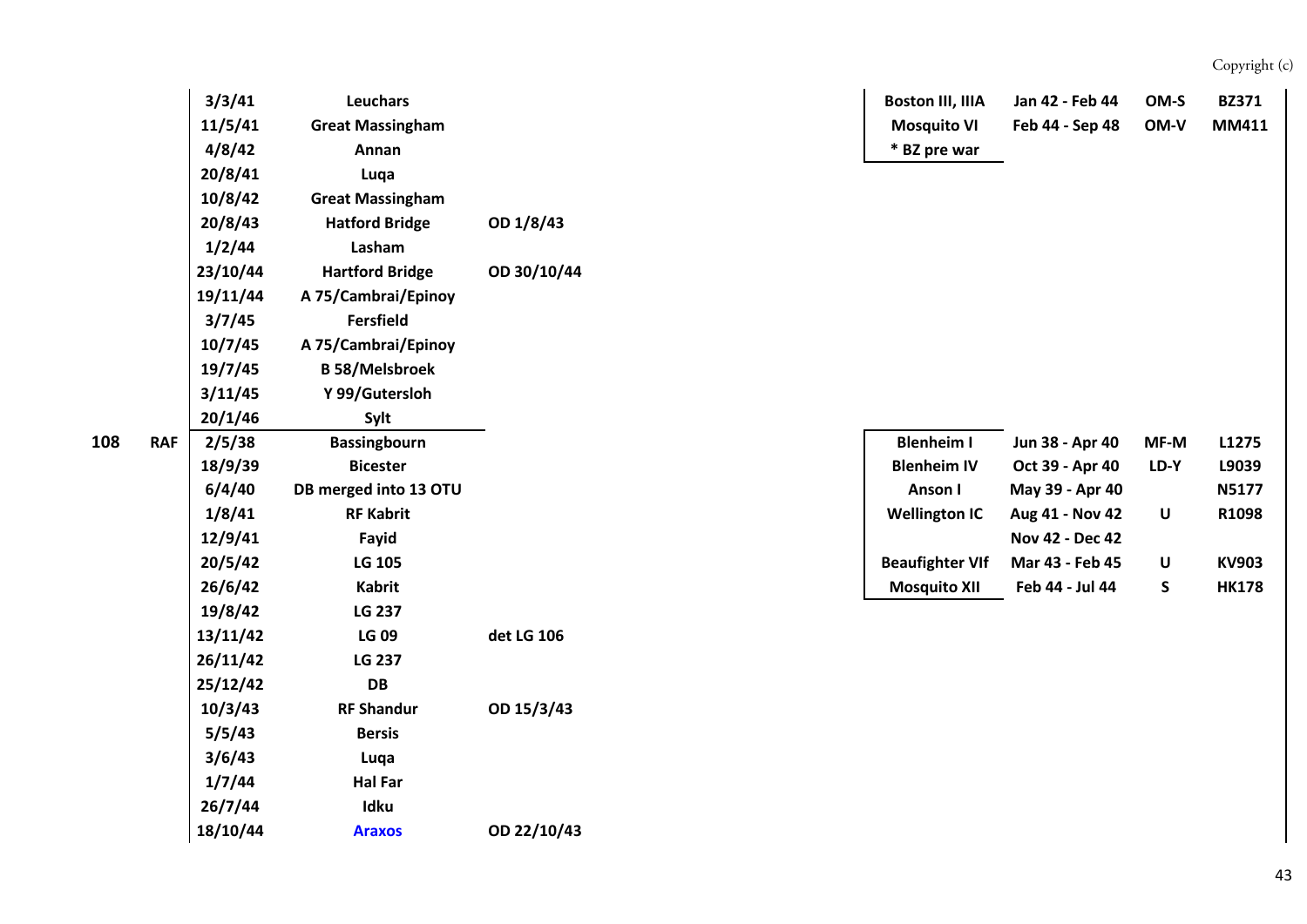Copyright (c)

| Sqn | Service | Date | Location | Notes | Aircraft | Period | Code | Serial |
|---|---|---|---|---|---|---|---|---|
| | | 3/3/41 | Leuchars | | Boston III, IIIA | Jan 42 - Feb 44 | OM-S | BZ371 |
| | | 11/5/41 | Great Massingham | | Mosquito VI | Feb 44 - Sep 48 | OM-V | MM411 |
| | | 4/8/42 | Annan | | * BZ pre war | | | |
| | | 20/8/41 | Luqa | | | | | |
| | | 10/8/42 | Great Massingham | | | | | |
| | | 20/8/43 | Hatford Bridge | OD 1/8/43 | | | | |
| | | 1/2/44 | Lasham | | | | | |
| | | 23/10/44 | Hartford Bridge | OD 30/10/44 | | | | |
| | | 19/11/44 | A 75/Cambrai/Epinoy | | | | | |
| | | 3/7/45 | Fersfield | | | | | |
| | | 10/7/45 | A 75/Cambrai/Epinoy | | | | | |
| | | 19/7/45 | B 58/Melsbroek | | | | | |
| | | 3/11/45 | Y 99/Gutersloh | | | | | |
| | | 20/1/46 | Sylt | | | | | |
| 108 | RAF | 2/5/38 | Bassingbourn | | Blenheim I | Jun 38 - Apr 40 | MF-M | L1275 |
| | | 18/9/39 | Bicester | | Blenheim IV | Oct 39 - Apr 40 | LD-Y | L9039 |
| | | 6/4/40 | DB merged into 13 OTU | | Anson I | May 39 - Apr 40 | | N5177 |
| | | 1/8/41 | RF Kabrit | | Wellington IC | Aug 41 - Nov 42 | U | R1098 |
| | | 12/9/41 | Fayid | | | Nov 42 - Dec 42 | | |
| | | 20/5/42 | LG 105 | | Beaufighter VIf | Mar 43 - Feb 45 | U | KV903 |
| | | 26/6/42 | Kabrit | | Mosquito XII | Feb 44 - Jul 44 | S | HK178 |
| | | 19/8/42 | LG 237 | | | | | |
| | | 13/11/42 | LG 09 | det LG 106 | | | | |
| | | 26/11/42 | LG 237 | | | | | |
| | | 25/12/42 | DB | | | | | |
| | | 10/3/43 | RF Shandur | OD 15/3/43 | | | | |
| | | 5/5/43 | Bersis | | | | | |
| | | 3/6/43 | Luqa | | | | | |
| | | 1/7/44 | Hal Far | | | | | |
| | | 26/7/44 | Idku | | | | | |
| | | 18/10/44 | Araxos | OD 22/10/43 | | | | |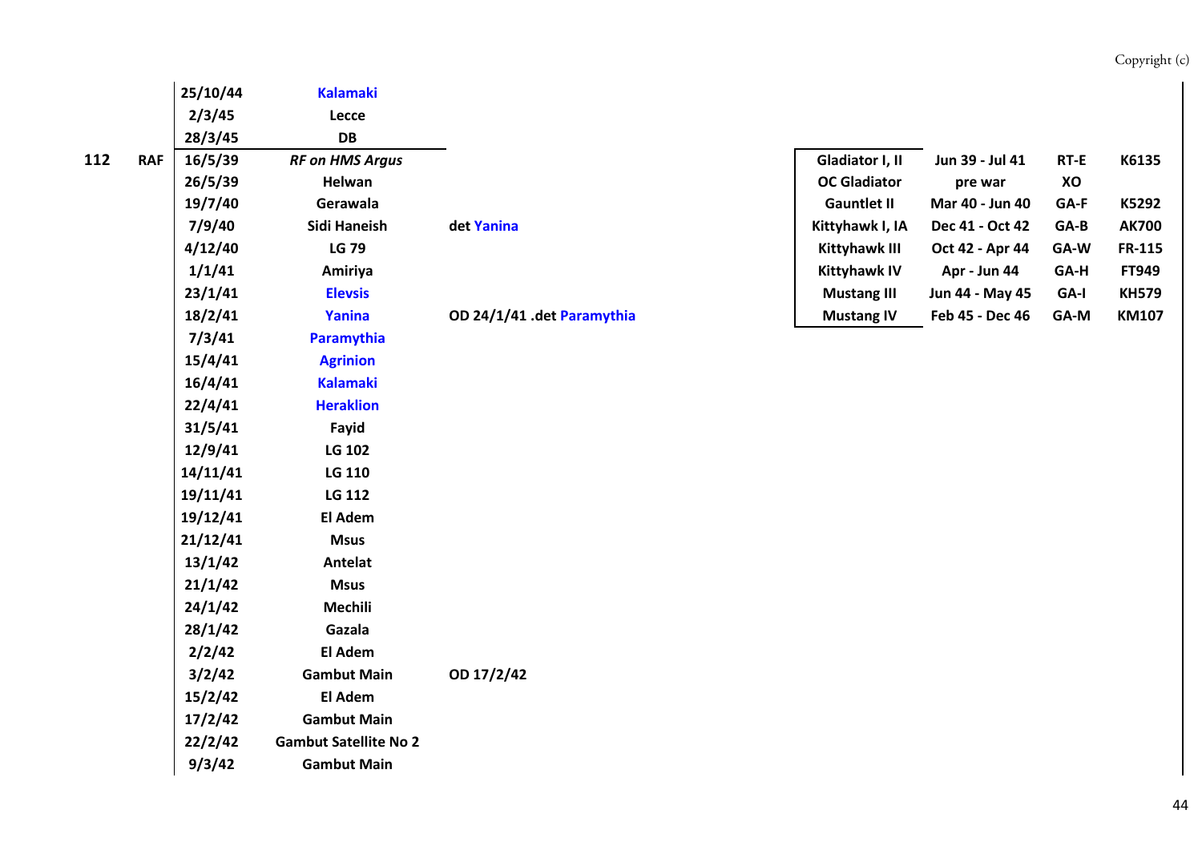| Sqn | Service | Date | Location | Notes | Aircraft | Period | Code | Serial |
|---|---|---|---|---|---|---|---|---|
| | | 25/10/44 | Kalamaki | | | | | |
| | | 2/3/45 | Lecce | | | | | |
| | | 28/3/45 | DB | | | | | |
| 112 | RAF | 16/5/39 | *RF on HMS Argus* | | Gladiator I, II | Jun 39 - Jul 41 | RT-E | K6135 |
| | | 26/5/39 | Helwan | | OC Gladiator | pre war | XO | |
| | | 19/7/40 | Gerawala | | Gauntlet II | Mar 40 - Jun 40 | GA-F | K5292 |
| | | 7/9/40 | Sidi Haneish | det Yanina | Kittyhawk I, IA | Dec 41 - Oct 42 | GA-B | AK700 |
| | | 4/12/40 | LG 79 | | Kittyhawk III | Oct 42 - Apr 44 | GA-W | FR-115 |
| | | 1/1/41 | Amiriya | | Kittyhawk IV | Apr - Jun 44 | GA-H | FT949 |
| | | 23/1/41 | Elevsis | | Mustang III | Jun 44 - May 45 | GA-I | KH579 |
| | | 18/2/41 | Yanina | OD 24/1/41 .det Paramythia | Mustang IV | Feb 45 - Dec 46 | GA-M | KM107 |
| | | 7/3/41 | Paramythia | | | | | |
| | | 15/4/41 | Agrinion | | | | | |
| | | 16/4/41 | Kalamaki | | | | | |
| | | 22/4/41 | Heraklion | | | | | |
| | | 31/5/41 | Fayid | | | | | |
| | | 12/9/41 | LG 102 | | | | | |
| | | 14/11/41 | LG 110 | | | | | |
| | | 19/11/41 | LG 112 | | | | | |
| | | 19/12/41 | El Adem | | | | | |
| | | 21/12/41 | Msus | | | | | |
| | | 13/1/42 | Antelat | | | | | |
| | | 21/1/42 | Msus | | | | | |
| | | 24/1/42 | Mechili | | | | | |
| | | 28/1/42 | Gazala | | | | | |
| | | 2/2/42 | El Adem | | | | | |
| | | 3/2/42 | Gambut Main | OD 17/2/42 | | | | |
| | | 15/2/42 | El Adem | | | | | |
| | | 17/2/42 | Gambut Main | | | | | |
| | | 22/2/42 | Gambut Satellite No 2 | | | | | |
| | | 9/3/42 | Gambut Main | | | | | |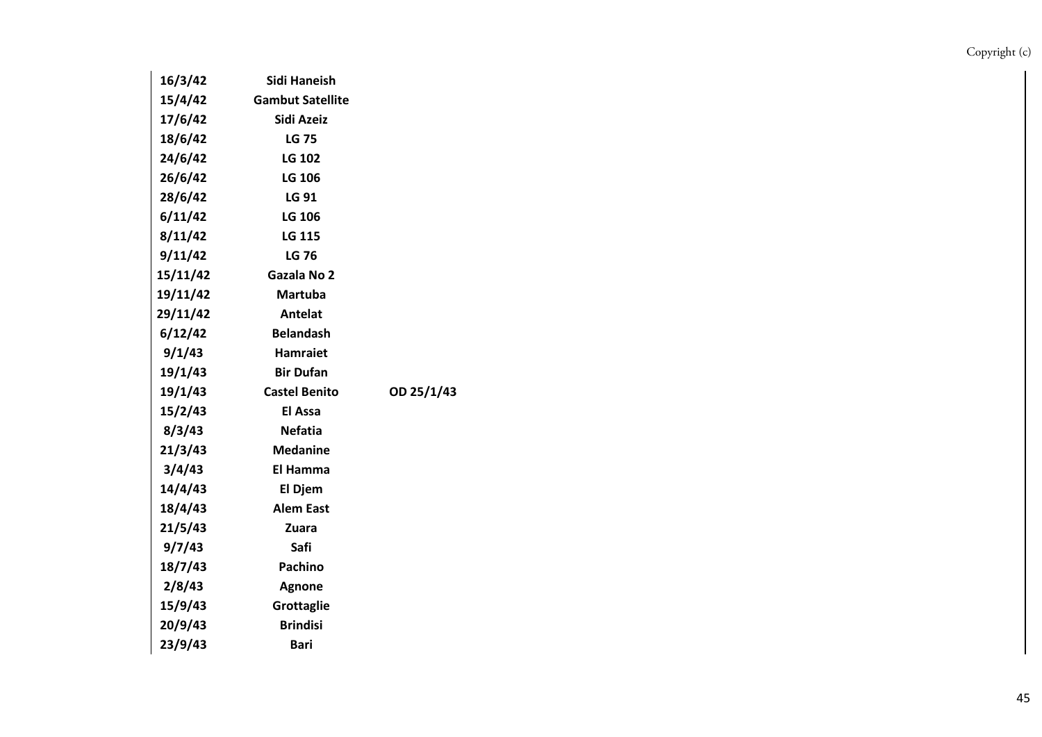| | | |
|---|---|---|
| 16/3/42 | Sidi Haneish | |
| 15/4/42 | Gambut Satellite | |
| 17/6/42 | Sidi Azeiz | |
| 18/6/42 | LG 75 | |
| 24/6/42 | LG 102 | |
| 26/6/42 | LG 106 | |
| 28/6/42 | LG 91 | |
| 6/11/42 | LG 106 | |
| 8/11/42 | LG 115 | |
| 9/11/42 | LG 76 | |
| 15/11/42 | Gazala No 2 | |
| 19/11/42 | Martuba | |
| 29/11/42 | Antelat | |
| 6/12/42 | Belandash | |
| 9/1/43 | Hamraiet | |
| 19/1/43 | Bir Dufan | |
| 19/1/43 | Castel Benito | OD 25/1/43 |
| 15/2/43 | El Assa | |
| 8/3/43 | Nefatia | |
| 21/3/43 | Medanine | |
| 3/4/43 | El Hamma | |
| 14/4/43 | El Djem | |
| 18/4/43 | Alem East | |
| 21/5/43 | Zuara | |
| 9/7/43 | Safi | |
| 18/7/43 | Pachino | |
| 2/8/43 | Agnone | |
| 15/9/43 | Grottaglie | |
| 20/9/43 | Brindisi | |
| 23/9/43 | Bari | |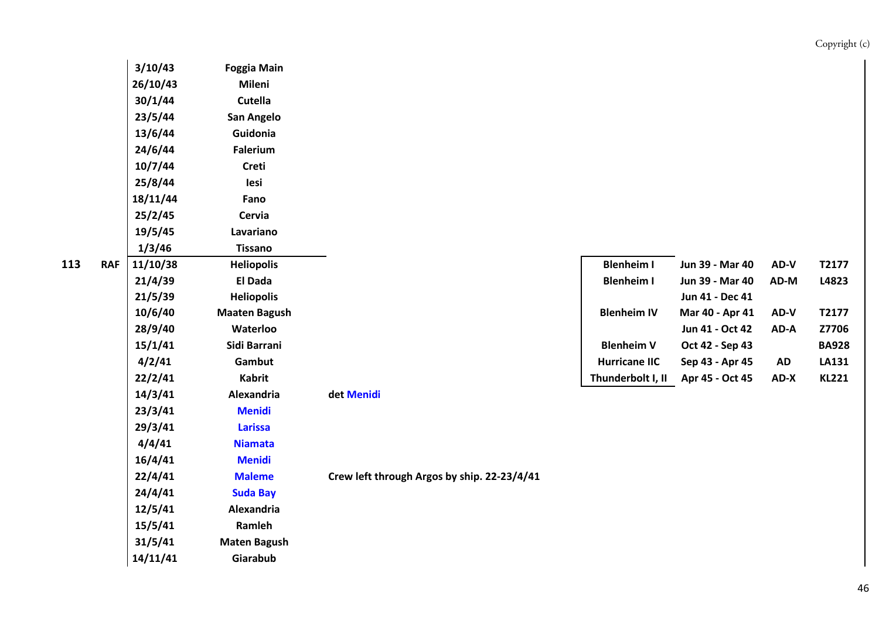| Squadron | Service | Date | Location | Notes | Aircraft | Period | Code | Serial |
|---|---|---|---|---|---|---|---|---|
| | | 3/10/43 | Foggia Main | | | | | |
| | | 26/10/43 | Mileni | | | | | |
| | | 30/1/44 | Cutella | | | | | |
| | | 23/5/44 | San Angelo | | | | | |
| | | 13/6/44 | Guidonia | | | | | |
| | | 24/6/44 | Falerium | | | | | |
| | | 10/7/44 | Creti | | | | | |
| | | 25/8/44 | Iesi | | | | | |
| | | 18/11/44 | Fano | | | | | |
| | | 25/2/45 | Cervia | | | | | |
| | | 19/5/45 | Lavariano | | | | | |
| | | 1/3/46 | Tissano | | | | | |
| 113 | RAF | 11/10/38 | Heliopolis | | Blenheim I | Jun 39 - Mar 40 | AD-V | T2177 |
| | | 21/4/39 | El Dada | | Blenheim I | Jun 39 - Mar 40 | AD-M | L4823 |
| | | 21/5/39 | Heliopolis | | | Jun 41 - Dec 41 | | |
| | | 10/6/40 | Maaten Bagush | | Blenheim IV | Mar 40 - Apr 41 | AD-V | T2177 |
| | | 28/9/40 | Waterloo | | | Jun 41 - Oct 42 | AD-A | Z7706 |
| | | 15/1/41 | Sidi Barrani | | Blenheim V | Oct 42 - Sep 43 | | BA928 |
| | | 4/2/41 | Gambut | | Hurricane IIC | Sep 43 - Apr 45 | AD | LA131 |
| | | 22/2/41 | Kabrit | | Thunderbolt I, II | Apr 45 - Oct 45 | AD-X | KL221 |
| | | 14/3/41 | Alexandria | det Menidi | | | | |
| | | 23/3/41 | Menidi | | | | | |
| | | 29/3/41 | Larissa | | | | | |
| | | 4/4/41 | Niamata | | | | | |
| | | 16/4/41 | Menidi | | | | | |
| | | 22/4/41 | Maleme | Crew left through Argos by ship. 22-23/4/41 | | | | |
| | | 24/4/41 | Suda Bay | | | | | |
| | | 12/5/41 | Alexandria | | | | | |
| | | 15/5/41 | Ramleh | | | | | |
| | | 31/5/41 | Maten Bagush | | | | | |
| | | 14/11/41 | Giarabub | | | | | |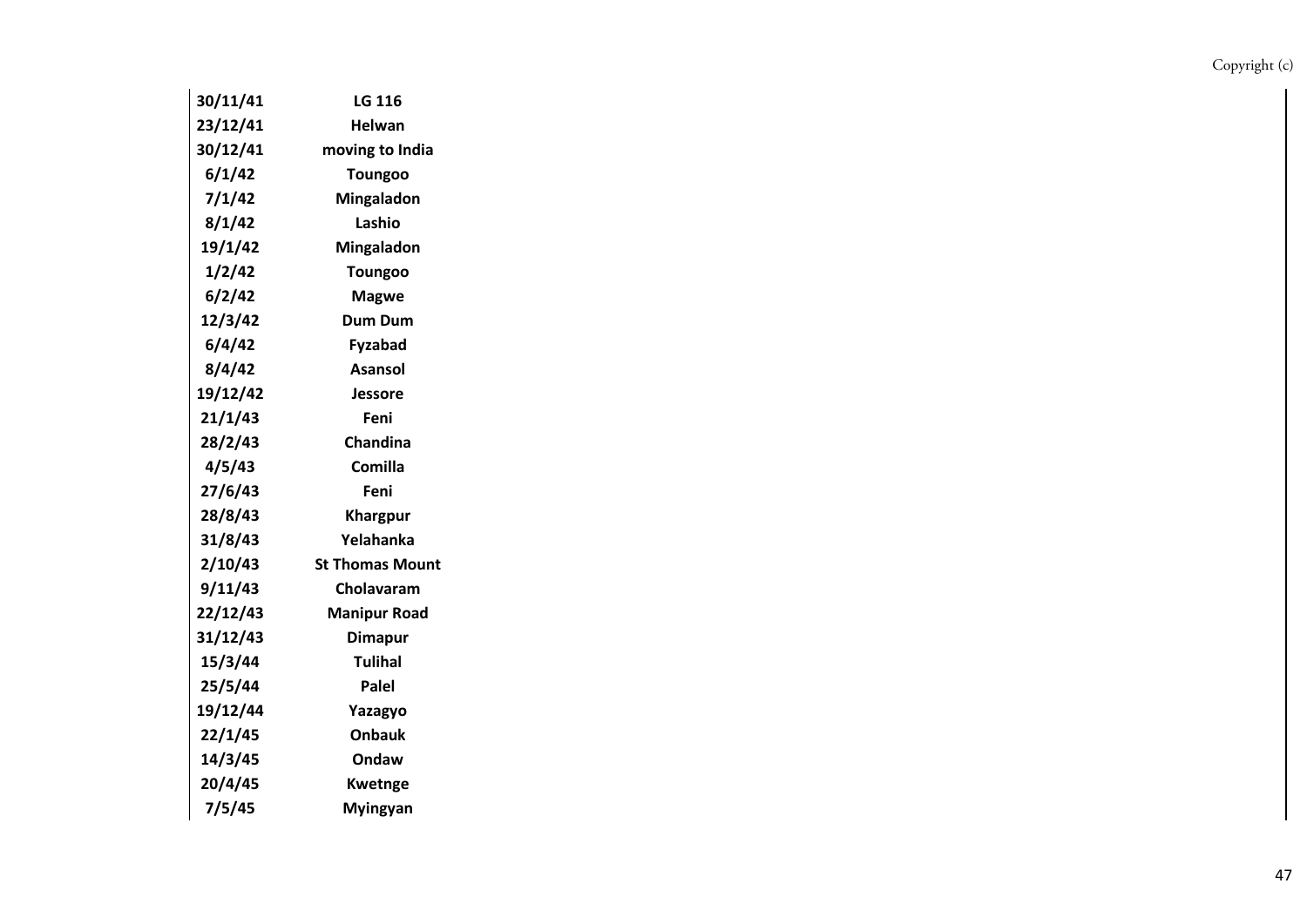| | |
|---|---|
| **30/11/41** | **LG 116** |
| **23/12/41** | **Helwan** |
| **30/12/41** | **moving to India** |
| **6/1/42** | **Toungoo** |
| **7/1/42** | **Mingaladon** |
| **8/1/42** | **Lashio** |
| **19/1/42** | **Mingaladon** |
| **1/2/42** | **Toungoo** |
| **6/2/42** | **Magwe** |
| **12/3/42** | **Dum Dum** |
| **6/4/42** | **Fyzabad** |
| **8/4/42** | **Asansol** |
| **19/12/42** | **Jessore** |
| **21/1/43** | **Feni** |
| **28/2/43** | **Chandina** |
| **4/5/43** | **Comilla** |
| **27/6/43** | **Feni** |
| **28/8/43** | **Khargpur** |
| **31/8/43** | **Yelahanka** |
| **2/10/43** | **St Thomas Mount** |
| **9/11/43** | **Cholavaram** |
| **22/12/43** | **Manipur Road** |
| **31/12/43** | **Dimapur** |
| **15/3/44** | **Tulihal** |
| **25/5/44** | **Palel** |
| **19/12/44** | **Yazagyo** |
| **22/1/45** | **Onbauk** |
| **14/3/45** | **Ondaw** |
| **20/4/45** | **Kwetnge** |
| **7/5/45** | **Myingyan** |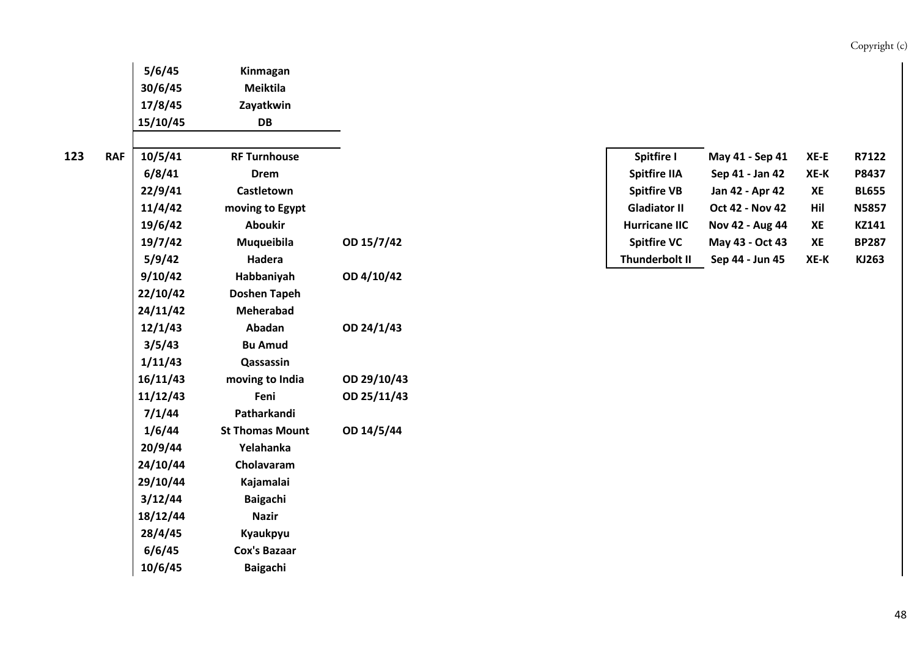| Squadron | Service | Date | Location | OD |
|---|---|---|---|---|
| | | 5/6/45 | Kinmagan | |
| | | 30/6/45 | Meiktila | |
| | | 17/8/45 | Zayatkwin | |
| | | 15/10/45 | DB | |
| **123** | **RAF** | 10/5/41 | RF Turnhouse | |
| | | 6/8/41 | Drem | |
| | | 22/9/41 | Castletown | |
| | | 11/4/42 | moving to Egypt | |
| | | 19/6/42 | Aboukir | |
| | | 19/7/42 | Muqueibila | OD 15/7/42 |
| | | 5/9/42 | Hadera | |
| | | 9/10/42 | Habbaniyah | OD 4/10/42 |
| | | 22/10/42 | Doshen Tapeh | |
| | | 24/11/42 | Meherabad | |
| | | 12/1/43 | Abadan | OD 24/1/43 |
| | | 3/5/43 | Bu Amud | |
| | | 1/11/43 | Qassassin | |
| | | 16/11/43 | moving to India | OD 29/10/43 |
| | | 11/12/43 | Feni | OD 25/11/43 |
| | | 7/1/44 | Patharkandi | |
| | | 1/6/44 | St Thomas Mount | OD 14/5/44 |
| | | 20/9/44 | Yelahanka | |
| | | 24/10/44 | Cholavaram | |
| | | 29/10/44 | Kajamalai | |
| | | 3/12/44 | Baigachi | |
| | | 18/12/44 | Nazir | |
| | | 28/4/45 | Kyaukpyu | |
| | | 6/6/45 | Cox's Bazaar | |
| | | 10/6/45 | Baigachi | |

| Aircraft | Period | Code | Serial |
|---|---|---|---|
| Spitfire I | May 41 - Sep 41 | XE-E | R7122 |
| Spitfire IIA | Sep 41 - Jan 42 | XE-K | P8437 |
| Spitfire VB | Jan 42 - Apr 42 | XE | BL655 |
| Gladiator II | Oct 42 - Nov 42 | Hil | N5857 |
| Hurricane IIC | Nov 42 - Aug 44 | XE | KZ141 |
| Spitfire VC | May 43 - Oct 43 | XE | BP287 |
| Thunderbolt II | Sep 44 - Jun 45 | XE-K | KJ263 |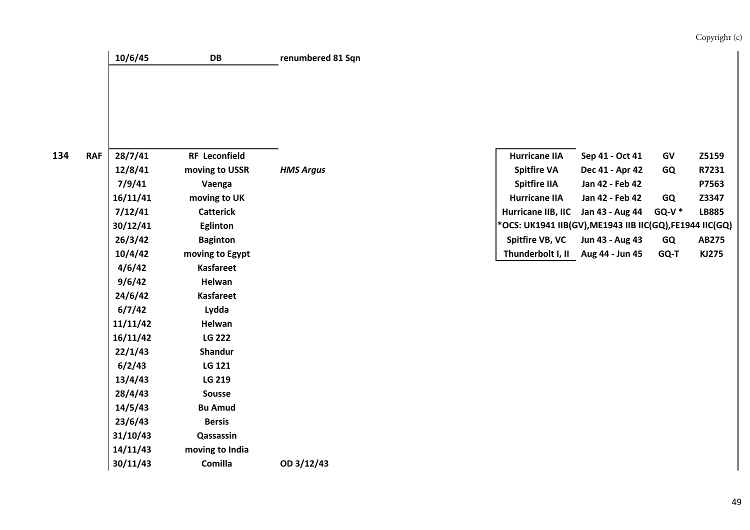| | | 10/6/45 | DB | renumbered 81 Sqn |
|---|---|---|---|---|

| | | | | | | | | |
|---|---|---|---|---|---|---|---|---|
| 134 | RAF | 28/7/41 | RF Leconfield | | Hurricane IIA | Sep 41 - Oct 41 | GV | Z5159 |
| | | 12/8/41 | moving to USSR | *HMS Argus* | Spitfire VA | Dec 41 - Apr 42 | GQ | R7231 |
| | | 7/9/41 | Vaenga | | Spitfire IIA | Jan 42 - Feb 42 | | P7563 |
| | | 16/11/41 | moving to UK | | Hurricane IIA | Jan 42 - Feb 42 | GQ | Z3347 |
| | | 7/12/41 | Catterick | | Hurricane IIB, IIC | Jan 43 - Aug 44 | GQ-V * | LB885 |
| | | 30/12/41 | Eglinton | | *OCS: UK1941 IIB(GV),ME1943 IIB IIC(GQ),FE1944 IIC(GQ) | | | |
| | | 26/3/42 | Baginton | | Spitfire VB, VC | Jun 43 - Aug 43 | GQ | AB275 |
| | | 10/4/42 | moving to Egypt | | Thunderbolt I, II | Aug 44 - Jun 45 | GQ-T | KJ275 |
| | | 4/6/42 | Kasfareet | | | | | |
| | | 9/6/42 | Helwan | | | | | |
| | | 24/6/42 | Kasfareet | | | | | |
| | | 6/7/42 | Lydda | | | | | |
| | | 11/11/42 | Helwan | | | | | |
| | | 16/11/42 | LG 222 | | | | | |
| | | 22/1/43 | Shandur | | | | | |
| | | 6/2/43 | LG 121 | | | | | |
| | | 13/4/43 | LG 219 | | | | | |
| | | 28/4/43 | Sousse | | | | | |
| | | 14/5/43 | Bu Amud | | | | | |
| | | 23/6/43 | Bersis | | | | | |
| | | 31/10/43 | Qassassin | | | | | |
| | | 14/11/43 | moving to India | | | | | |
| | | 30/11/43 | Comilla | OD 3/12/43 | | | | |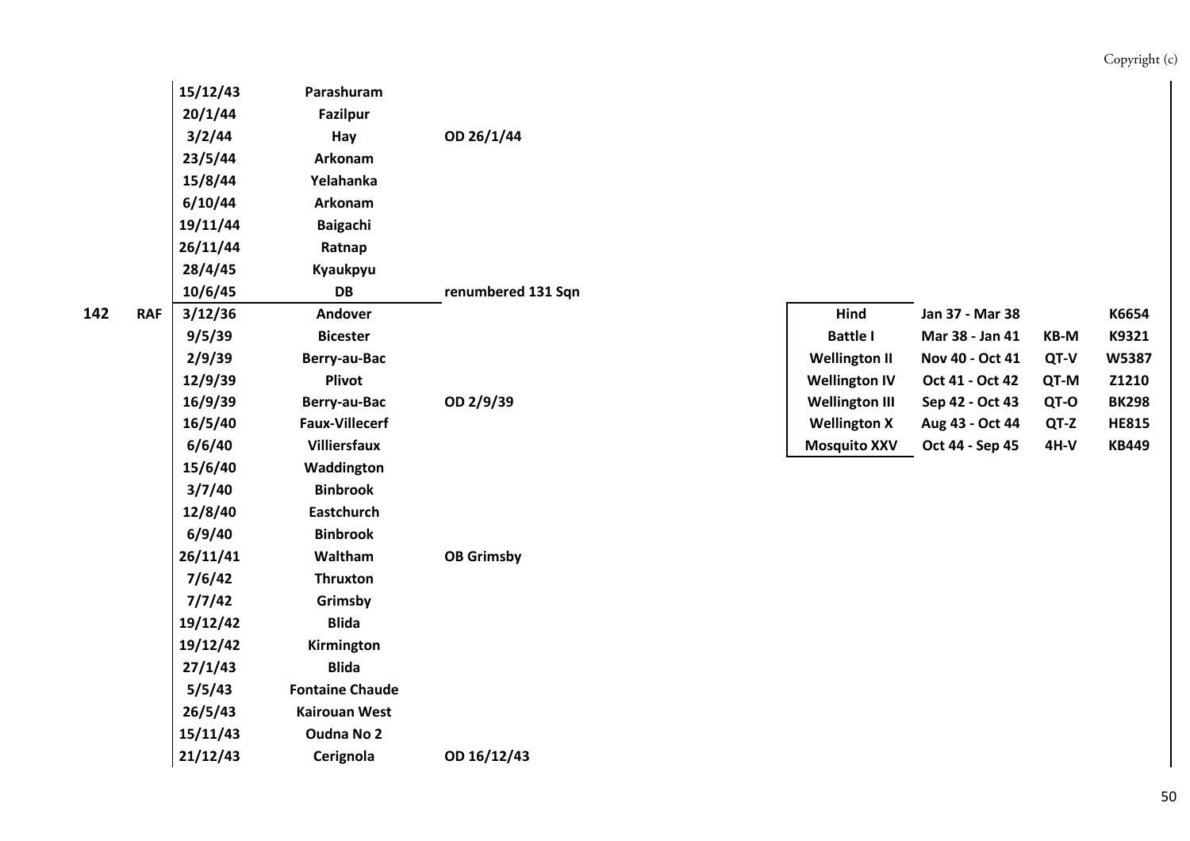| Sqn | Service | Date | Location | Notes |
|---|---|---|---|---|
| | | 15/12/43 | Parashuram | |
| | | 20/1/44 | Fazilpur | |
| | | 3/2/44 | Hay | OD 26/1/44 |
| | | 23/5/44 | Arkonam | |
| | | 15/8/44 | Yelahanka | |
| | | 6/10/44 | Arkonam | |
| | | 19/11/44 | Baigachi | |
| | | 26/11/44 | Ratnap | |
| | | 28/4/45 | Kyaukpyu | |
| | | 10/6/45 | DB | renumbered 131 Sqn |
| 142 | RAF | 3/12/36 | Andover | |
| | | 9/5/39 | Bicester | |
| | | 2/9/39 | Berry-au-Bac | |
| | | 12/9/39 | Plivot | |
| | | 16/9/39 | Berry-au-Bac | OD 2/9/39 |
| | | 16/5/40 | Faux-Villecerf | |
| | | 6/6/40 | Villiersfaux | |
| | | 15/6/40 | Waddington | |
| | | 3/7/40 | Binbrook | |
| | | 12/8/40 | Eastchurch | |
| | | 6/9/40 | Binbrook | |
| | | 26/11/41 | Waltham | OB Grimsby |
| | | 7/6/42 | Thruxton | |
| | | 7/7/42 | Grimsby | |
| | | 19/12/42 | Blida | |
| | | 19/12/42 | Kirmington | |
| | | 27/1/43 | Blida | |
| | | 5/5/43 | Fontaine Chaude | |
| | | 26/5/43 | Kairouan West | |
| | | 15/11/43 | Oudna No 2 | |
| | | 21/12/43 | Cerignola | OD 16/12/43 |

| Aircraft | Period | Code | Serial |
|---|---|---|---|
| Hind | Jan 37 - Mar 38 | | K6654 |
| Battle I | Mar 38 - Jan 41 | KB-M | K9321 |
| Wellington II | Nov 40 - Oct 41 | QT-V | W5387 |
| Wellington IV | Oct 41 - Oct 42 | QT-M | Z1210 |
| Wellington III | Sep 42 - Oct 43 | QT-O | BK298 |
| Wellington X | Aug 43 - Oct 44 | QT-Z | HE815 |
| Mosquito XXV | Oct 44 - Sep 45 | 4H-V | KB449 |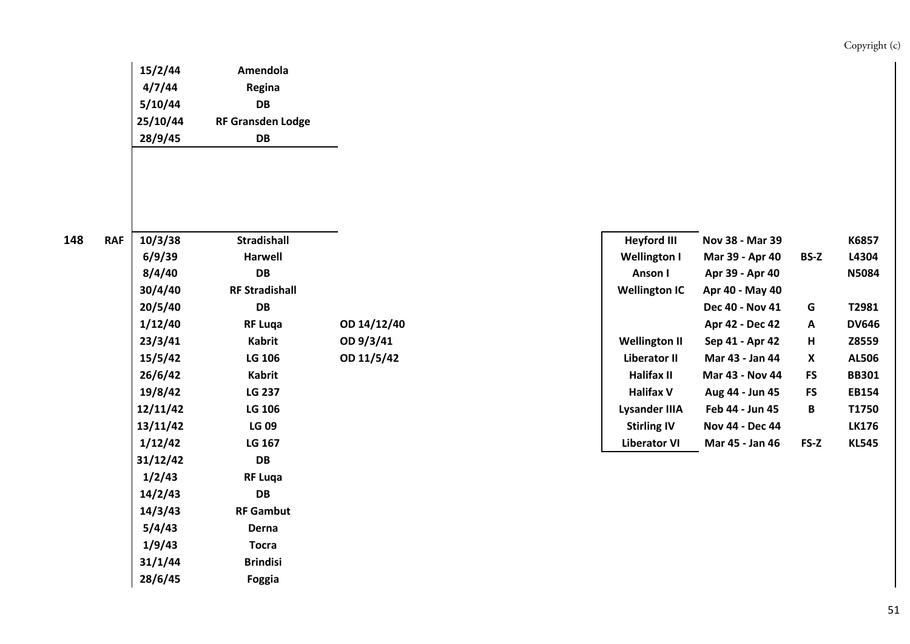| | | | | |
|---|---|---|---|---|
| | | 15/2/44 | Amendola | |
| | | 4/7/44 | Regina | |
| | | 5/10/44 | DB | |
| | | 25/10/44 | RF Gransden Lodge | |
| | | 28/9/45 | DB | |

| | | | | | Aircraft | Period | Code | Serial |
|---|---|---|---|---|---|---|---|---|
| **148** | **RAF** | 10/3/38 | Stradishall | | Heyford III | Nov 38 - Mar 39 | | K6857 |
| | | 6/9/39 | Harwell | | Wellington I | Mar 39 - Apr 40 | BS-Z | L4304 |
| | | 8/4/40 | DB | | Anson I | Apr 39 - Apr 40 | | N5084 |
| | | 30/4/40 | RF Stradishall | | Wellington IC | Apr 40 - May 40 | | |
| | | 20/5/40 | DB | | | Dec 40 - Nov 41 | G | T2981 |
| | | 1/12/40 | RF Luqa | OD 14/12/40 | | Apr 42 - Dec 42 | A | DV646 |
| | | 23/3/41 | Kabrit | OD 9/3/41 | Wellington II | Sep 41 - Apr 42 | H | Z8559 |
| | | 15/5/42 | LG 106 | OD 11/5/42 | Liberator II | Mar 43 - Jan 44 | X | AL506 |
| | | 26/6/42 | Kabrit | | Halifax II | Mar 43 - Nov 44 | FS | BB301 |
| | | 19/8/42 | LG 237 | | Halifax V | Aug 44 - Jun 45 | FS | EB154 |
| | | 12/11/42 | LG 106 | | Lysander IIIA | Feb 44 - Jun 45 | B | T1750 |
| | | 13/11/42 | LG 09 | | Stirling IV | Nov 44 - Dec 44 | | LK176 |
| | | 1/12/42 | LG 167 | | Liberator VI | Mar 45 - Jan 46 | FS-Z | KL545 |
| | | 31/12/42 | DB | | | | | |
| | | 1/2/43 | RF Luqa | | | | | |
| | | 14/2/43 | DB | | | | | |
| | | 14/3/43 | RF Gambut | | | | | |
| | | 5/4/43 | Derna | | | | | |
| | | 1/9/43 | Tocra | | | | | |
| | | 31/1/44 | Brindisi | | | | | |
| | | 28/6/45 | Foggia | | | | | |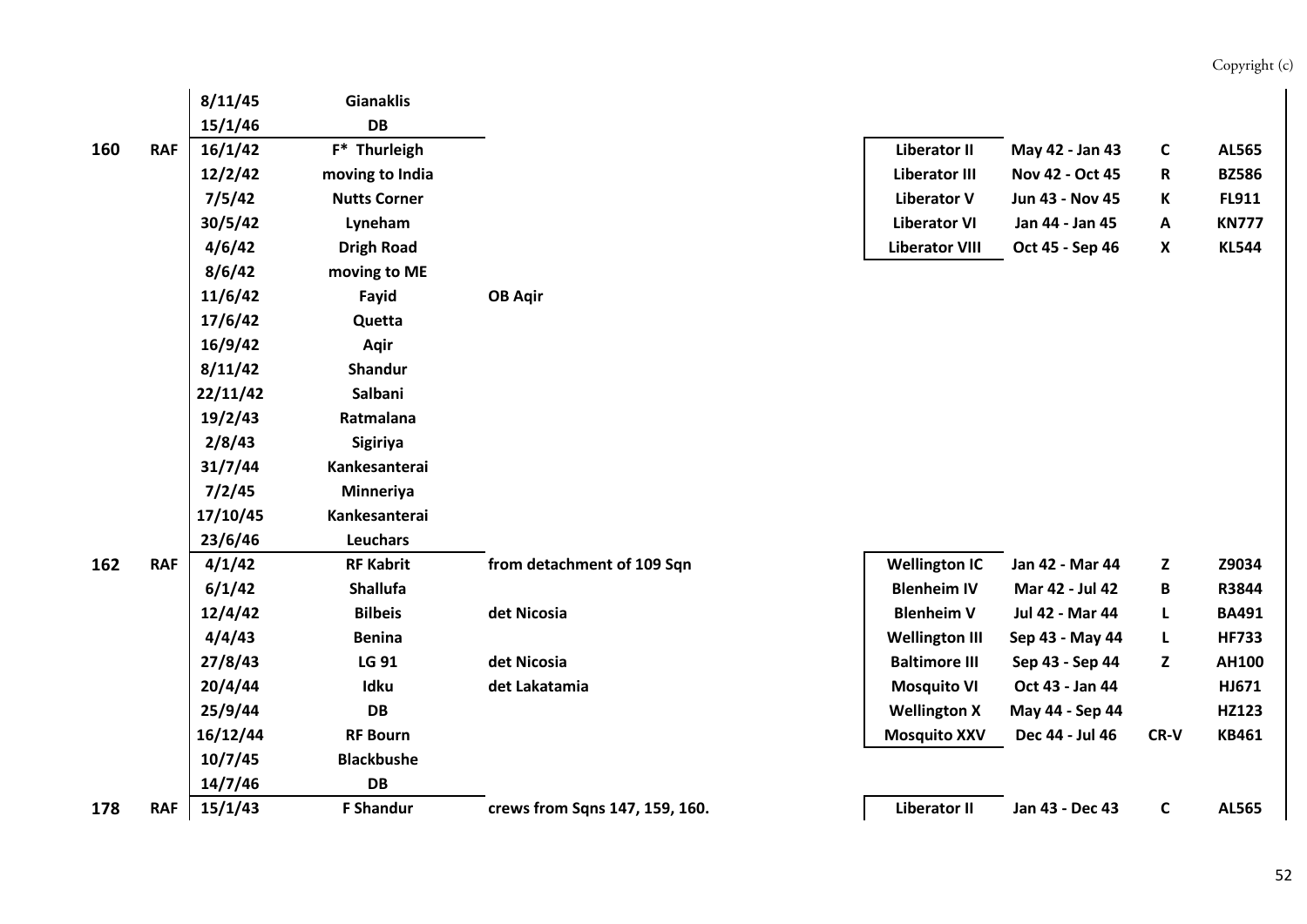| | | | | | | | | |
|---|---|---|---|---|---|---|---|---|
| | | 8/11/45 | Gianaklis | | | | | |
| | | 15/1/46 | DB | | | | | |
| **160** | **RAF** | 16/1/42 | F* Thurleigh | | Liberator II | May 42 - Jan 43 | C | AL565 |
| | | 12/2/42 | moving to India | | Liberator III | Nov 42 - Oct 45 | R | BZ586 |
| | | 7/5/42 | Nutts Corner | | Liberator V | Jun 43 - Nov 45 | K | FL911 |
| | | 30/5/42 | Lyneham | | Liberator VI | Jan 44 - Jan 45 | A | KN777 |
| | | 4/6/42 | Drigh Road | | Liberator VIII | Oct 45 - Sep 46 | X | KL544 |
| | | 8/6/42 | moving to ME | | | | | |
| | | 11/6/42 | Fayid | OB Aqir | | | | |
| | | 17/6/42 | Quetta | | | | | |
| | | 16/9/42 | Aqir | | | | | |
| | | 8/11/42 | Shandur | | | | | |
| | | 22/11/42 | Salbani | | | | | |
| | | 19/2/43 | Ratmalana | | | | | |
| | | 2/8/43 | Sigiriya | | | | | |
| | | 31/7/44 | Kankesanterai | | | | | |
| | | 7/2/45 | Minneriya | | | | | |
| | | 17/10/45 | Kankesanterai | | | | | |
| | | 23/6/46 | Leuchars | | | | | |
| **162** | **RAF** | 4/1/42 | RF Kabrit | from detachment of 109 Sqn | Wellington IC | Jan 42 - Mar 44 | Z | Z9034 |
| | | 6/1/42 | Shallufa | | Blenheim IV | Mar 42 - Jul 42 | B | R3844 |
| | | 12/4/42 | Bilbeis | det Nicosia | Blenheim V | Jul 42 - Mar 44 | L | BA491 |
| | | 4/4/43 | Benina | | Wellington III | Sep 43 - May 44 | L | HF733 |
| | | 27/8/43 | LG 91 | det Nicosia | Baltimore III | Sep 43 - Sep 44 | Z | AH100 |
| | | 20/4/44 | Idku | det Lakatamia | Mosquito VI | Oct 43 - Jan 44 | | HJ671 |
| | | 25/9/44 | DB | | Wellington X | May 44 - Sep 44 | | HZ123 |
| | | 16/12/44 | RF Bourn | | Mosquito XXV | Dec 44 - Jul 46 | CR-V | KB461 |
| | | 10/7/45 | Blackbushe | | | | | |
| | | 14/7/46 | DB | | | | | |
| **178** | **RAF** | 15/1/43 | F Shandur | crews from Sqns 147, 159, 160. | Liberator II | Jan 43 - Dec 43 | C | AL565 |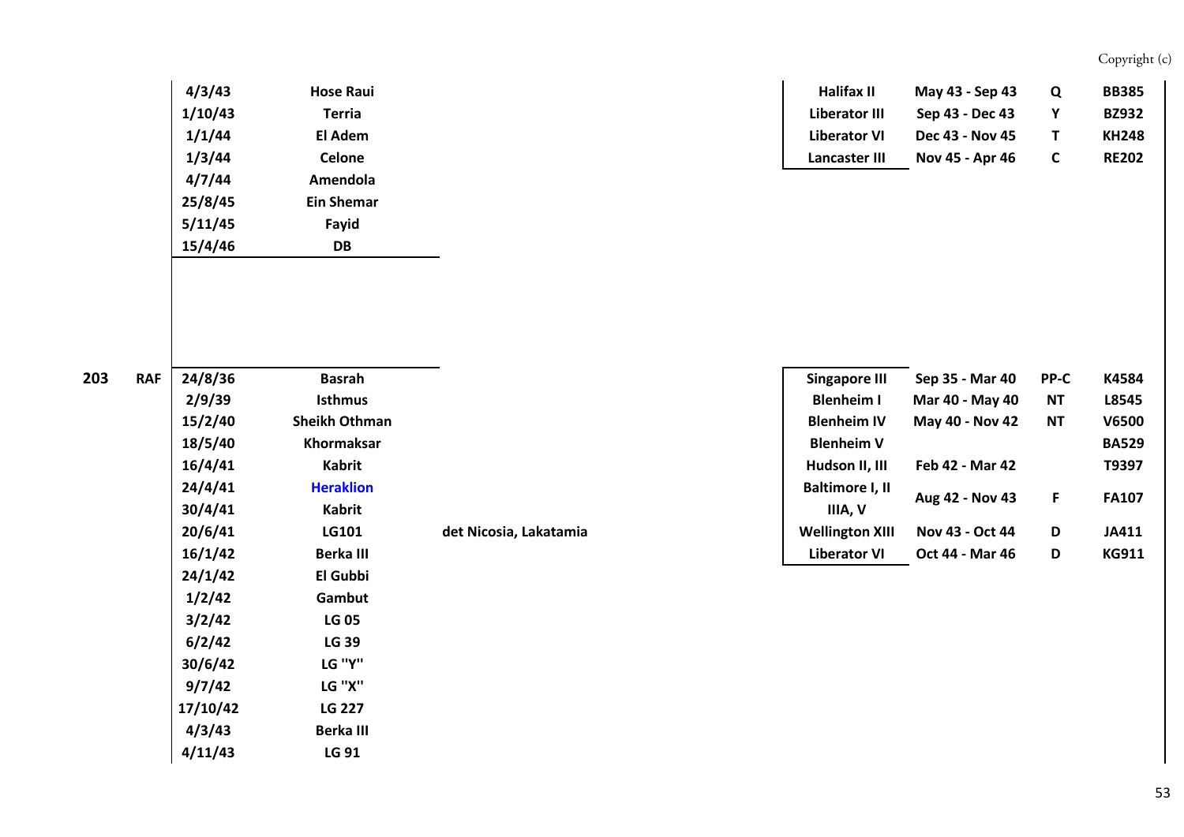| Sqn | Service | Date | Location | Notes | Aircraft | Period | Code | Serial |
|---|---|---|---|---|---|---|---|---|
| | | 4/3/43 | Hose Raui | | Halifax II | May 43 - Sep 43 | Q | BB385 |
| | | 1/10/43 | Terria | | Liberator III | Sep 43 - Dec 43 | Y | BZ932 |
| | | 1/1/44 | El Adem | | Liberator VI | Dec 43 - Nov 45 | T | KH248 |
| | | 1/3/44 | Celone | | Lancaster III | Nov 45 - Apr 46 | C | RE202 |
| | | 4/7/44 | Amendola | | | | | |
| | | 25/8/45 | Ein Shemar | | | | | |
| | | 5/11/45 | Fayid | | | | | |
| | | 15/4/46 | DB | | | | | |
| 203 | RAF | 24/8/36 | Basrah | | Singapore III | Sep 35 - Mar 40 | PP-C | K4584 |
| | | 2/9/39 | Isthmus | | Blenheim I | Mar 40 - May 40 | NT | L8545 |
| | | 15/2/40 | Sheikh Othman | | Blenheim IV | May 40 - Nov 42 | NT | V6500 |
| | | 18/5/40 | Khormaksar | | Blenheim V | | | BA529 |
| | | 16/4/41 | Kabrit | | Hudson II, III | Feb 42 - Mar 42 | | T9397 |
| | | 24/4/41 | Heraklion | | Baltimore I, II IIIA, V | Aug 42 - Nov 43 | F | FA107 |
| | | 30/4/41 | Kabrit | | | | | |
| | | 20/6/41 | LG101 | det Nicosia, Lakatamia | Wellington XIII | Nov 43 - Oct 44 | D | JA411 |
| | | 16/1/42 | Berka III | | Liberator VI | Oct 44 - Mar 46 | D | KG911 |
| | | 24/1/42 | El Gubbi | | | | | |
| | | 1/2/42 | Gambut | | | | | |
| | | 3/2/42 | LG 05 | | | | | |
| | | 6/2/42 | LG 39 | | | | | |
| | | 30/6/42 | LG "Y" | | | | | |
| | | 9/7/42 | LG "X" | | | | | |
| | | 17/10/42 | LG 227 | | | | | |
| | | 4/3/43 | Berka III | | | | | |
| | | 4/11/43 | LG 91 | | | | | |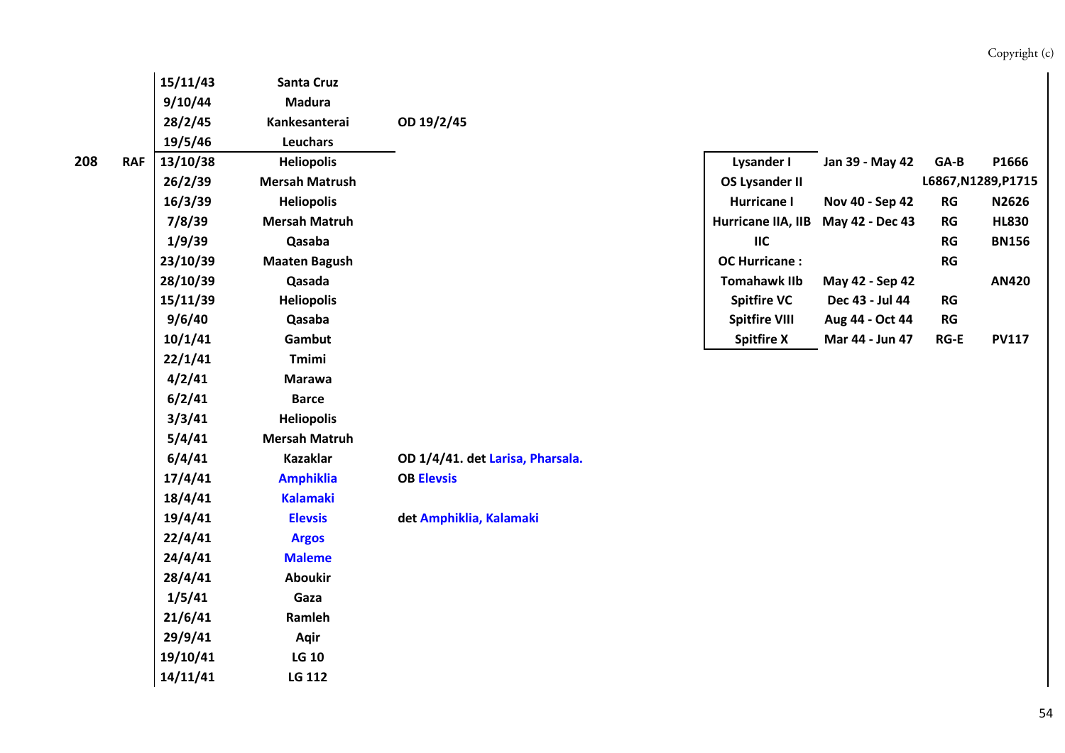| Sqn | Service | Date | Base | Notes | Aircraft | Period | Code | Serial |
|---|---|---|---|---|---|---|---|---|
| | | 15/11/43 | Santa Cruz | | | | | |
| | | 9/10/44 | Madura | | | | | |
| | | 28/2/45 | Kankesanterai | OD 19/2/45 | | | | |
| | | 19/5/46 | Leuchars | | | | | |
| 208 | RAF | 13/10/38 | Heliopolis | | Lysander I | Jan 39 - May 42 | GA-B | P1666 |
| | | 26/2/39 | Mersah Matrush | | OS Lysander II | | L6867,N1289,P1715 | |
| | | 16/3/39 | Heliopolis | | Hurricane I | Nov 40 - Sep 42 | RG | N2626 |
| | | 7/8/39 | Mersah Matruh | | Hurricane IIA, IIB | May 42 - Dec 43 | RG | HL830 |
| | | 1/9/39 | Qasaba | | IIC | | RG | BN156 |
| | | 23/10/39 | Maaten Bagush | | OC Hurricane : | | RG | |
| | | 28/10/39 | Qasada | | Tomahawk IIb | May 42 - Sep 42 | | AN420 |
| | | 15/11/39 | Heliopolis | | Spitfire VC | Dec 43 - Jul 44 | RG | |
| | | 9/6/40 | Qasaba | | Spitfire VIII | Aug 44 - Oct 44 | RG | |
| | | 10/1/41 | Gambut | | Spitfire X | Mar 44 - Jun 47 | RG-E | PV117 |
| | | 22/1/41 | Tmimi | | | | | |
| | | 4/2/41 | Marawa | | | | | |
| | | 6/2/41 | Barce | | | | | |
| | | 3/3/41 | Heliopolis | | | | | |
| | | 5/4/41 | Mersah Matruh | | | | | |
| | | 6/4/41 | Kazaklar | OD 1/4/41. det Larisa, Pharsala. | | | | |
| | | 17/4/41 | Amphiklia | OB Elevsis | | | | |
| | | 18/4/41 | Kalamaki | | | | | |
| | | 19/4/41 | Elevsis | det Amphiklia, Kalamaki | | | | |
| | | 22/4/41 | Argos | | | | | |
| | | 24/4/41 | Maleme | | | | | |
| | | 28/4/41 | Aboukir | | | | | |
| | | 1/5/41 | Gaza | | | | | |
| | | 21/6/41 | Ramleh | | | | | |
| | | 29/9/41 | Aqir | | | | | |
| | | 19/10/41 | LG 10 | | | | | |
| | | 14/11/41 | LG 112 | | | | | |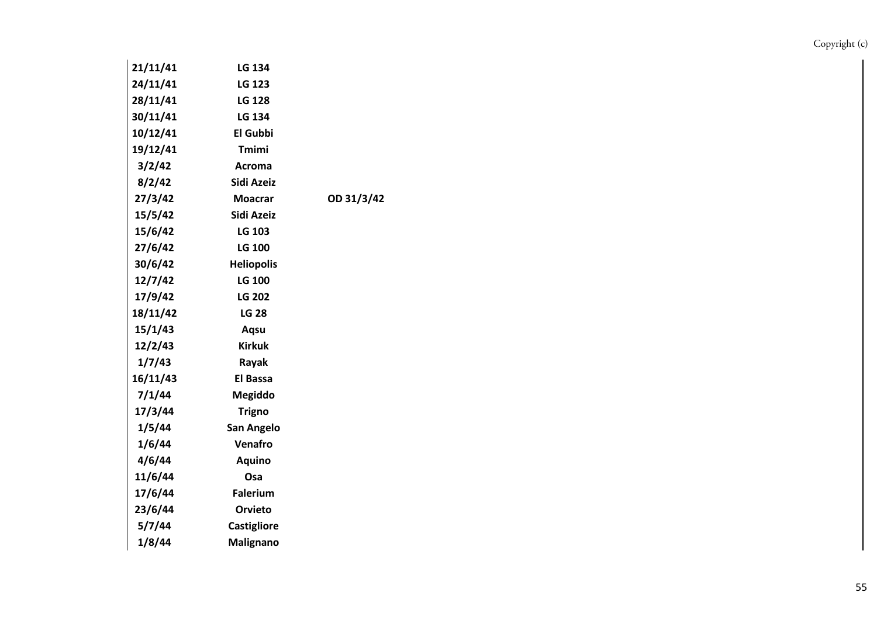| | | |
|---|---|---|
| **21/11/41** | **LG 134** | |
| **24/11/41** | **LG 123** | |
| **28/11/41** | **LG 128** | |
| **30/11/41** | **LG 134** | |
| **10/12/41** | **El Gubbi** | |
| **19/12/41** | **Tmimi** | |
| **3/2/42** | **Acroma** | |
| **8/2/42** | **Sidi Azeiz** | |
| **27/3/42** | **Moacrar** | **OD 31/3/42** |
| **15/5/42** | **Sidi Azeiz** | |
| **15/6/42** | **LG 103** | |
| **27/6/42** | **LG 100** | |
| **30/6/42** | **Heliopolis** | |
| **12/7/42** | **LG 100** | |
| **17/9/42** | **LG 202** | |
| **18/11/42** | **LG 28** | |
| **15/1/43** | **Aqsu** | |
| **12/2/43** | **Kirkuk** | |
| **1/7/43** | **Rayak** | |
| **16/11/43** | **El Bassa** | |
| **7/1/44** | **Megiddo** | |
| **17/3/44** | **Trigno** | |
| **1/5/44** | **San Angelo** | |
| **1/6/44** | **Venafro** | |
| **4/6/44** | **Aquino** | |
| **11/6/44** | **Osa** | |
| **17/6/44** | **Falerium** | |
| **23/6/44** | **Orvieto** | |
| **5/7/44** | **Castigliore** | |
| **1/8/44** | **Malignano** | |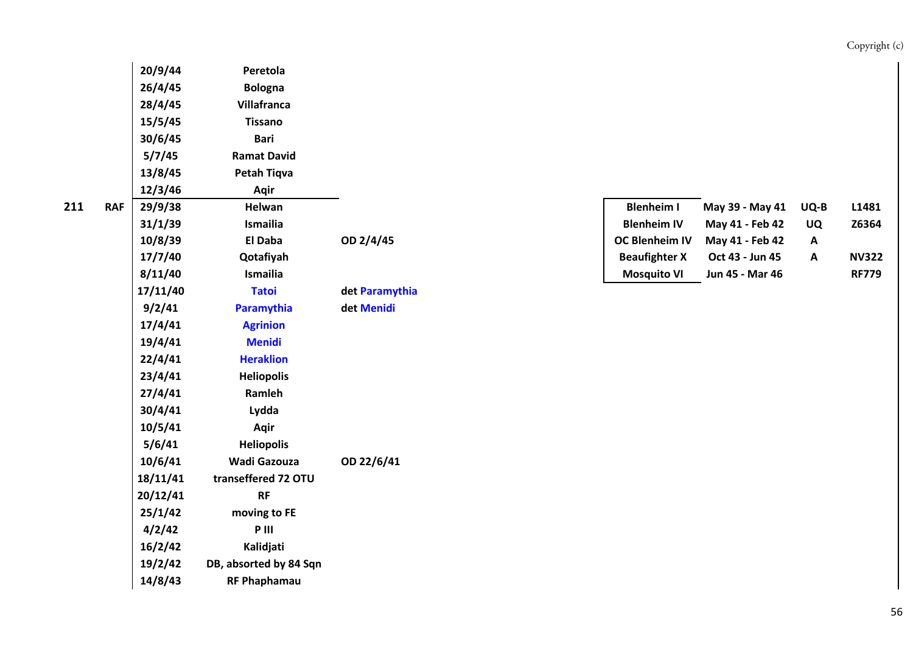| Sqn | Service | Date | Location | Notes | Aircraft | Period | Code | Serial |
|---|---|---|---|---|---|---|---|---|
| | | 20/9/44 | Peretola | | | | | |
| | | 26/4/45 | Bologna | | | | | |
| | | 28/4/45 | Villafranca | | | | | |
| | | 15/5/45 | Tissano | | | | | |
| | | 30/6/45 | Bari | | | | | |
| | | 5/7/45 | Ramat David | | | | | |
| | | 13/8/45 | Petah Tiqva | | | | | |
| | | 12/3/46 | Aqir | | | | | |
| **211** | **RAF** | 29/9/38 | Helwan | | Blenheim I | May 39 - May 41 | UQ-B | L1481 |
| | | 31/1/39 | Ismailia | | Blenheim IV | May 41 - Feb 42 | UQ | Z6364 |
| | | 10/8/39 | El Daba | OD 2/4/45 | OC Blenheim IV | May 41 - Feb 42 | A | |
| | | 17/7/40 | Qotafiyah | | Beaufighter X | Oct 43 - Jun 45 | A | NV322 |
| | | 8/11/40 | Ismailia | | Mosquito VI | Jun 45 - Mar 46 | | RF779 |
| | | 17/11/40 | Tatoi | det Paramythia | | | | |
| | | 9/2/41 | Paramythia | det Menidi | | | | |
| | | 17/4/41 | Agrinion | | | | | |
| | | 19/4/41 | Menidi | | | | | |
| | | 22/4/41 | Heraklion | | | | | |
| | | 23/4/41 | Heliopolis | | | | | |
| | | 27/4/41 | Ramleh | | | | | |
| | | 30/4/41 | Lydda | | | | | |
| | | 10/5/41 | Aqir | | | | | |
| | | 5/6/41 | Heliopolis | | | | | |
| | | 10/6/41 | Wadi Gazouza | OD 22/6/41 | | | | |
| | | 18/11/41 | transeffered 72 OTU | | | | | |
| | | 20/12/41 | RF | | | | | |
| | | 25/1/42 | moving to FE | | | | | |
| | | 4/2/42 | P III | | | | | |
| | | 16/2/42 | Kalidjati | | | | | |
| | | 19/2/42 | DB, absorted by 84 Sqn | | | | | |
| | | 14/8/43 | RF Phaphamau | | | | | |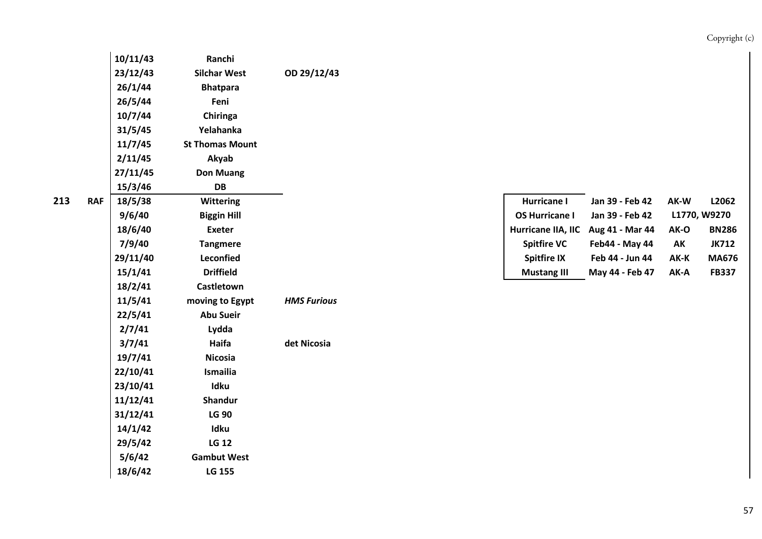| Sqn | Service | Date | Location | Notes |
|---|---|---|---|---|
| | | 10/11/43 | Ranchi | |
| | | 23/12/43 | Silchar West | OD 29/12/43 |
| | | 26/1/44 | Bhatpara | |
| | | 26/5/44 | Feni | |
| | | 10/7/44 | Chiringa | |
| | | 31/5/45 | Yelahanka | |
| | | 11/7/45 | St Thomas Mount | |
| | | 2/11/45 | Akyab | |
| | | 27/11/45 | Don Muang | |
| | | 15/3/46 | DB | |
| 213 | RAF | 18/5/38 | Wittering | |
| | | 9/6/40 | Biggin Hill | |
| | | 18/6/40 | Exeter | |
| | | 7/9/40 | Tangmere | |
| | | 29/11/40 | Leconfied | |
| | | 15/1/41 | Driffield | |
| | | 18/2/41 | Castletown | |
| | | 11/5/41 | moving to Egypt | *HMS Furious* |
| | | 22/5/41 | Abu Sueir | |
| | | 2/7/41 | Lydda | |
| | | 3/7/41 | Haifa | det Nicosia |
| | | 19/7/41 | Nicosia | |
| | | 22/10/41 | Ismailia | |
| | | 23/10/41 | Idku | |
| | | 11/12/41 | Shandur | |
| | | 31/12/41 | LG 90 | |
| | | 14/1/42 | Idku | |
| | | 29/5/42 | LG 12 | |
| | | 5/6/42 | Gambut West | |
| | | 18/6/42 | LG 155 | |

| Aircraft | Period | Code | Serial |
|---|---|---|---|
| Hurricane I | Jan 39 - Feb 42 | AK-W | L2062 |
| OS Hurricane I | Jan 39 - Feb 42 | L1770, W9270 | |
| Hurricane IIA, IIC | Aug 41 - Mar 44 | AK-O | BN286 |
| Spitfire VC | Feb44 - May 44 | AK | JK712 |
| Spitfire IX | Feb 44 - Jun 44 | AK-K | MA676 |
| Mustang III | May 44 - Feb 47 | AK-A | FB337 |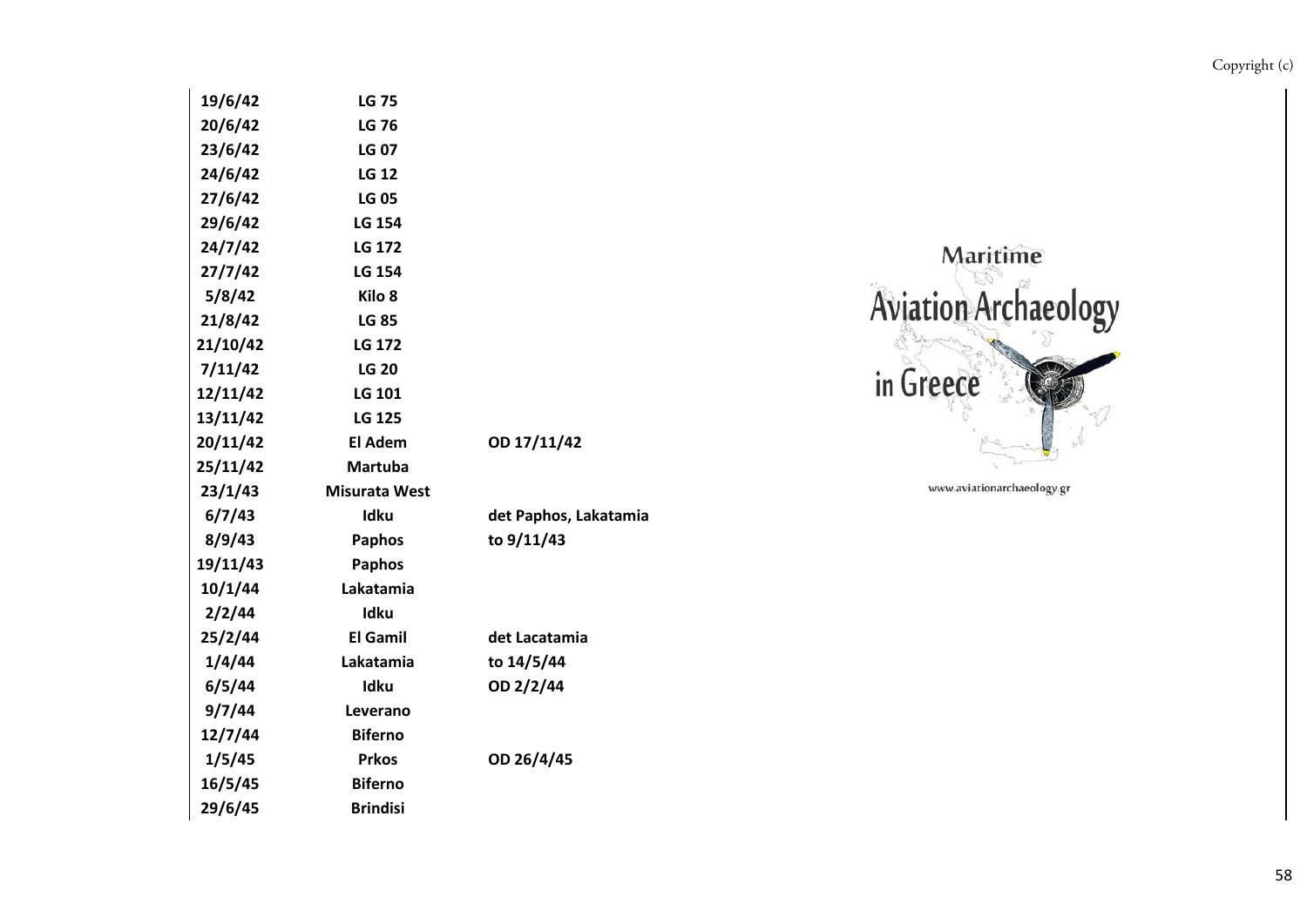| | | |
|---|---|---|
| **19/6/42** | **LG 75** | |
| **20/6/42** | **LG 76** | |
| **23/6/42** | **LG 07** | |
| **24/6/42** | **LG 12** | |
| **27/6/42** | **LG 05** | |
| **29/6/42** | **LG 154** | |
| **24/7/42** | **LG 172** | |
| **27/7/42** | **LG 154** | |
| **5/8/42** | **Kilo 8** | |
| **21/8/42** | **LG 85** | |
| **21/10/42** | **LG 172** | |
| **7/11/42** | **LG 20** | |
| **12/11/42** | **LG 101** | |
| **13/11/42** | **LG 125** | |
| **20/11/42** | **El Adem** | **OD 17/11/42** |
| **25/11/42** | **Martuba** | |
| **23/1/43** | **Misurata West** | |
| **6/7/43** | **Idku** | **det Paphos, Lakatamia** |
| **8/9/43** | **Paphos** | **to 9/11/43** |
| **19/11/43** | **Paphos** | |
| **10/1/44** | **Lakatamia** | |
| **2/2/44** | **Idku** | |
| **25/2/44** | **El Gamil** | **det Lacatamia** |
| **1/4/44** | **Lakatamia** | **to 14/5/44** |
| **6/5/44** | **Idku** | **OD 2/2/44** |
| **9/7/44** | **Leverano** | |
| **12/7/44** | **Biferno** | |
| **1/5/45** | **Prkos** | **OD 26/4/45** |
| **16/5/45** | **Biferno** | |
| **29/6/45** | **Brindisi** | |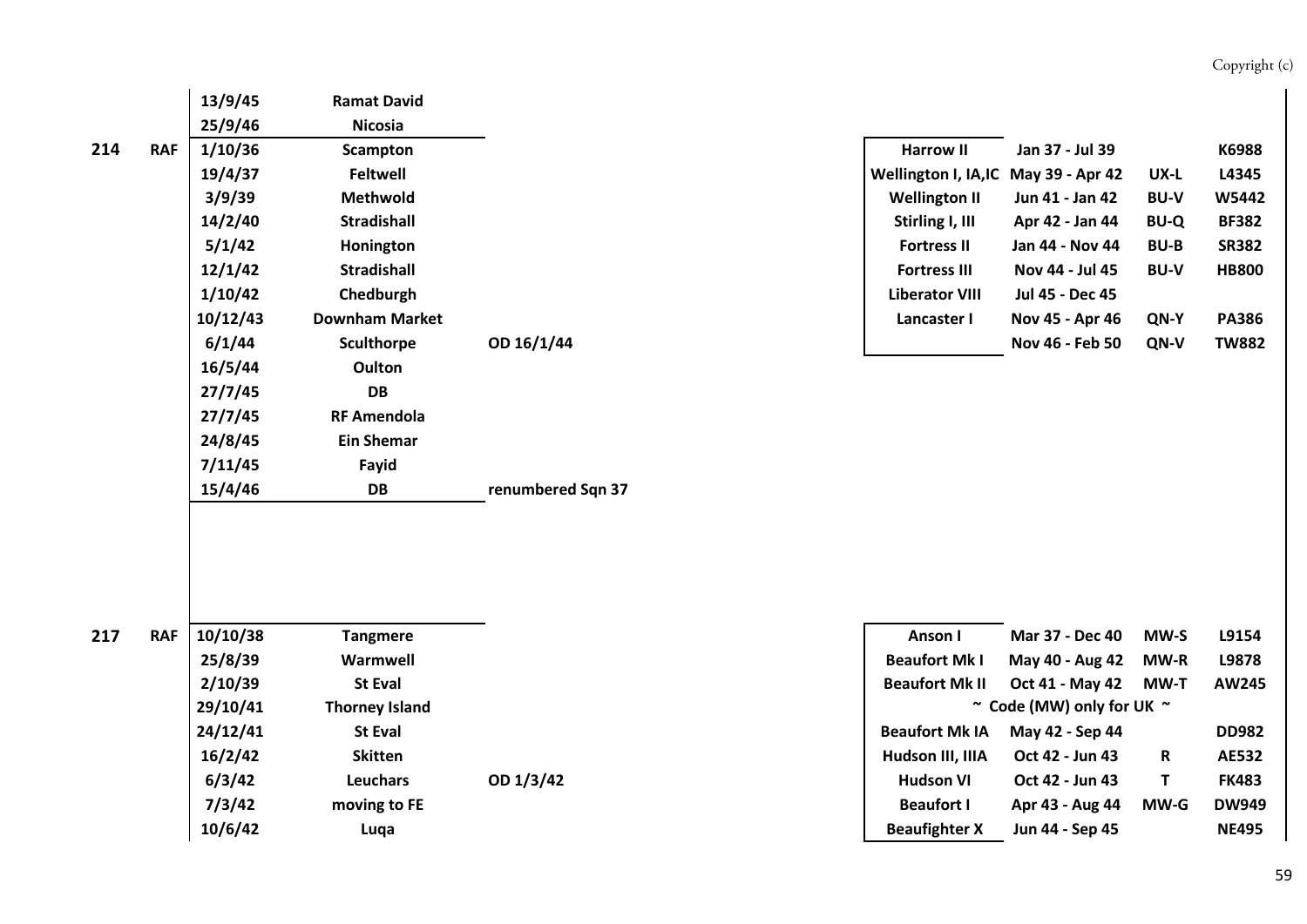| | | Date | Location | Notes |
|---|---|---|---|---|
| | | 13/9/45 | Ramat David | |
| | | 25/9/46 | Nicosia | |
| 214 | RAF | 1/10/36 | Scampton | |
| | | 19/4/37 | Feltwell | |
| | | 3/9/39 | Methwold | |
| | | 14/2/40 | Stradishall | |
| | | 5/1/42 | Honington | |
| | | 12/1/42 | Stradishall | |
| | | 1/10/42 | Chedburgh | |
| | | 10/12/43 | Downham Market | |
| | | 6/1/44 | Sculthorpe | OD 16/1/44 |
| | | 16/5/44 | Oulton | |
| | | 27/7/45 | DB | |
| | | 27/7/45 | RF Amendola | |
| | | 24/8/45 | Ein Shemar | |
| | | 7/11/45 | Fayid | |
| | | 15/4/46 | DB | renumbered Sqn 37 |

| Aircraft | Period | Code | Serial |
|---|---|---|---|
| Harrow II | Jan 37 - Jul 39 | | K6988 |
| Wellington I, IA,IC | May 39 - Apr 42 | UX-L | L4345 |
| Wellington II | Jun 41 - Jan 42 | BU-V | W5442 |
| Stirling I, III | Apr 42 - Jan 44 | BU-Q | BF382 |
| Fortress II | Jan 44 - Nov 44 | BU-B | SR382 |
| Fortress III | Nov 44 - Jul 45 | BU-V | HB800 |
| Liberator VIII | Jul 45 - Dec 45 | | |
| Lancaster I | Nov 45 - Apr 46 | QN-Y | PA386 |
| | Nov 46 - Feb 50 | QN-V | TW882 |

| | | Date | Location | Notes |
|---|---|---|---|---|
| 217 | RAF | 10/10/38 | Tangmere | |
| | | 25/8/39 | Warmwell | |
| | | 2/10/39 | St Eval | |
| | | 29/10/41 | Thorney Island | |
| | | 24/12/41 | St Eval | |
| | | 16/2/42 | Skitten | |
| | | 6/3/42 | Leuchars | OD 1/3/42 |
| | | 7/3/42 | moving to FE | |
| | | 10/6/42 | Luqa | |

| Aircraft | Period | Code | Serial |
|---|---|---|---|
| Anson I | Mar 37 - Dec 40 | MW-S | L9154 |
| Beaufort Mk I | May 40 - Aug 42 | MW-R | L9878 |
| Beaufort Mk II | Oct 41 - May 42 | MW-T | AW245 |
| | ~ Code (MW) only for UK ~ | | |
| Beaufort Mk IA | May 42 - Sep 44 | | DD982 |
| Hudson III, IIIA | Oct 42 - Jun 43 | R | AE532 |
| Hudson VI | Oct 42 - Jun 43 | T | FK483 |
| Beaufort I | Apr 43 - Aug 44 | MW-G | DW949 |
| Beaufighter X | Jun 44 - Sep 45 | | NE495 |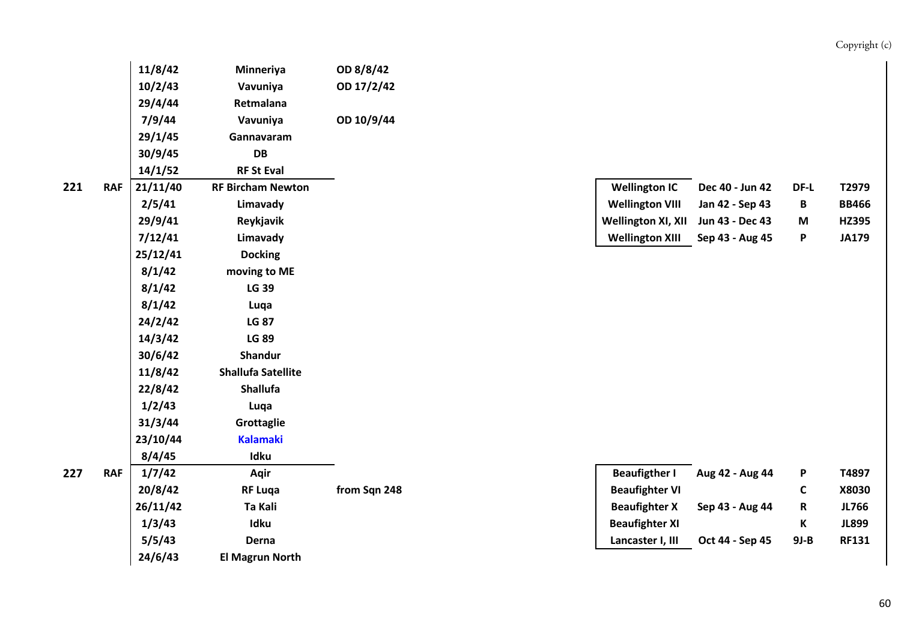| Sqn | Service | Date | Location | Notes | Aircraft | Period | Code | Serial |
|---|---|---|---|---|---|---|---|---|
| | | 11/8/42 | Minneriya | OD 8/8/42 | | | | |
| | | 10/2/43 | Vavuniya | OD 17/2/42 | | | | |
| | | 29/4/44 | Retmalana | | | | | |
| | | 7/9/44 | Vavuniya | OD 10/9/44 | | | | |
| | | 29/1/45 | Gannavaram | | | | | |
| | | 30/9/45 | DB | | | | | |
| | | 14/1/52 | RF St Eval | | | | | |
| 221 | RAF | 21/11/40 | RF Bircham Newton | | Wellington IC | Dec 40 - Jun 42 | DF-L | T2979 |
| | | 2/5/41 | Limavady | | Wellington VIII | Jan 42 - Sep 43 | B | BB466 |
| | | 29/9/41 | Reykjavik | | Wellington XI, XII | Jun 43 - Dec 43 | M | HZ395 |
| | | 7/12/41 | Limavady | | Wellington XIII | Sep 43 - Aug 45 | P | JA179 |
| | | 25/12/41 | Docking | | | | | |
| | | 8/1/42 | moving to ME | | | | | |
| | | 8/1/42 | LG 39 | | | | | |
| | | 8/1/42 | Luqa | | | | | |
| | | 24/2/42 | LG 87 | | | | | |
| | | 14/3/42 | LG 89 | | | | | |
| | | 30/6/42 | Shandur | | | | | |
| | | 11/8/42 | Shallufa Satellite | | | | | |
| | | 22/8/42 | Shallufa | | | | | |
| | | 1/2/43 | Luqa | | | | | |
| | | 31/3/44 | Grottaglie | | | | | |
| | | 23/10/44 | Kalamaki | | | | | |
| | | 8/4/45 | Idku | | | | | |
| 227 | RAF | 1/7/42 | Aqir | | Beaufigther I | Aug 42 - Aug 44 | P | T4897 |
| | | 20/8/42 | RF Luqa | from Sqn 248 | Beaufighter VI | | C | X8030 |
| | | 26/11/42 | Ta Kali | | Beaufighter X | Sep 43 - Aug 44 | R | JL766 |
| | | 1/3/43 | Idku | | Beaufighter XI | | K | JL899 |
| | | 5/5/43 | Derna | | Lancaster I, III | Oct 44 - Sep 45 | 9J-B | RF131 |
| | | 24/6/43 | El Magrun North | | | | | |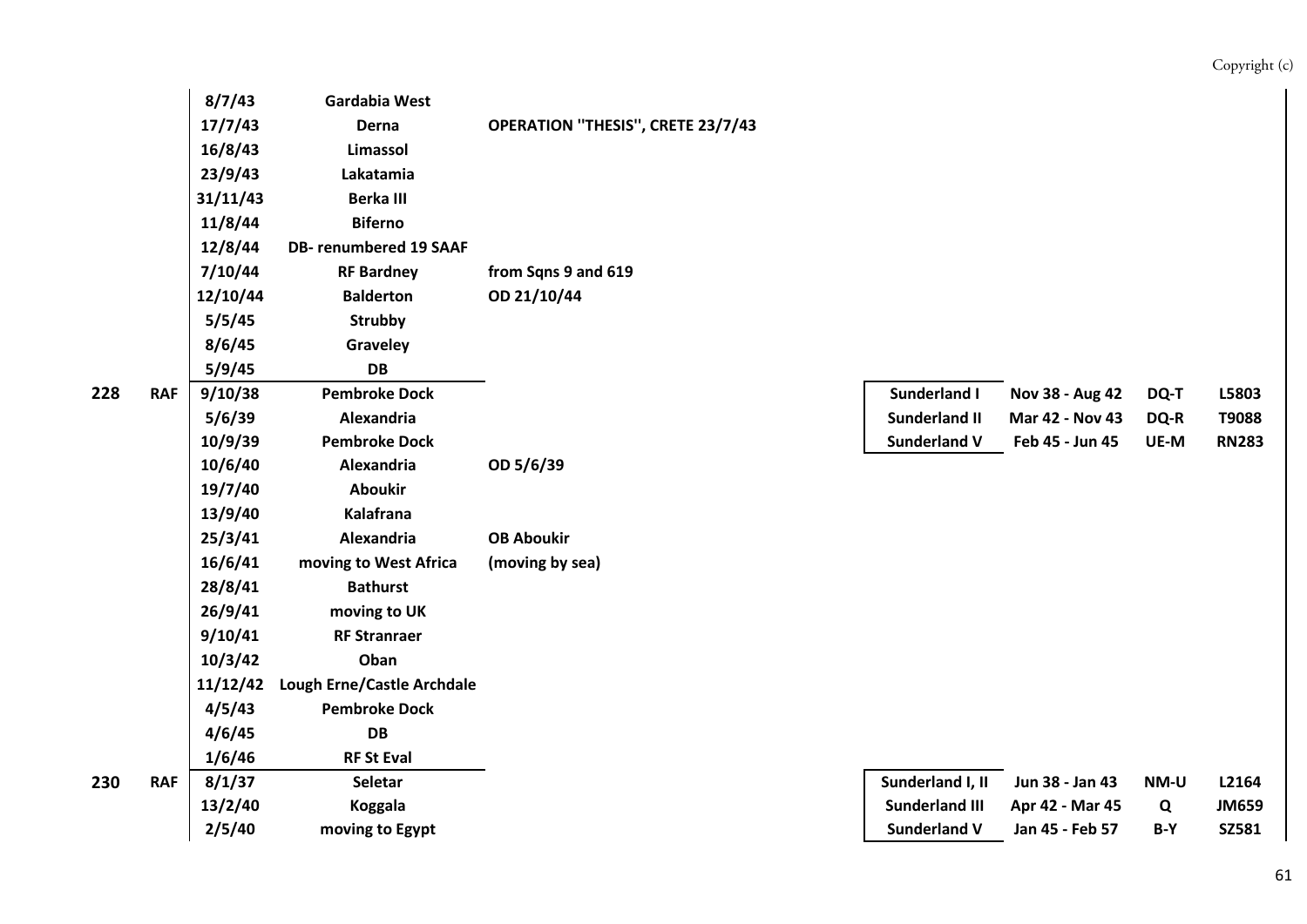| Sqn | Service | Date | Location | Notes | Aircraft | Period | Code | Serial |
|---|---|---|---|---|---|---|---|---|
| | | 8/7/43 | Gardabia West | | | | | |
| | | 17/7/43 | Derna | OPERATION "THESIS", CRETE 23/7/43 | | | | |
| | | 16/8/43 | Limassol | | | | | |
| | | 23/9/43 | Lakatamia | | | | | |
| | | 31/11/43 | Berka III | | | | | |
| | | 11/8/44 | Biferno | | | | | |
| | | 12/8/44 | DB- renumbered 19 SAAF | | | | | |
| | | 7/10/44 | RF Bardney | from Sqns 9 and 619 | | | | |
| | | 12/10/44 | Balderton | OD 21/10/44 | | | | |
| | | 5/5/45 | Strubby | | | | | |
| | | 8/6/45 | Graveley | | | | | |
| | | 5/9/45 | DB | | | | | |
| 228 | RAF | 9/10/38 | Pembroke Dock | | Sunderland I | Nov 38 - Aug 42 | DQ-T | L5803 |
| | | 5/6/39 | Alexandria | | Sunderland II | Mar 42 - Nov 43 | DQ-R | T9088 |
| | | 10/9/39 | Pembroke Dock | | Sunderland V | Feb 45 - Jun 45 | UE-M | RN283 |
| | | 10/6/40 | Alexandria | OD 5/6/39 | | | | |
| | | 19/7/40 | Aboukir | | | | | |
| | | 13/9/40 | Kalafrana | | | | | |
| | | 25/3/41 | Alexandria | OB Aboukir | | | | |
| | | 16/6/41 | moving to West Africa | (moving by sea) | | | | |
| | | 28/8/41 | Bathurst | | | | | |
| | | 26/9/41 | moving to UK | | | | | |
| | | 9/10/41 | RF Stranraer | | | | | |
| | | 10/3/42 | Oban | | | | | |
| | | 11/12/42 | Lough Erne/Castle Archdale | | | | | |
| | | 4/5/43 | Pembroke Dock | | | | | |
| | | 4/6/45 | DB | | | | | |
| | | 1/6/46 | RF St Eval | | | | | |
| 230 | RAF | 8/1/37 | Seletar | | Sunderland I, II | Jun 38 - Jan 43 | NM-U | L2164 |
| | | 13/2/40 | Koggala | | Sunderland III | Apr 42 - Mar 45 | Q | JM659 |
| | | 2/5/40 | moving to Egypt | | Sunderland V | Jan 45 - Feb 57 | B-Y | SZ581 |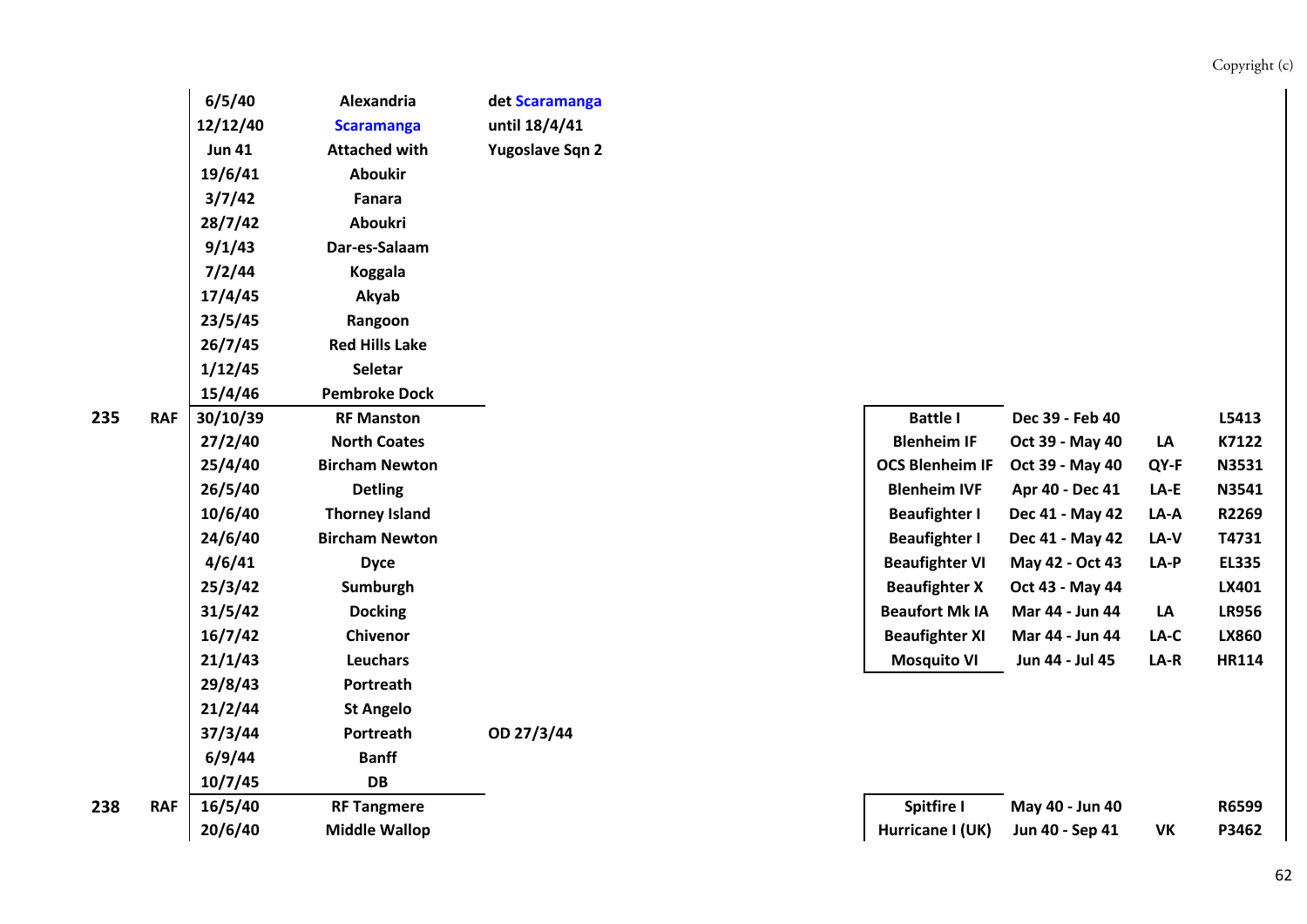| Sqn | Service | Date | Location | Notes | Aircraft | Period | Code | Serial |
|---|---|---|---|---|---|---|---|---|
| | | 6/5/40 | Alexandria | det Scaramanga | | | | |
| | | 12/12/40 | Scaramanga | until 18/4/41 | | | | |
| | | Jun 41 | Attached with | Yugoslave Sqn 2 | | | | |
| | | 19/6/41 | Aboukir | | | | | |
| | | 3/7/42 | Fanara | | | | | |
| | | 28/7/42 | Aboukri | | | | | |
| | | 9/1/43 | Dar-es-Salaam | | | | | |
| | | 7/2/44 | Koggala | | | | | |
| | | 17/4/45 | Akyab | | | | | |
| | | 23/5/45 | Rangoon | | | | | |
| | | 26/7/45 | Red Hills Lake | | | | | |
| | | 1/12/45 | Seletar | | | | | |
| | | 15/4/46 | Pembroke Dock | | | | | |
| 235 | RAF | 30/10/39 | RF Manston | | Battle I | Dec 39 - Feb 40 | | L5413 |
| | | 27/2/40 | North Coates | | Blenheim IF | Oct 39 - May 40 | LA | K7122 |
| | | 25/4/40 | Bircham Newton | | OCS Blenheim IF | Oct 39 - May 40 | QY-F | N3531 |
| | | 26/5/40 | Detling | | Blenheim IVF | Apr 40 - Dec 41 | LA-E | N3541 |
| | | 10/6/40 | Thorney Island | | Beaufighter I | Dec 41 - May 42 | LA-A | R2269 |
| | | 24/6/40 | Bircham Newton | | Beaufighter I | Dec 41 - May 42 | LA-V | T4731 |
| | | 4/6/41 | Dyce | | Beaufighter VI | May 42 - Oct 43 | LA-P | EL335 |
| | | 25/3/42 | Sumburgh | | Beaufighter X | Oct 43 - May 44 | | LX401 |
| | | 31/5/42 | Docking | | Beaufort Mk IA | Mar 44 - Jun 44 | LA | LR956 |
| | | 16/7/42 | Chivenor | | Beaufighter XI | Mar 44 - Jun 44 | LA-C | LX860 |
| | | 21/1/43 | Leuchars | | Mosquito VI | Jun 44 - Jul 45 | LA-R | HR114 |
| | | 29/8/43 | Portreath | | | | | |
| | | 21/2/44 | St Angelo | | | | | |
| | | 37/3/44 | Portreath | OD 27/3/44 | | | | |
| | | 6/9/44 | Banff | | | | | |
| | | 10/7/45 | DB | | | | | |
| 238 | RAF | 16/5/40 | RF Tangmere | | Spitfire I | May 40 - Jun 40 | | R6599 |
| | | 20/6/40 | Middle Wallop | | Hurricane I (UK) | Jun 40 - Sep 41 | VK | P3462 |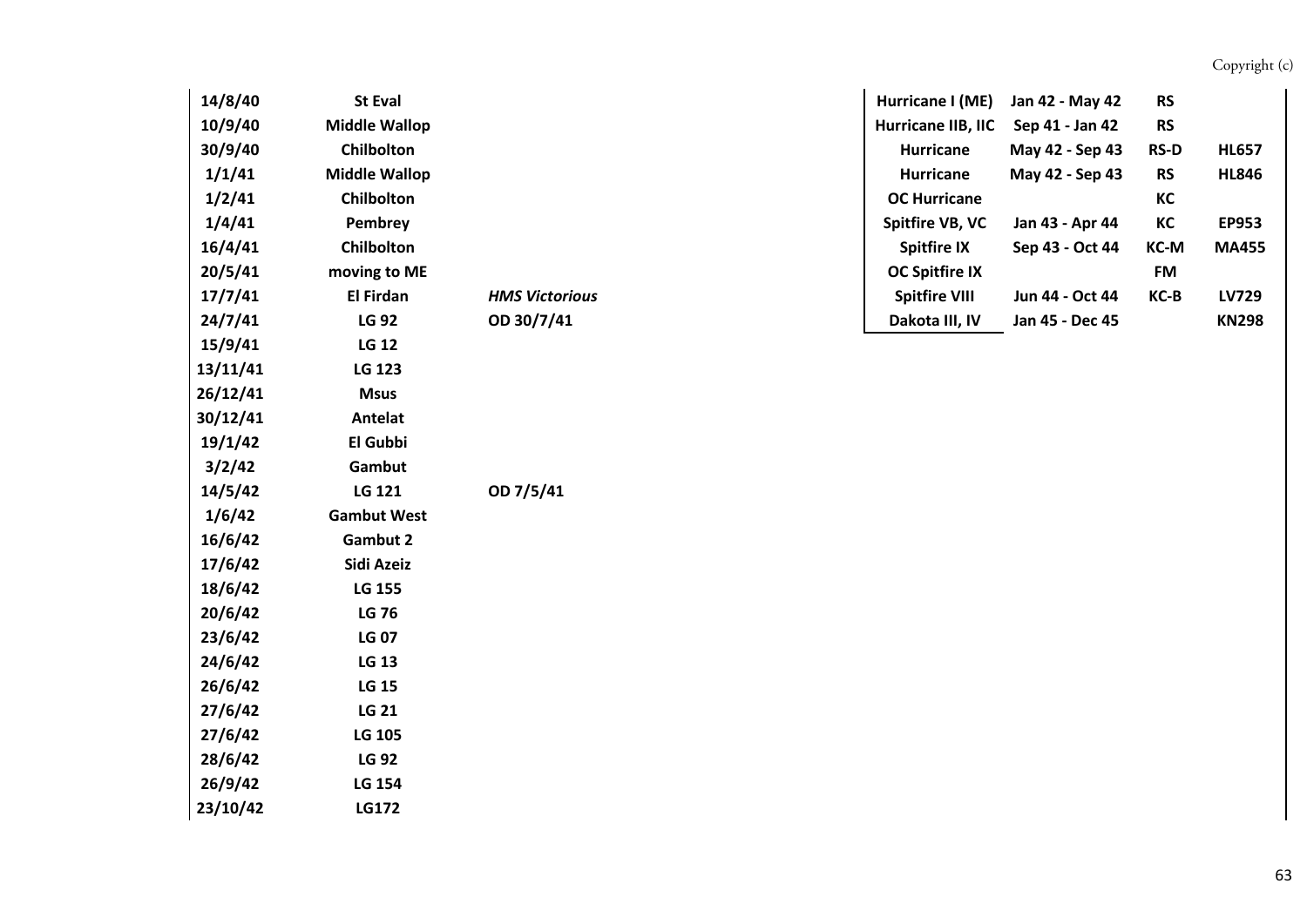| | | |
|---|---|---|
| **14/8/40** | **St Eval** | |
| **10/9/40** | **Middle Wallop** | |
| **30/9/40** | **Chilbolton** | |
| **1/1/41** | **Middle Wallop** | |
| **1/2/41** | **Chilbolton** | |
| **1/4/41** | **Pembrey** | |
| **16/4/41** | **Chilbolton** | |
| **20/5/41** | **moving to ME** | |
| **17/7/41** | **El Firdan** | ***HMS Victorious*** |
| **24/7/41** | **LG 92** | **OD 30/7/41** |
| **15/9/41** | **LG 12** | |
| **13/11/41** | **LG 123** | |
| **26/12/41** | **Msus** | |
| **30/12/41** | **Antelat** | |
| **19/1/42** | **El Gubbi** | |
| **3/2/42** | **Gambut** | |
| **14/5/42** | **LG 121** | **OD 7/5/41** |
| **1/6/42** | **Gambut West** | |
| **16/6/42** | **Gambut 2** | |
| **17/6/42** | **Sidi Azeiz** | |
| **18/6/42** | **LG 155** | |
| **20/6/42** | **LG 76** | |
| **23/6/42** | **LG 07** | |
| **24/6/42** | **LG 13** | |
| **26/6/42** | **LG 15** | |
| **27/6/42** | **LG 21** | |
| **27/6/42** | **LG 105** | |
| **28/6/42** | **LG 92** | |
| **26/9/42** | **LG 154** | |
| **23/10/42** | **LG172** | |

| | | | |
|---|---|---|---|
| **Hurricane I (ME)** | **Jan 42 - May 42** | **RS** | |
| **Hurricane IIB, IIC** | **Sep 41 - Jan 42** | **RS** | |
| **Hurricane** | **May 42 - Sep 43** | **RS-D** | **HL657** |
| **Hurricane** | **May 42 - Sep 43** | **RS** | **HL846** |
| **OC Hurricane** | | **KC** | |
| **Spitfire VB, VC** | **Jan 43 - Apr 44** | **KC** | **EP953** |
| **Spitfire IX** | **Sep 43 - Oct 44** | **KC-M** | **MA455** |
| **OC Spitfire IX** | | **FM** | |
| **Spitfire VIII** | **Jun 44 - Oct 44** | **KC-B** | **LV729** |
| **Dakota III, IV** | **Jan 45 - Dec 45** | | **KN298** |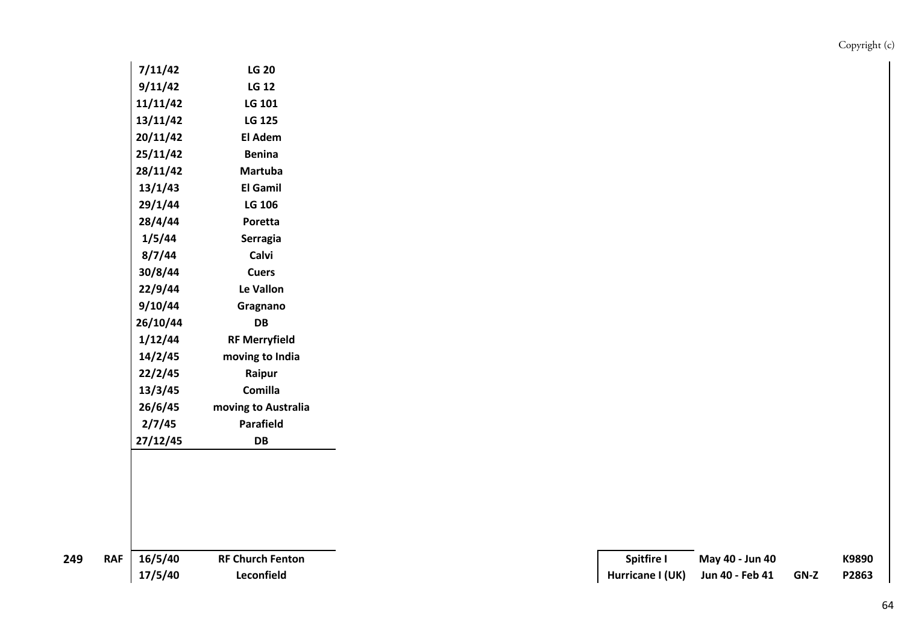| Squadron | Service | Date | Location | Aircraft | Period | Code | Serial |
|---|---|---|---|---|---|---|---|
| | | 7/11/42 | LG 20 | | | | |
| | | 9/11/42 | LG 12 | | | | |
| | | 11/11/42 | LG 101 | | | | |
| | | 13/11/42 | LG 125 | | | | |
| | | 20/11/42 | El Adem | | | | |
| | | 25/11/42 | Benina | | | | |
| | | 28/11/42 | Martuba | | | | |
| | | 13/1/43 | El Gamil | | | | |
| | | 29/1/44 | LG 106 | | | | |
| | | 28/4/44 | Poretta | | | | |
| | | 1/5/44 | Serragia | | | | |
| | | 8/7/44 | Calvi | | | | |
| | | 30/8/44 | Cuers | | | | |
| | | 22/9/44 | Le Vallon | | | | |
| | | 9/10/44 | Gragnano | | | | |
| | | 26/10/44 | DB | | | | |
| | | 1/12/44 | RF Merryfield | | | | |
| | | 14/2/45 | moving to India | | | | |
| | | 22/2/45 | Raipur | | | | |
| | | 13/3/45 | Comilla | | | | |
| | | 26/6/45 | moving to Australia | | | | |
| | | 2/7/45 | Parafield | | | | |
| | | 27/12/45 | DB | | | | |
| **249** | **RAF** | 16/5/40 | RF Church Fenton | Spitfire I | May 40 - Jun 40 | | K9890 |
| | | 17/5/40 | Leconfield | Hurricane I (UK) | Jun 40 - Feb 41 | GN-Z | P2863 |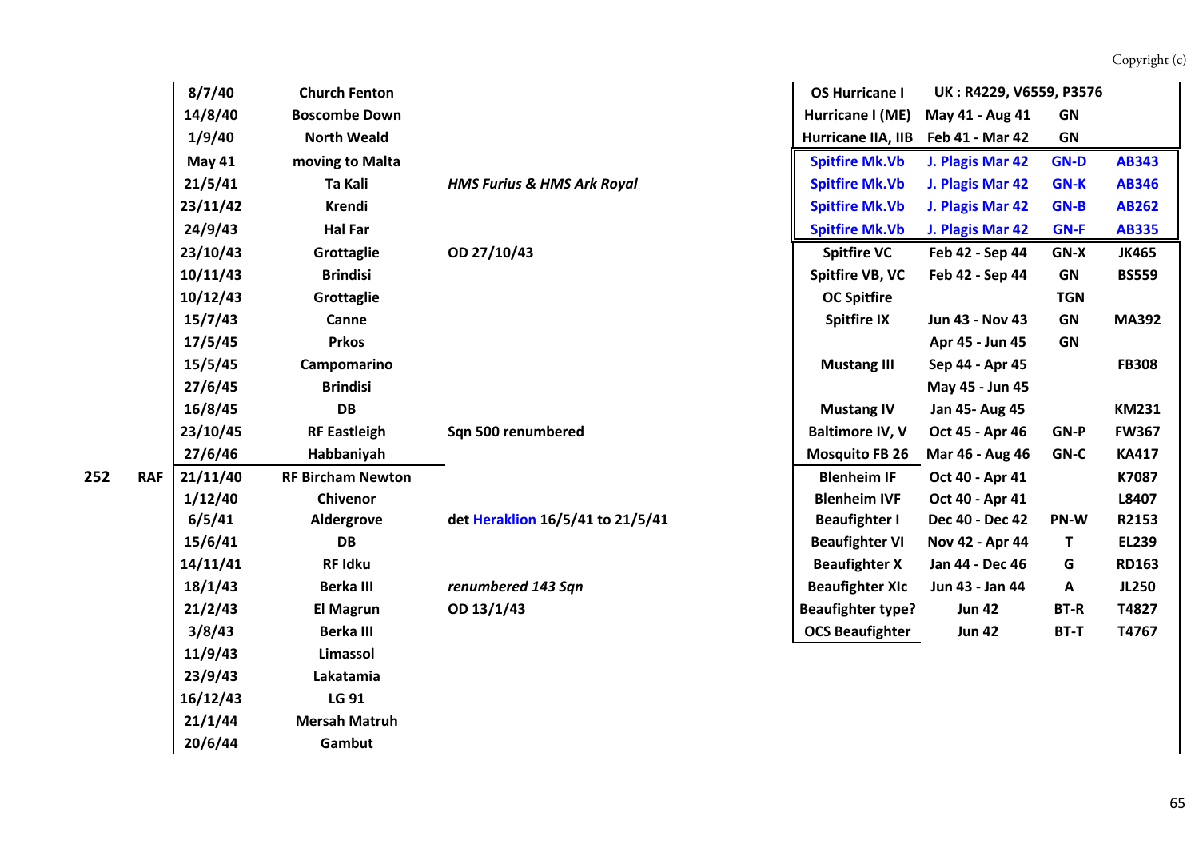| Sqn | Service | Date | Location | Notes | Aircraft | Period | Code | Serial |
|---|---|---|---|---|---|---|---|---|
| | | 8/7/40 | Church Fenton | | OS Hurricane I | UK : R4229, V6559, P3576 | | |
| | | 14/8/40 | Boscombe Down | | Hurricane I (ME) | May 41 - Aug 41 | GN | |
| | | 1/9/40 | North Weald | | Hurricane IIA, IIB | Feb 41 - Mar 42 | GN | |
| | | May 41 | moving to Malta | | Spitfire Mk.Vb | J. Plagis Mar 42 | GN-D | AB343 |
| | | 21/5/41 | Ta Kali | *HMS Furius & HMS Ark Royal* | Spitfire Mk.Vb | J. Plagis Mar 42 | GN-K | AB346 |
| | | 23/11/42 | Krendi | | Spitfire Mk.Vb | J. Plagis Mar 42 | GN-B | AB262 |
| | | 24/9/43 | Hal Far | | Spitfire Mk.Vb | J. Plagis Mar 42 | GN-F | AB335 |
| | | 23/10/43 | Grottaglie | OD 27/10/43 | Spitfire VC | Feb 42 - Sep 44 | GN-X | JK465 |
| | | 10/11/43 | Brindisi | | Spitfire VB, VC | Feb 42 - Sep 44 | GN | BS559 |
| | | 10/12/43 | Grottaglie | | OC Spitfire | | TGN | |
| | | 15/7/43 | Canne | | Spitfire IX | Jun 43 - Nov 43 | GN | MA392 |
| | | 17/5/45 | Prkos | | | Apr 45 - Jun 45 | GN | |
| | | 15/5/45 | Campomarino | | Mustang III | Sep 44 - Apr 45 | | FB308 |
| | | 27/6/45 | Brindisi | | | May 45 - Jun 45 | | |
| | | 16/8/45 | DB | | Mustang IV | Jan 45- Aug 45 | | KM231 |
| | | 23/10/45 | RF Eastleigh | Sqn 500 renumbered | Baltimore IV, V | Oct 45 - Apr 46 | GN-P | FW367 |
| | | 27/6/46 | Habbaniyah | | Mosquito FB 26 | Mar 46 - Aug 46 | GN-C | KA417 |
| 252 | RAF | 21/11/40 | RF Bircham Newton | | Blenheim IF | Oct 40 - Apr 41 | | K7087 |
| | | 1/12/40 | Chivenor | | Blenheim IVF | Oct 40 - Apr 41 | | L8407 |
| | | 6/5/41 | Aldergrove | det Heraklion 16/5/41 to 21/5/41 | Beaufighter I | Dec 40 - Dec 42 | PN-W | R2153 |
| | | 15/6/41 | DB | | Beaufighter VI | Nov 42 - Apr 44 | T | EL239 |
| | | 14/11/41 | RF Idku | | Beaufighter X | Jan 44 - Dec 46 | G | RD163 |
| | | 18/1/43 | Berka III | *renumbered 143 Sqn* | Beaufighter XIc | Jun 43 - Jan 44 | A | JL250 |
| | | 21/2/43 | El Magrun | OD 13/1/43 | Beaufighter type? | Jun 42 | BT-R | T4827 |
| | | 3/8/43 | Berka III | | OCS Beaufighter | Jun 42 | BT-T | T4767 |
| | | 11/9/43 | Limassol | | | | | |
| | | 23/9/43 | Lakatamia | | | | | |
| | | 16/12/43 | LG 91 | | | | | |
| | | 21/1/44 | Mersah Matruh | | | | | |
| | | 20/6/44 | Gambut | | | | | |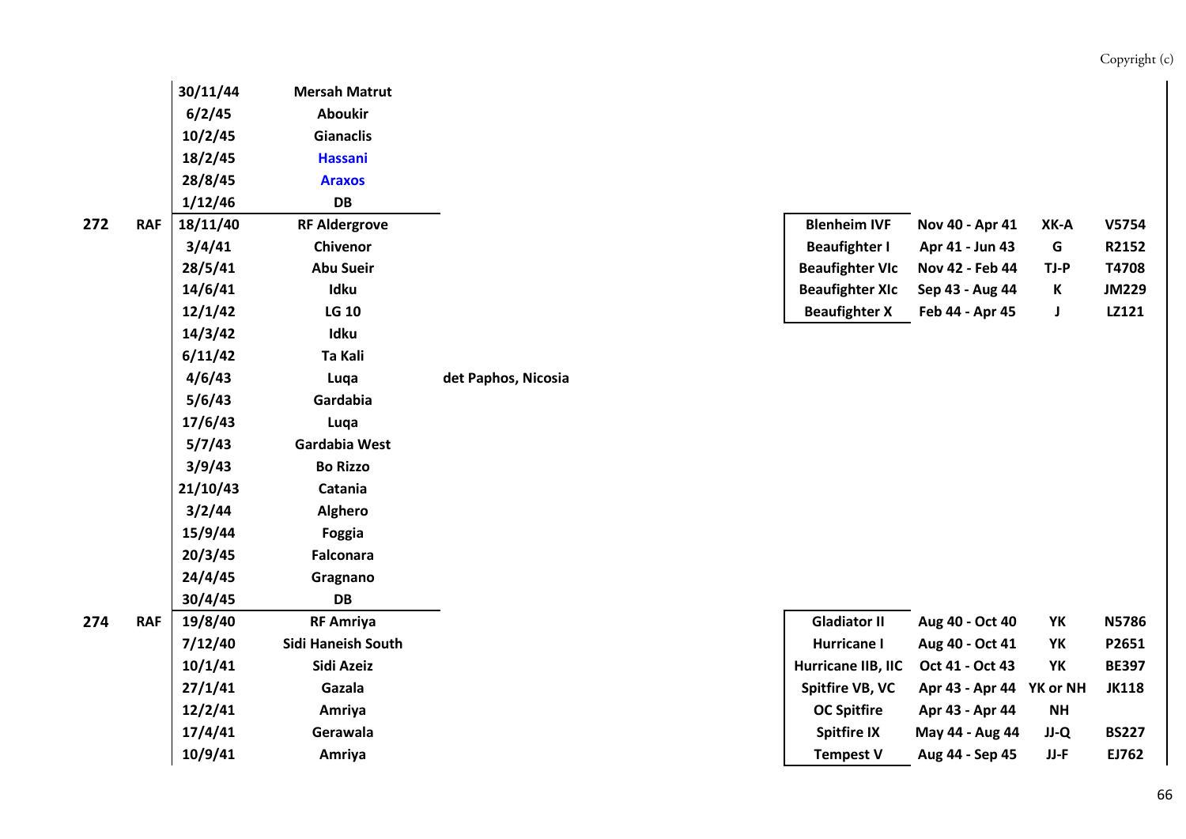| Sqn | Service | Date | Location | Notes | Aircraft | Period | Code | Serial |
|---|---|---|---|---|---|---|---|---|
| | | 30/11/44 | Mersah Matrut | | | | | |
| | | 6/2/45 | Aboukir | | | | | |
| | | 10/2/45 | Gianaclis | | | | | |
| | | 18/2/45 | Hassani | | | | | |
| | | 28/8/45 | Araxos | | | | | |
| | | 1/12/46 | DB | | | | | |
| 272 | RAF | 18/11/40 | RF Aldergrove | | Blenheim IVF | Nov 40 - Apr 41 | XK-A | V5754 |
| | | 3/4/41 | Chivenor | | Beaufighter I | Apr 41 - Jun 43 | G | R2152 |
| | | 28/5/41 | Abu Sueir | | Beaufighter VIc | Nov 42 - Feb 44 | TJ-P | T4708 |
| | | 14/6/41 | Idku | | Beaufighter XIc | Sep 43 - Aug 44 | K | JM229 |
| | | 12/1/42 | LG 10 | | Beaufighter X | Feb 44 - Apr 45 | J | LZ121 |
| | | 14/3/42 | Idku | | | | | |
| | | 6/11/42 | Ta Kali | | | | | |
| | | 4/6/43 | Luqa | det Paphos, Nicosia | | | | |
| | | 5/6/43 | Gardabia | | | | | |
| | | 17/6/43 | Luqa | | | | | |
| | | 5/7/43 | Gardabia West | | | | | |
| | | 3/9/43 | Bo Rizzo | | | | | |
| | | 21/10/43 | Catania | | | | | |
| | | 3/2/44 | Alghero | | | | | |
| | | 15/9/44 | Foggia | | | | | |
| | | 20/3/45 | Falconara | | | | | |
| | | 24/4/45 | Gragnano | | | | | |
| | | 30/4/45 | DB | | | | | |
| 274 | RAF | 19/8/40 | RF Amriya | | Gladiator II | Aug 40 - Oct 40 | YK | N5786 |
| | | 7/12/40 | Sidi Haneish South | | Hurricane I | Aug 40 - Oct 41 | YK | P2651 |
| | | 10/1/41 | Sidi Azeiz | | Hurricane IIB, IIC | Oct 41 - Oct 43 | YK | BE397 |
| | | 27/1/41 | Gazala | | Spitfire VB, VC | Apr 43 - Apr 44 | YK or NH | JK118 |
| | | 12/2/41 | Amriya | | OC Spitfire | Apr 43 - Apr 44 | NH | |
| | | 17/4/41 | Gerawala | | Spitfire IX | May 44 - Aug 44 | JJ-Q | BS227 |
| | | 10/9/41 | Amriya | | Tempest V | Aug 44 - Sep 45 | JJ-F | EJ762 |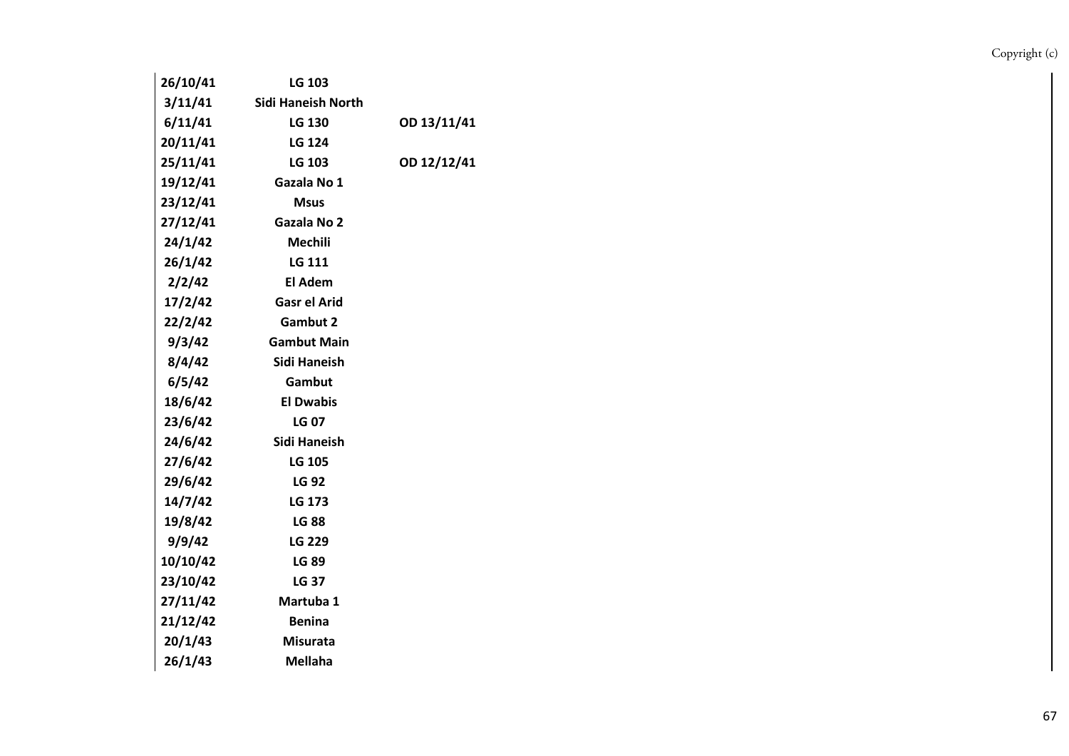| | | |
|---|---|---|
| **26/10/41** | **LG 103** | |
| **3/11/41** | **Sidi Haneish North** | |
| **6/11/41** | **LG 130** | **OD 13/11/41** |
| **20/11/41** | **LG 124** | |
| **25/11/41** | **LG 103** | **OD 12/12/41** |
| **19/12/41** | **Gazala No 1** | |
| **23/12/41** | **Msus** | |
| **27/12/41** | **Gazala No 2** | |
| **24/1/42** | **Mechili** | |
| **26/1/42** | **LG 111** | |
| **2/2/42** | **El Adem** | |
| **17/2/42** | **Gasr el Arid** | |
| **22/2/42** | **Gambut 2** | |
| **9/3/42** | **Gambut Main** | |
| **8/4/42** | **Sidi Haneish** | |
| **6/5/42** | **Gambut** | |
| **18/6/42** | **El Dwabis** | |
| **23/6/42** | **LG 07** | |
| **24/6/42** | **Sidi Haneish** | |
| **27/6/42** | **LG 105** | |
| **29/6/42** | **LG 92** | |
| **14/7/42** | **LG 173** | |
| **19/8/42** | **LG 88** | |
| **9/9/42** | **LG 229** | |
| **10/10/42** | **LG 89** | |
| **23/10/42** | **LG 37** | |
| **27/11/42** | **Martuba 1** | |
| **21/12/42** | **Benina** | |
| **20/1/43** | **Misurata** | |
| **26/1/43** | **Mellaha** | |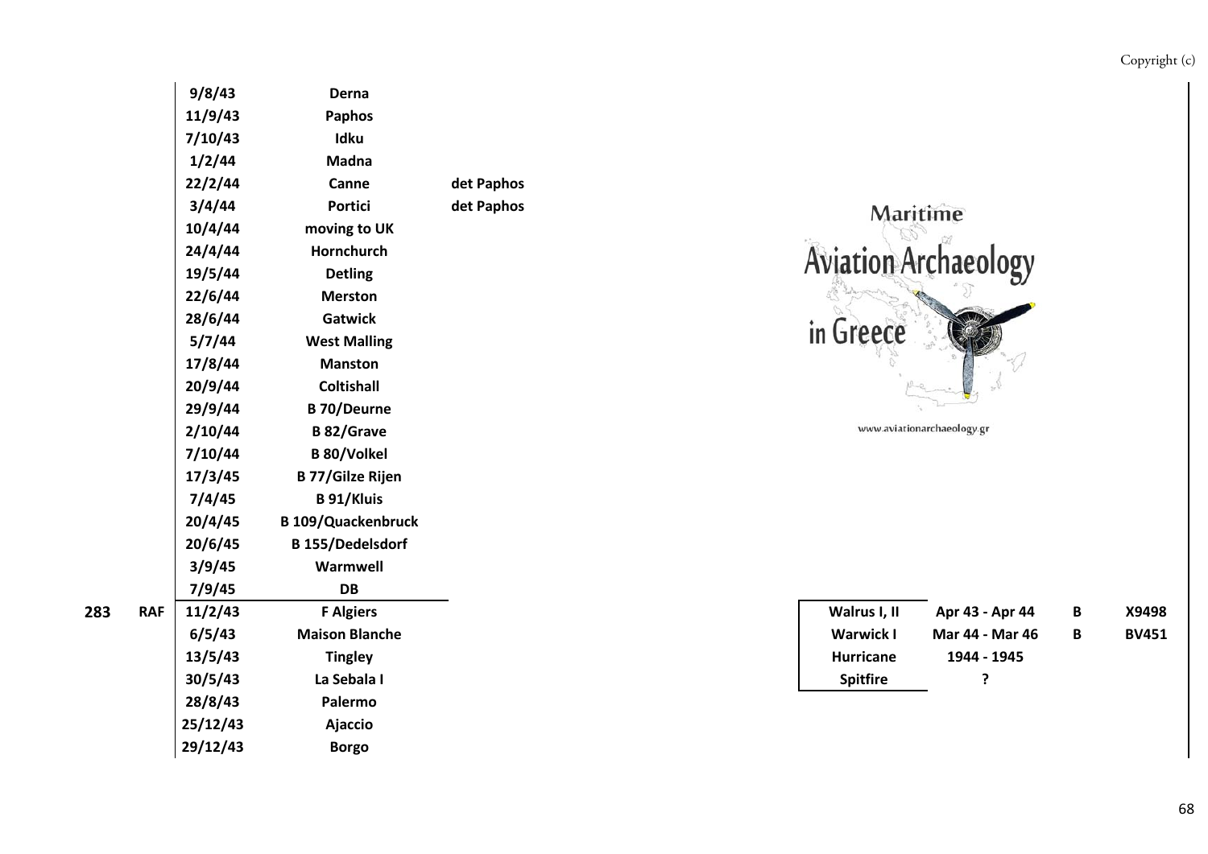| Sqn | Service | Date | Location | Notes | Aircraft | Period | Code | Serial |
|---|---|---|---|---|---|---|---|---|
| | | 9/8/43 | Derna | | | | | |
| | | 11/9/43 | Paphos | | | | | |
| | | 7/10/43 | Idku | | | | | |
| | | 1/2/44 | Madna | | | | | |
| | | 22/2/44 | Canne | det Paphos | | | | |
| | | 3/4/44 | Portici | det Paphos | | | | |
| | | 10/4/44 | moving to UK | | | | | |
| | | 24/4/44 | Hornchurch | | | | | |
| | | 19/5/44 | Detling | | | | | |
| | | 22/6/44 | Merston | | | | | |
| | | 28/6/44 | Gatwick | | | | | |
| | | 5/7/44 | West Malling | | | | | |
| | | 17/8/44 | Manston | | | | | |
| | | 20/9/44 | Coltishall | | | | | |
| | | 29/9/44 | B 70/Deurne | | | | | |
| | | 2/10/44 | B 82/Grave | | | | | |
| | | 7/10/44 | B 80/Volkel | | | | | |
| | | 17/3/45 | B 77/Gilze Rijen | | | | | |
| | | 7/4/45 | B 91/Kluis | | | | | |
| | | 20/4/45 | B 109/Quackenbruck | | | | | |
| | | 20/6/45 | B 155/Dedelsdorf | | | | | |
| | | 3/9/45 | Warmwell | | | | | |
| | | 7/9/45 | DB | | | | | |
| **283** | **RAF** | 11/2/43 | F Algiers | | Walrus I, II | Apr 43 - Apr 44 | B | X9498 |
| | | 6/5/43 | Maison Blanche | | Warwick I | Mar 44 - Mar 46 | B | BV451 |
| | | 13/5/43 | Tingley | | Hurricane | 1944 - 1945 | | |
| | | 30/5/43 | La Sebala I | | Spitfire | ? | | |
| | | 28/8/43 | Palermo | | | | | |
| | | 25/12/43 | Ajaccio | | | | | |
| | | 29/12/43 | Borgo | | | | | |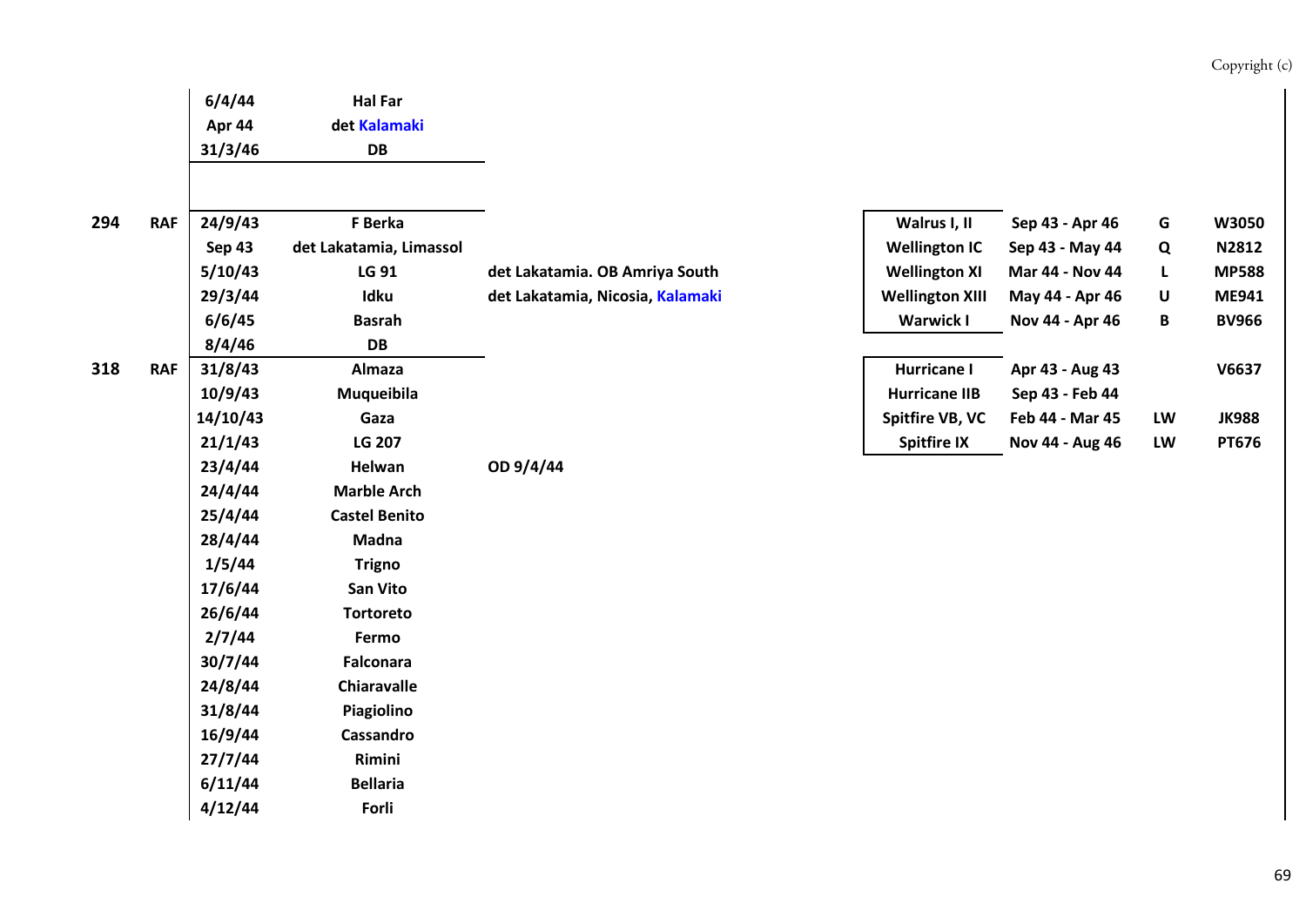| Sqn | Service | Date | Location | Notes | Aircraft | Period | Code | Serial |
|---|---|---|---|---|---|---|---|---|
| | | 6/4/44 | Hal Far | | | | | |
| | | Apr 44 | det Kalamaki | | | | | |
| | | 31/3/46 | DB | | | | | |
| **294** | **RAF** | 24/9/43 | F Berka | | Walrus I, II | Sep 43 - Apr 46 | G | W3050 |
| | | Sep 43 | det Lakatamia, Limassol | | Wellington IC | Sep 43 - May 44 | Q | N2812 |
| | | 5/10/43 | LG 91 | det Lakatamia. OB Amriya South | Wellington XI | Mar 44 - Nov 44 | L | MP588 |
| | | 29/3/44 | Idku | det Lakatamia, Nicosia, Kalamaki | Wellington XIII | May 44 - Apr 46 | U | ME941 |
| | | 6/6/45 | Basrah | | Warwick I | Nov 44 - Apr 46 | B | BV966 |
| | | 8/4/46 | DB | | | | | |
| **318** | **RAF** | 31/8/43 | Almaza | | Hurricane I | Apr 43 - Aug 43 | | V6637 |
| | | 10/9/43 | Muqueibila | | Hurricane IIB | Sep 43 - Feb 44 | | |
| | | 14/10/43 | Gaza | | Spitfire VB, VC | Feb 44 - Mar 45 | LW | JK988 |
| | | 21/1/43 | LG 207 | | Spitfire IX | Nov 44 - Aug 46 | LW | PT676 |
| | | 23/4/44 | Helwan | OD 9/4/44 | | | | |
| | | 24/4/44 | Marble Arch | | | | | |
| | | 25/4/44 | Castel Benito | | | | | |
| | | 28/4/44 | Madna | | | | | |
| | | 1/5/44 | Trigno | | | | | |
| | | 17/6/44 | San Vito | | | | | |
| | | 26/6/44 | Tortoreto | | | | | |
| | | 2/7/44 | Fermo | | | | | |
| | | 30/7/44 | Falconara | | | | | |
| | | 24/8/44 | Chiaravalle | | | | | |
| | | 31/8/44 | Piagiolino | | | | | |
| | | 16/9/44 | Cassandro | | | | | |
| | | 27/7/44 | Rimini | | | | | |
| | | 6/11/44 | Bellaria | | | | | |
| | | 4/12/44 | Forli | | | | | |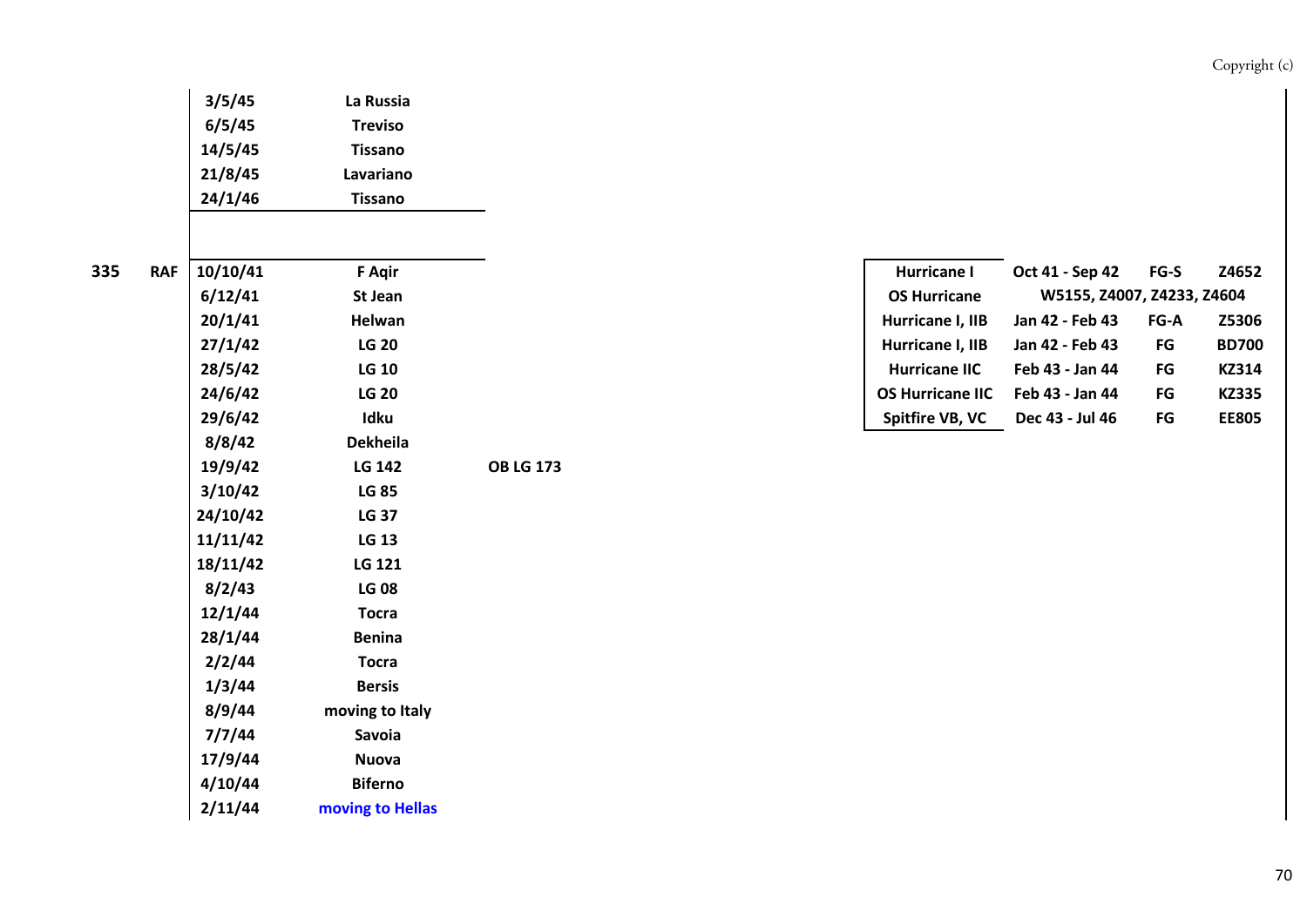| | | Date | Location | | | Aircraft | Period | Code | Serial |
|---|---|---|---|---|---|---|---|---|---|
| | | 3/5/45 | La Russia | | | | | | |
| | | 6/5/45 | Treviso | | | | | | |
| | | 14/5/45 | Tissano | | | | | | |
| | | 21/8/45 | Lavariano | | | | | | |
| | | 24/1/46 | Tissano | | | | | | |
| **335** | **RAF** | 10/10/41 | F Aqir | | | Hurricane I | Oct 41 - Sep 42 | FG-S | Z4652 |
| | | 6/12/41 | St Jean | | | OS Hurricane | W5155, Z4007, Z4233, Z4604 | | |
| | | 20/1/41 | Helwan | | | Hurricane I, IIB | Jan 42 - Feb 43 | FG-A | Z5306 |
| | | 27/1/42 | LG 20 | | | Hurricane I, IIB | Jan 42 - Feb 43 | FG | BD700 |
| | | 28/5/42 | LG 10 | | | Hurricane IIC | Feb 43 - Jan 44 | FG | KZ314 |
| | | 24/6/42 | LG 20 | | | OS Hurricane IIC | Feb 43 - Jan 44 | FG | KZ335 |
| | | 29/6/42 | Idku | | | Spitfire VB, VC | Dec 43 - Jul 46 | FG | EE805 |
| | | 8/8/42 | Dekheila | | | | | | |
| | | 19/9/42 | LG 142 | OB LG 173 | | | | | |
| | | 3/10/42 | LG 85 | | | | | | |
| | | 24/10/42 | LG 37 | | | | | | |
| | | 11/11/42 | LG 13 | | | | | | |
| | | 18/11/42 | LG 121 | | | | | | |
| | | 8/2/43 | LG 08 | | | | | | |
| | | 12/1/44 | Tocra | | | | | | |
| | | 28/1/44 | Benina | | | | | | |
| | | 2/2/44 | Tocra | | | | | | |
| | | 1/3/44 | Bersis | | | | | | |
| | | 8/9/44 | moving to Italy | | | | | | |
| | | 7/7/44 | Savoia | | | | | | |
| | | 17/9/44 | Nuova | | | | | | |
| | | 4/10/44 | Biferno | | | | | | |
| | | 2/11/44 | moving to Hellas | | | | | | |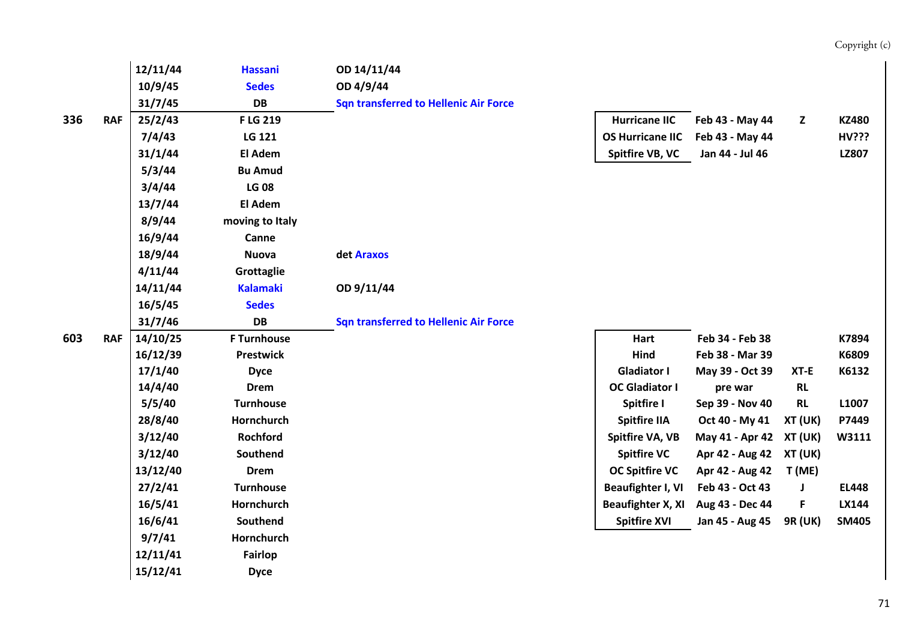| Sqn | Service | Date | Location | Notes | Aircraft | Period | Code | Serial |
|---|---|---|---|---|---|---|---|---|
| | | 12/11/44 | Hassani | OD 14/11/44 | | | | |
| | | 10/9/45 | Sedes | OD 4/9/44 | | | | |
| | | 31/7/45 | DB | Sqn transferred to Hellenic Air Force | | | | |
| 336 | RAF | 25/2/43 | F LG 219 | | Hurricane IIC | Feb 43 - May 44 | Z | KZ480 |
| | | 7/4/43 | LG 121 | | OS Hurricane IIC | Feb 43 - May 44 | | HV??? |
| | | 31/1/44 | El Adem | | Spitfire VB, VC | Jan 44 - Jul 46 | | LZ807 |
| | | 5/3/44 | Bu Amud | | | | | |
| | | 3/4/44 | LG 08 | | | | | |
| | | 13/7/44 | El Adem | | | | | |
| | | 8/9/44 | moving to Italy | | | | | |
| | | 16/9/44 | Canne | | | | | |
| | | 18/9/44 | Nuova | det Araxos | | | | |
| | | 4/11/44 | Grottaglie | | | | | |
| | | 14/11/44 | Kalamaki | OD 9/11/44 | | | | |
| | | 16/5/45 | Sedes | | | | | |
| | | 31/7/46 | DB | Sqn transferred to Hellenic Air Force | | | | |
| 603 | RAF | 14/10/25 | F Turnhouse | | Hart | Feb 34 - Feb 38 | | K7894 |
| | | 16/12/39 | Prestwick | | Hind | Feb 38 - Mar 39 | | K6809 |
| | | 17/1/40 | Dyce | | Gladiator I | May 39 - Oct 39 | XT-E | K6132 |
| | | 14/4/40 | Drem | | OC Gladiator I | pre war | RL | |
| | | 5/5/40 | Turnhouse | | Spitfire I | Sep 39 - Nov 40 | RL | L1007 |
| | | 28/8/40 | Hornchurch | | Spitfire IIA | Oct 40 - My 41 | XT (UK) | P7449 |
| | | 3/12/40 | Rochford | | Spitfire VA, VB | May 41 - Apr 42 | XT (UK) | W3111 |
| | | 3/12/40 | Southend | | Spitfire VC | Apr 42 - Aug 42 | XT (UK) | |
| | | 13/12/40 | Drem | | OC Spitfire VC | Apr 42 - Aug 42 | T (ME) | |
| | | 27/2/41 | Turnhouse | | Beaufighter I, VI | Feb 43 - Oct 43 | J | EL448 |
| | | 16/5/41 | Hornchurch | | Beaufighter X, XI | Aug 43 - Dec 44 | F | LX144 |
| | | 16/6/41 | Southend | | Spitfire XVI | Jan 45 - Aug 45 | 9R (UK) | SM405 |
| | | 9/7/41 | Hornchurch | | | | | |
| | | 12/11/41 | Fairlop | | | | | |
| | | 15/12/41 | Dyce | | | | | |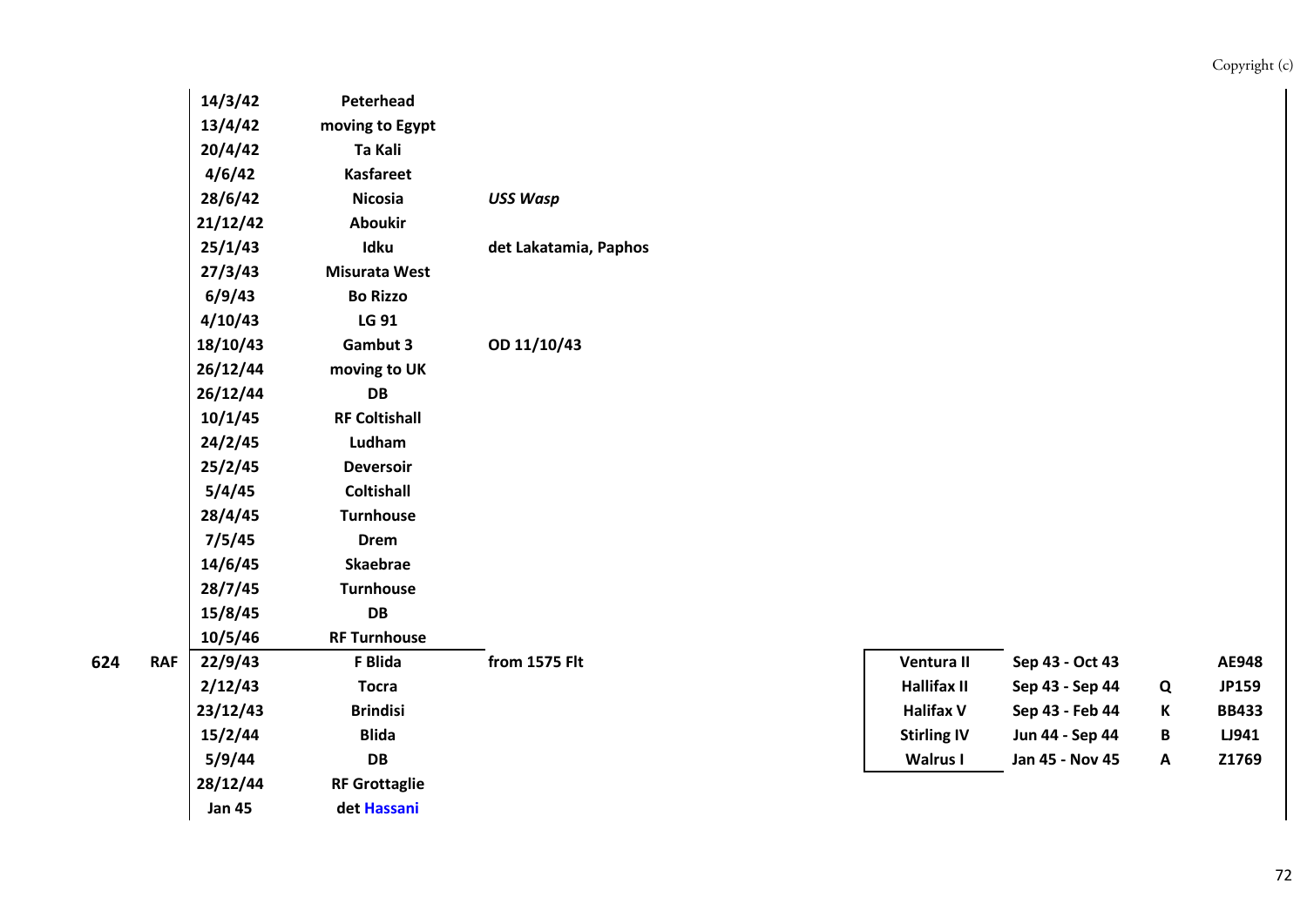| Sqn | Service | Date | Location | Notes | Aircraft | Period | Code | Serial |
|---|---|---|---|---|---|---|---|---|
| | | 14/3/42 | Peterhead | | | | | |
| | | 13/4/42 | moving to Egypt | | | | | |
| | | 20/4/42 | Ta Kali | | | | | |
| | | 4/6/42 | Kasfareet | | | | | |
| | | 28/6/42 | Nicosia | *USS Wasp* | | | | |
| | | 21/12/42 | Aboukir | | | | | |
| | | 25/1/43 | Idku | det Lakatamia, Paphos | | | | |
| | | 27/3/43 | Misurata West | | | | | |
| | | 6/9/43 | Bo Rizzo | | | | | |
| | | 4/10/43 | LG 91 | | | | | |
| | | 18/10/43 | Gambut 3 | OD 11/10/43 | | | | |
| | | 26/12/44 | moving to UK | | | | | |
| | | 26/12/44 | DB | | | | | |
| | | 10/1/45 | RF Coltishall | | | | | |
| | | 24/2/45 | Ludham | | | | | |
| | | 25/2/45 | Deversoir | | | | | |
| | | 5/4/45 | Coltishall | | | | | |
| | | 28/4/45 | Turnhouse | | | | | |
| | | 7/5/45 | Drem | | | | | |
| | | 14/6/45 | Skaebrae | | | | | |
| | | 28/7/45 | Turnhouse | | | | | |
| | | 15/8/45 | DB | | | | | |
| | | 10/5/46 | RF Turnhouse | | | | | |
| 624 | RAF | 22/9/43 | F Blida | from 1575 Flt | Ventura II | Sep 43 - Oct 43 | | AE948 |
| | | 2/12/43 | Tocra | | Hallifax II | Sep 43 - Sep 44 | Q | JP159 |
| | | 23/12/43 | Brindisi | | Halifax V | Sep 43 - Feb 44 | K | BB433 |
| | | 15/2/44 | Blida | | Stirling IV | Jun 44 - Sep 44 | B | LJ941 |
| | | 5/9/44 | DB | | Walrus I | Jan 45 - Nov 45 | A | Z1769 |
| | | 28/12/44 | RF Grottaglie | | | | | |
| | | Jan 45 | det Hassani | | | | | |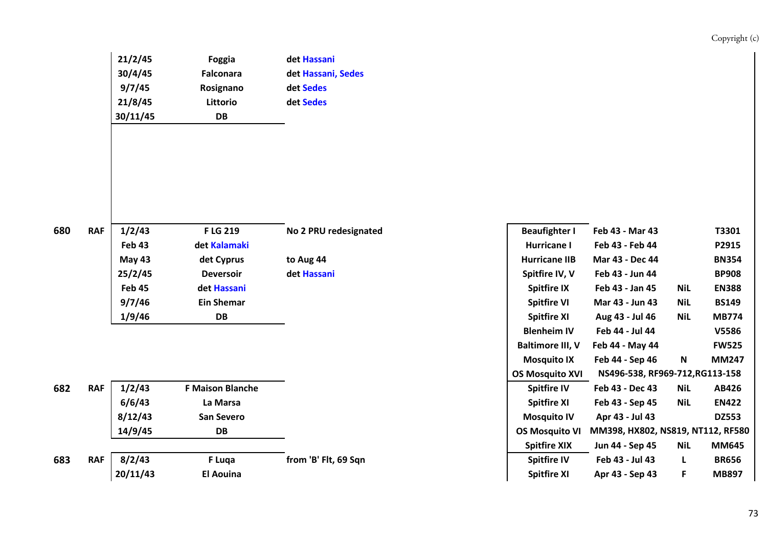| | | | | | | | | |
|---|---|---|---|---|---|---|---|---|
| | | 21/2/45 | Foggia | det Hassani | | | | |
| | | 30/4/45 | Falconara | det Hassani, Sedes | | | | |
| | | 9/7/45 | Rosignano | det Sedes | | | | |
| | | 21/8/45 | Littorio | det Sedes | | | | |
| | | 30/11/45 | DB | | | | | |
| **680** | **RAF** | 1/2/43 | F LG 219 | No 2 PRU redesignated | Beaufighter I | Feb 43 - Mar 43 | | T3301 |
| | | Feb 43 | det Kalamaki | | Hurricane I | Feb 43 - Feb 44 | | P2915 |
| | | May 43 | det Cyprus | to Aug 44 | Hurricane IIB | Mar 43 - Dec 44 | | BN354 |
| | | 25/2/45 | Deversoir | det Hassani | Spitfire IV, V | Feb 43 - Jun 44 | | BP908 |
| | | Feb 45 | det Hassani | | Spitfire IX | Feb 43 - Jan 45 | NiL | EN388 |
| | | 9/7/46 | Ein Shemar | | Spitfire VI | Mar 43 - Jun 43 | NiL | BS149 |
| | | 1/9/46 | DB | | Spitfire XI | Aug 43 - Jul 46 | NiL | MB774 |
| | | | | | Blenheim IV | Feb 44 - Jul 44 | | V5586 |
| | | | | | Baltimore III, V | Feb 44 - May 44 | | FW525 |
| | | | | | Mosquito IX | Feb 44 - Sep 46 | N | MM247 |
| | | | | | OS Mosquito XVI | NS496-538, RF969-712,RG113-158 | | |
| **682** | **RAF** | 1/2/43 | F Maison Blanche | | Spitfire IV | Feb 43 - Dec 43 | NiL | AB426 |
| | | 6/6/43 | La Marsa | | Spitfire XI | Feb 43 - Sep 45 | NiL | EN422 |
| | | 8/12/43 | San Severo | | Mosquito IV | Apr 43 - Jul 43 | | DZ553 |
| | | 14/9/45 | DB | | OS Mosquito VI | MM398, HX802, NS819, NT112, RF580 | | |
| | | | | | Spitfire XIX | Jun 44 - Sep 45 | NiL | MM645 |
| **683** | **RAF** | 8/2/43 | F Luqa | from 'B' Flt, 69 Sqn | Spitfire IV | Feb 43 - Jul 43 | L | BR656 |
| | | 20/11/43 | El Aouina | | Spitfire XI | Apr 43 - Sep 43 | F | MB897 |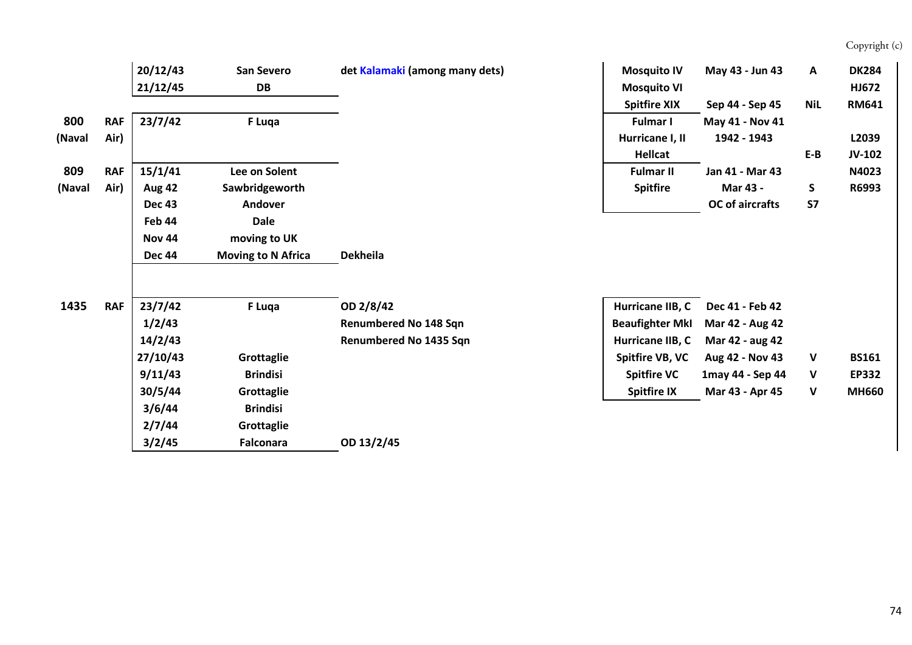| | | | | | | | | |
|---|---|---|---|---|---|---|---|---|
| | | 20/12/43 | San Severo | det Kalamaki (among many dets) | Mosquito IV | May 43 - Jun 43 | A | DK284 |
| | | 21/12/45 | DB | | Mosquito VI | | | HJ672 |
| | | | | | Spitfire XIX | Sep 44 - Sep 45 | NiL | RM641 |
| 800 | RAF | 23/7/42 | F Luqa | | Fulmar I | May 41 - Nov 41 | | |
| (Naval | Air) | | | | Hurricane I, II | 1942 - 1943 | | L2039 |
| | | | | | Hellcat | | E-B | JV-102 |
| 809 | RAF | 15/1/41 | Lee on Solent | | Fulmar II | Jan 41 - Mar 43 | | N4023 |
| (Naval | Air) | Aug 42 | Sawbridgeworth | | Spitfire | Mar 43 - | S | R6993 |
| | | Dec 43 | Andover | | | OC of aircrafts | S7 | |
| | | Feb 44 | Dale | | | | | |
| | | Nov 44 | moving to UK | | | | | |
| | | Dec 44 | Moving to N Africa | Dekheila | | | | |
| | | | | | | | | |
| 1435 | RAF | 23/7/42 | F Luqa | OD 2/8/42 | Hurricane IIB, C | Dec 41 - Feb 42 | | |
| | | 1/2/43 | | Renumbered No 148 Sqn | Beaufighter MkI | Mar 42 - Aug 42 | | |
| | | 14/2/43 | | Renumbered No 1435 Sqn | Hurricane IIB, C | Mar 42 - aug 42 | | |
| | | 27/10/43 | Grottaglie | | Spitfire VB, VC | Aug 42 - Nov 43 | V | BS161 |
| | | 9/11/43 | Brindisi | | Spitfire VC | 1may 44 - Sep 44 | V | EP332 |
| | | 30/5/44 | Grottaglie | | Spitfire IX | Mar 43 - Apr 45 | V | MH660 |
| | | 3/6/44 | Brindisi | | | | | |
| | | 2/7/44 | Grottaglie | | | | | |
| | | 3/2/45 | Falconara | OD 13/2/45 | | | | |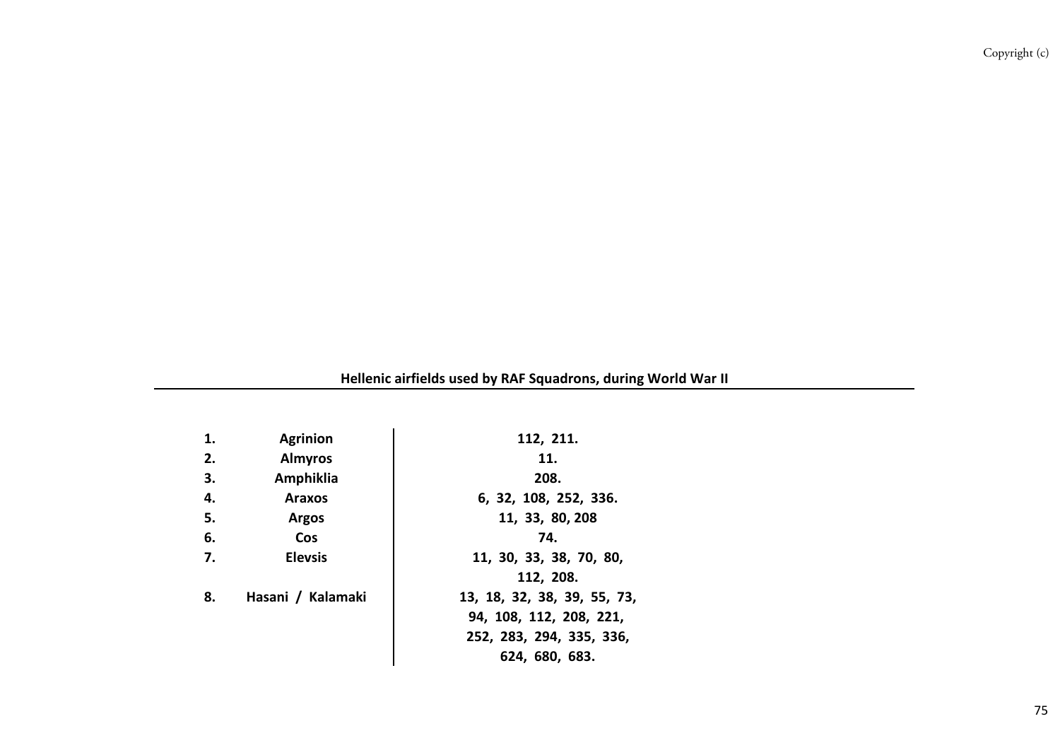**Hellenic airfields used by RAF Squadrons, during World War II**

| | | |
|---|---|---|
| **1.** | **Agrinion** | **112, 211.** |
| **2.** | **Almyros** | **11.** |
| **3.** | **Amphiklia** | **208.** |
| **4.** | **Araxos** | **6, 32, 108, 252, 336.** |
| **5.** | **Argos** | **11, 33, 80, 208** |
| **6.** | **Cos** | **74.** |
| **7.** | **Elevsis** | **11, 30, 33, 38, 70, 80, 112, 208.** |
| **8.** | **Hasani / Kalamaki** | **13, 18, 32, 38, 39, 55, 73, 94, 108, 112, 208, 221, 252, 283, 294, 335, 336, 624, 680, 683.** |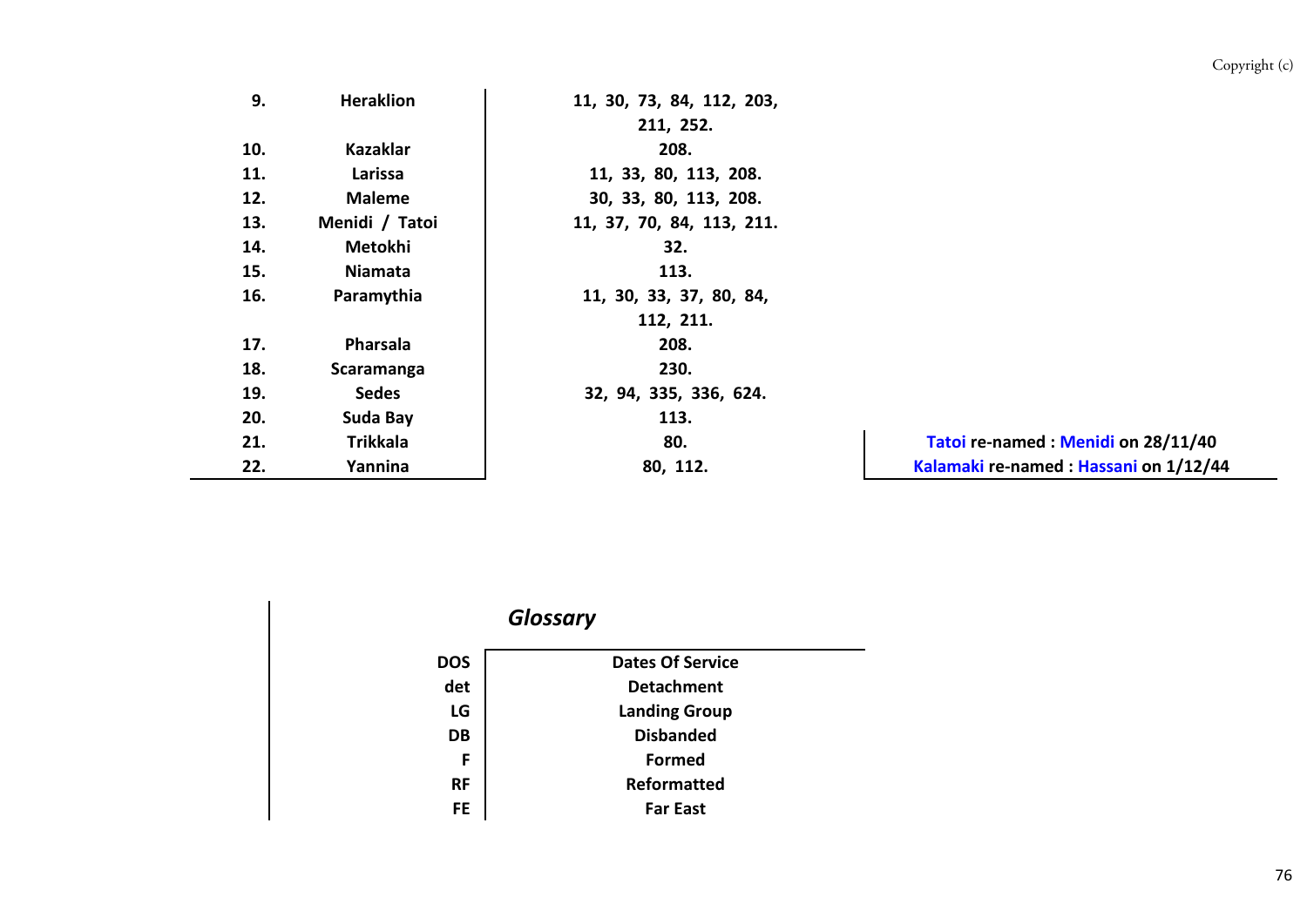| | | |
|---|---|---|
| 9. | Heraklion | 11, 30, 73, 84, 112, 203, 211, 252. |
| 10. | Kazaklar | 208. |
| 11. | Larissa | 11, 33, 80, 113, 208. |
| 12. | Maleme | 30, 33, 80, 113, 208. |
| 13. | Menidi / Tatoi | 11, 37, 70, 84, 113, 211. |
| 14. | Metokhi | 32. |
| 15. | Niamata | 113. |
| 16. | Paramythia | 11, 30, 33, 37, 80, 84, 112, 211. |
| 17. | Pharsala | 208. |
| 18. | Scaramanga | 230. |
| 19. | Sedes | 32, 94, 335, 336, 624. |
| 20. | Suda Bay | 113. |
| 21. | Trikkala | 80. |
| 22. | Yannina | 80, 112. |

**Tatoi re-named : Menidi on 28/11/40**
**Kalamaki re-named : Hassani on 1/12/44**

## *Glossary*

| | |
|---|---|
| DOS | Dates Of Service |
| det | Detachment |
| LG | Landing Group |
| DB | Disbanded |
| F | Formed |
| RF | Reformatted |
| FE | Far East |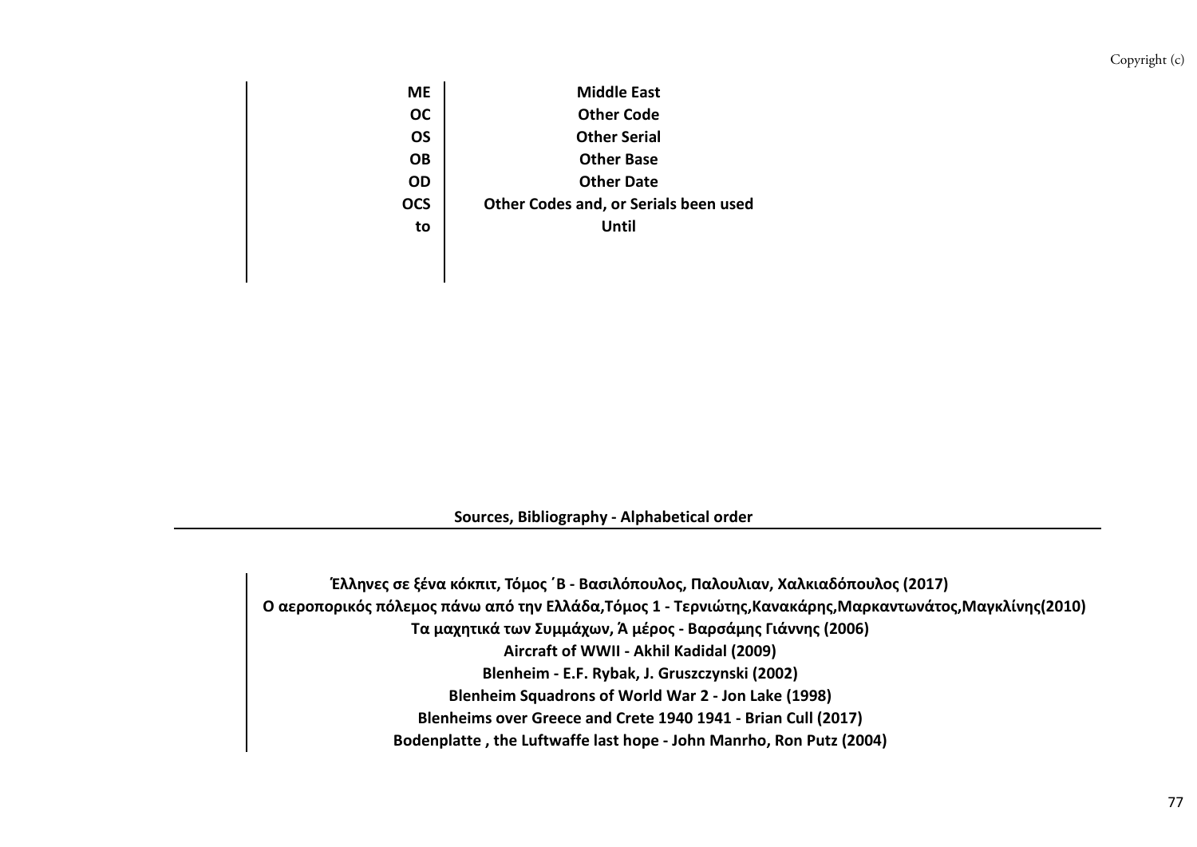| | |
|---|---|
| **ME** | **Middle East** |
| **OC** | **Other Code** |
| **OS** | **Other Serial** |
| **OB** | **Other Base** |
| **OD** | **Other Date** |
| **OCS** | **Other Codes and, or Serials been used** |
| **to** | **Until** |

## Sources, Bibliography - Alphabetical order

**Έλληνες σε ξένα κόκπιτ, Τόμος ΄Β - Βασιλόπουλος, Παλουλιαν, Χαλκιαδόπουλος (2017)**

**Ο αεροπορικός πόλεμος πάνω από την Ελλάδα,Τόμος 1 - Τερνιώτης,Κανακάρης,Μαρκαντωνάτος,Μαγκλίνης(2010)**

**Τα μαχητικά των Συμμάχων, Ά μέρος - Βαρσάμης Γιάννης (2006)**

**Aircraft of WWII - Akhil Kadidal (2009)**

**Blenheim - E.F. Rybak, J. Gruszczynski (2002)**

**Blenheim Squadrons of World War 2 - Jon Lake (1998)**

**Blenheims over Greece and Crete 1940 1941 - Brian Cull (2017)**

**Bodenplatte , the Luftwaffe last hope - John Manrho, Ron Putz (2004)**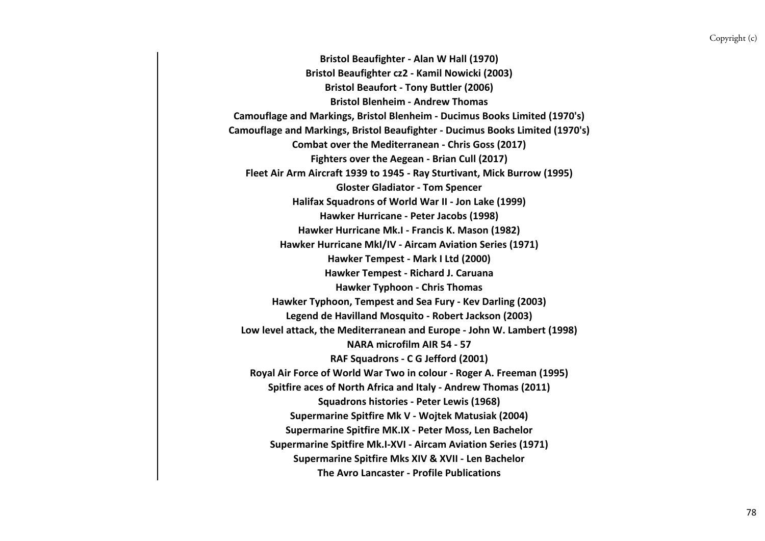**Bristol Beaufighter - Alan W Hall (1970)**
**Bristol Beaufighter cz2 - Kamil Nowicki (2003)**
**Bristol Beaufort - Tony Buttler (2006)**
**Bristol Blenheim - Andrew Thomas**
**Camouflage and Markings, Bristol Blenheim - Ducimus Books Limited (1970's)**
**Camouflage and Markings, Bristol Beaufighter - Ducimus Books Limited (1970's)**
**Combat over the Mediterranean - Chris Goss (2017)**
**Fighters over the Aegean - Brian Cull (2017)**
**Fleet Air Arm Aircraft 1939 to 1945 - Ray Sturtivant, Mick Burrow (1995)**
**Gloster Gladiator - Tom Spencer**
**Halifax Squadrons of World War II - Jon Lake (1999)**
**Hawker Hurricane - Peter Jacobs (1998)**
**Hawker Hurricane Mk.I - Francis K. Mason (1982)**
**Hawker Hurricane MkI/IV - Aircam Aviation Series (1971)**
**Hawker Tempest - Mark I Ltd (2000)**
**Hawker Tempest - Richard J. Caruana**
**Hawker Typhoon - Chris Thomas**
**Hawker Typhoon, Tempest and Sea Fury - Kev Darling (2003)**
**Legend de Havilland Mosquito - Robert Jackson (2003)**
**Low level attack, the Mediterranean and Europe - John W. Lambert (1998)**
**NARA microfilm AIR 54 - 57**
**RAF Squadrons - C G Jefford (2001)**
**Royal Air Force of World War Two in colour - Roger A. Freeman (1995)**
**Spitfire aces of North Africa and Italy - Andrew Thomas (2011)**
**Squadrons histories - Peter Lewis (1968)**
**Supermarine Spitfire Mk V - Wojtek Matusiak (2004)**
**Supermarine Spitfire MK.IX - Peter Moss, Len Bachelor**
**Supermarine Spitfire Mk.I-XVI - Aircam Aviation Series (1971)**
**Supermarine Spitfire Mks XIV & XVII - Len Bachelor**
**The Avro Lancaster - Profile Publications**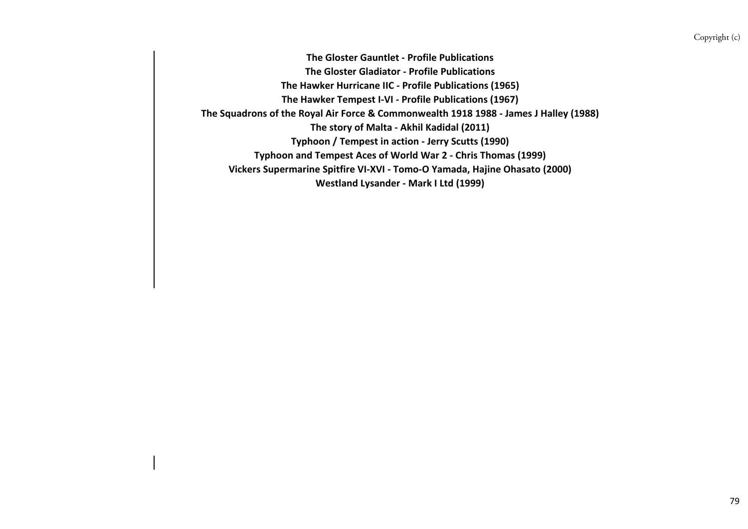**The Gloster Gauntlet - Profile Publications**

**The Gloster Gladiator - Profile Publications**

**The Hawker Hurricane IIC - Profile Publications (1965)**

**The Hawker Tempest I-VI - Profile Publications (1967)**

**The Squadrons of the Royal Air Force & Commonwealth 1918 1988 - James J Halley (1988)**

**The story of Malta - Akhil Kadidal (2011)**

**Typhoon / Tempest in action - Jerry Scutts (1990)**

**Typhoon and Tempest Aces of World War 2 - Chris Thomas (1999)**

**Vickers Supermarine Spitfire VI-XVI - Tomo-O Yamada, Hajine Ohasato (2000)**

**Westland Lysander - Mark I Ltd (1999)**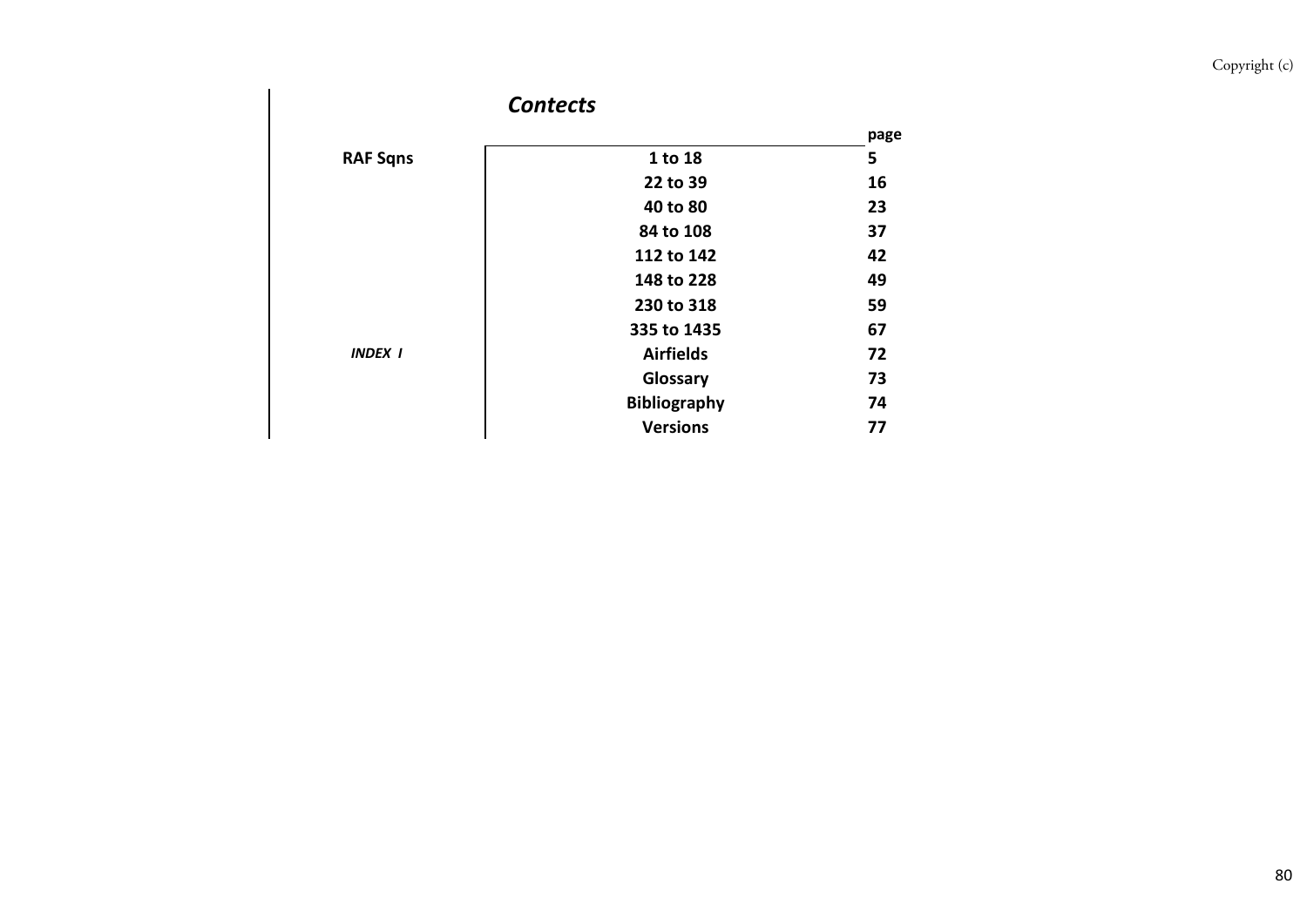## *Contects*

| | | page |
|---|---|---|
| **RAF Sqns** | **1 to 18** | **5** |
| | **22 to 39** | **16** |
| | **40 to 80** | **23** |
| | **84 to 108** | **37** |
| | **112 to 142** | **42** |
| | **148 to 228** | **49** |
| | **230 to 318** | **59** |
| | **335 to 1435** | **67** |
| ***INDEX I*** | **Airfields** | **72** |
| | **Glossary** | **73** |
| | **Bibliography** | **74** |
| | **Versions** | **77** |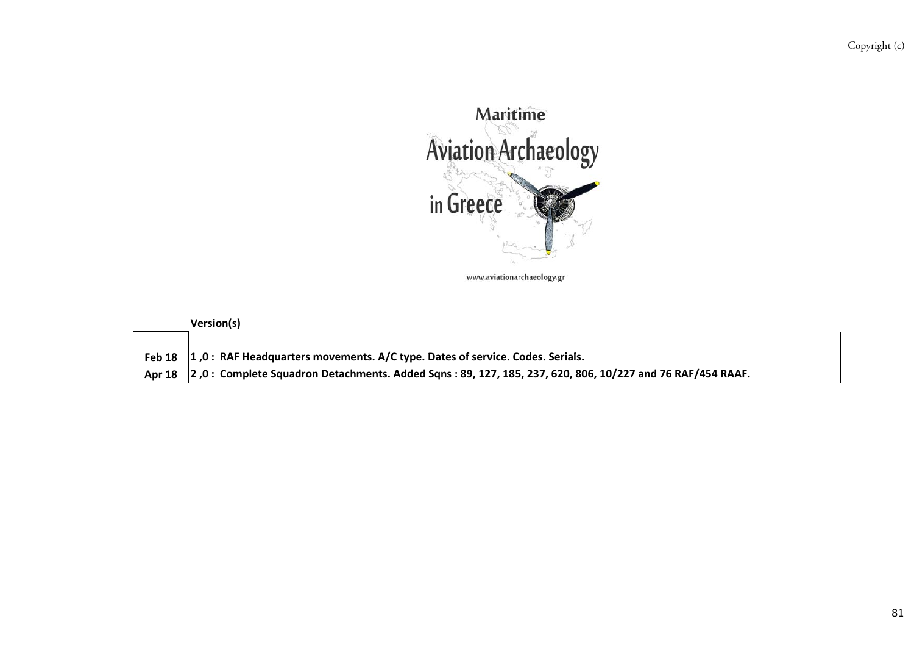Copyright (c)

Maritime
Aviation Archaeology
in Greece

www.aviationarchaeology.gr

| | Version(s) |
|---|---|
| **Feb 18** | **1 ,0 : RAF Headquarters movements. A/C type. Dates of service. Codes. Serials.** |
| **Apr 18** | **2 ,0 : Complete Squadron Detachments. Added Sqns : 89, 127, 185, 237, 620, 806, 10/227 and 76 RAF/454 RAAF.** |